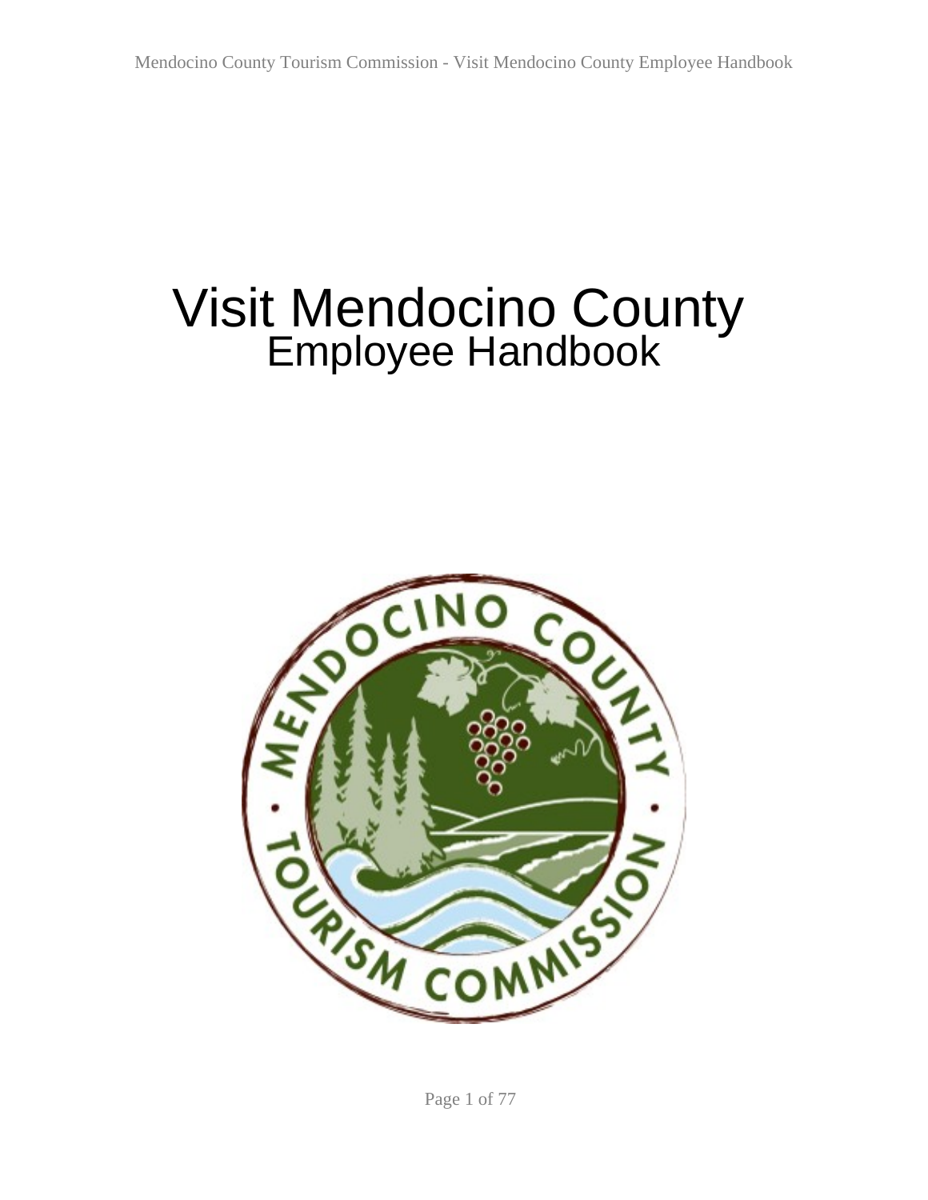# Visit Mendocino County

## Employee Handbook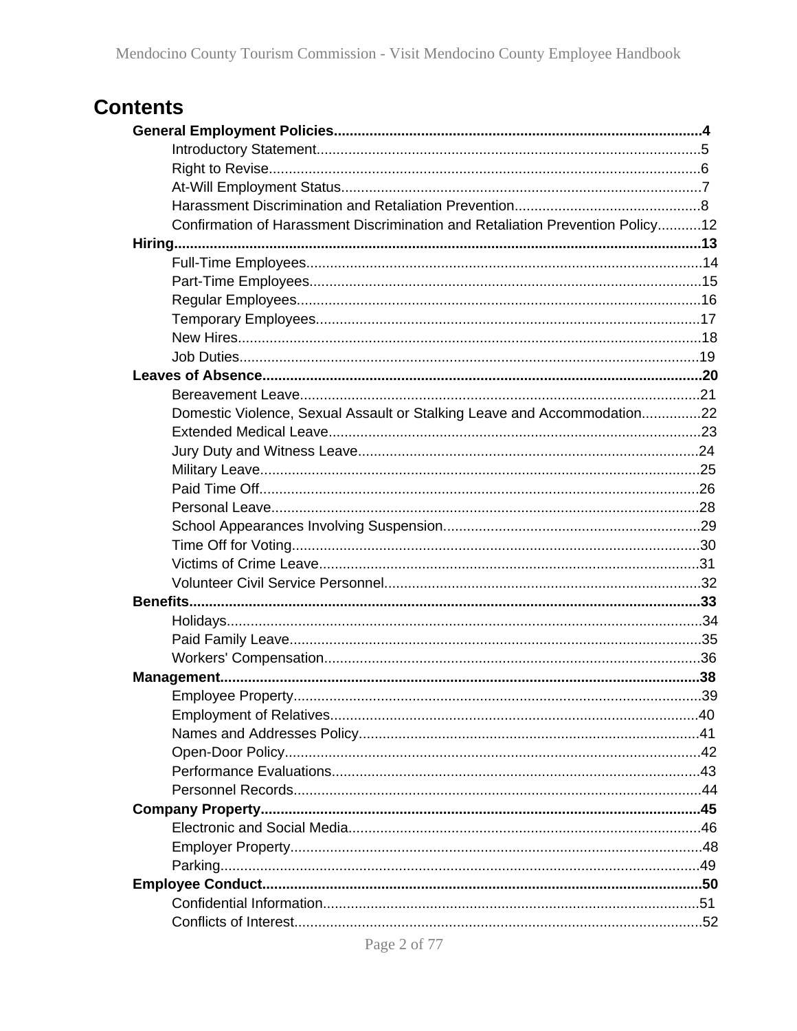# Contents

**General Employment Policies....4**

- Introductory Statement....5
- Right to Revise....6
- At-Will Employment Status....7
- Harassment Discrimination and Retaliation Prevention....8
- Confirmation of Harassment Discrimination and Retaliation Prevention Policy....12

**Hiring....13**

- Full-Time Employees....14
- Part-Time Employees....15
- Regular Employees....16
- Temporary Employees....17
- New Hires....18
- Job Duties....19

**Leaves of Absence....20**

- Bereavement Leave....21
- Domestic Violence, Sexual Assault or Stalking Leave and Accommodation....22
- Extended Medical Leave....23
- Jury Duty and Witness Leave....24
- Military Leave....25
- Paid Time Off....26
- Personal Leave....28
- School Appearances Involving Suspension....29
- Time Off for Voting....30
- Victims of Crime Leave....31
- Volunteer Civil Service Personnel....32

**Benefits....33**

- Holidays....34
- Paid Family Leave....35
- Workers' Compensation....36

**Management....38**

- Employee Property....39
- Employment of Relatives....40
- Names and Addresses Policy....41
- Open-Door Policy....42
- Performance Evaluations....43
- Personnel Records....44

**Company Property....45**

- Electronic and Social Media....46
- Employer Property....48
- Parking....49

**Employee Conduct....50**

- Confidential Information....51
- Conflicts of Interest....52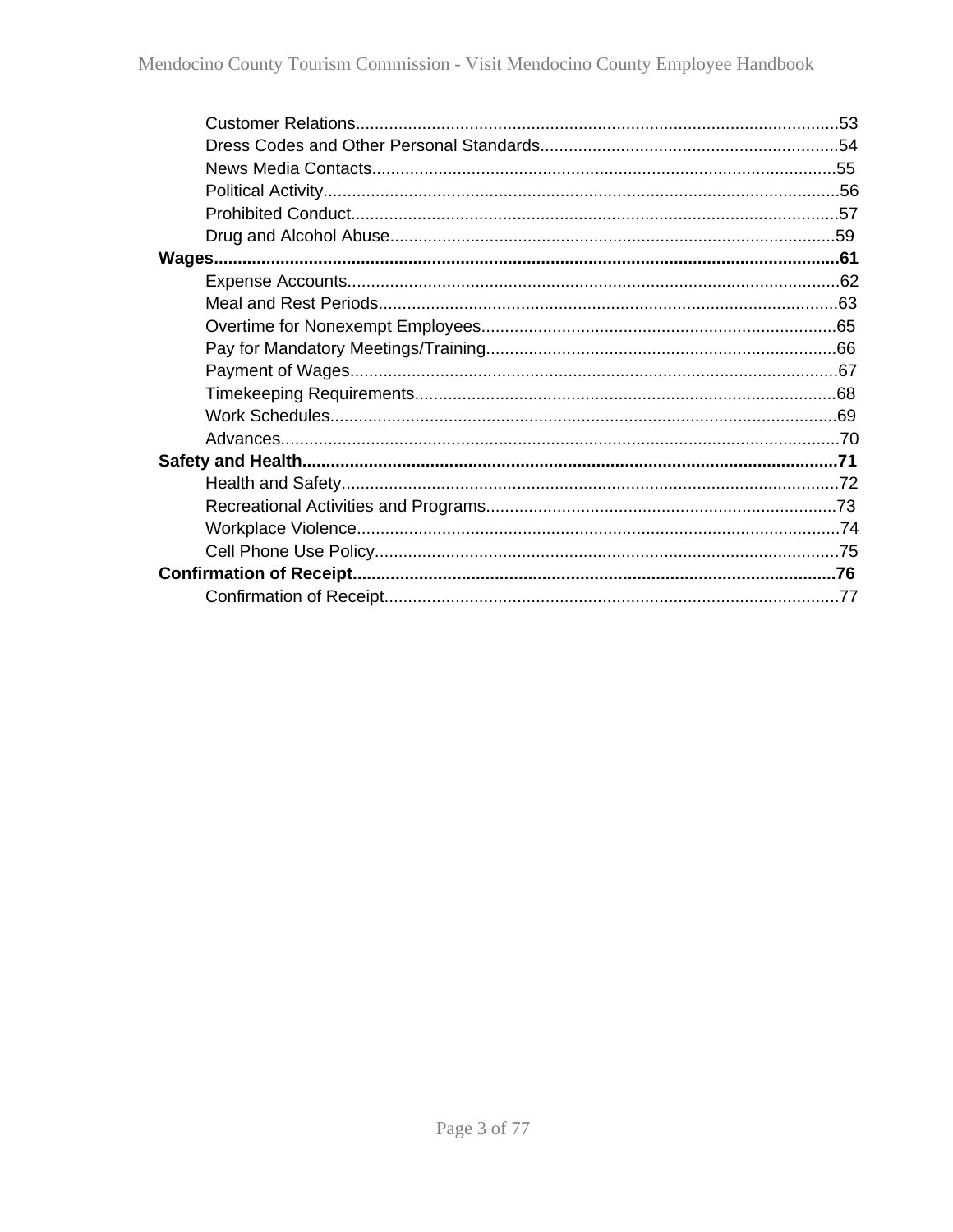Customer Relations....................................................................................................53
Dress Codes and Other Personal Standards..............................................................54
News Media Contacts.................................................................................................55
Political Activity............................................................................................................56
Prohibited Conduct......................................................................................................57
Drug and Alcohol Abuse.............................................................................................59

**Wages...................................................................................................................61**

Expense Accounts.......................................................................................................62
Meal and Rest Periods................................................................................................63
Overtime for Nonexempt Employees..........................................................................65
Pay for Mandatory Meetings/Training.........................................................................66
Payment of Wages......................................................................................................67
Timekeeping Requirements........................................................................................68
Work Schedules..........................................................................................................69
Advances....................................................................................................................70

**Safety and Health...............................................................................................71**

Health and Safety........................................................................................................72
Recreational Activities and Programs.........................................................................73
Workplace Violence....................................................................................................74
Cell Phone Use Policy.................................................................................................75

**Confirmation of Receipt.....................................................................................76**

Confirmation of Receipt...............................................................................................77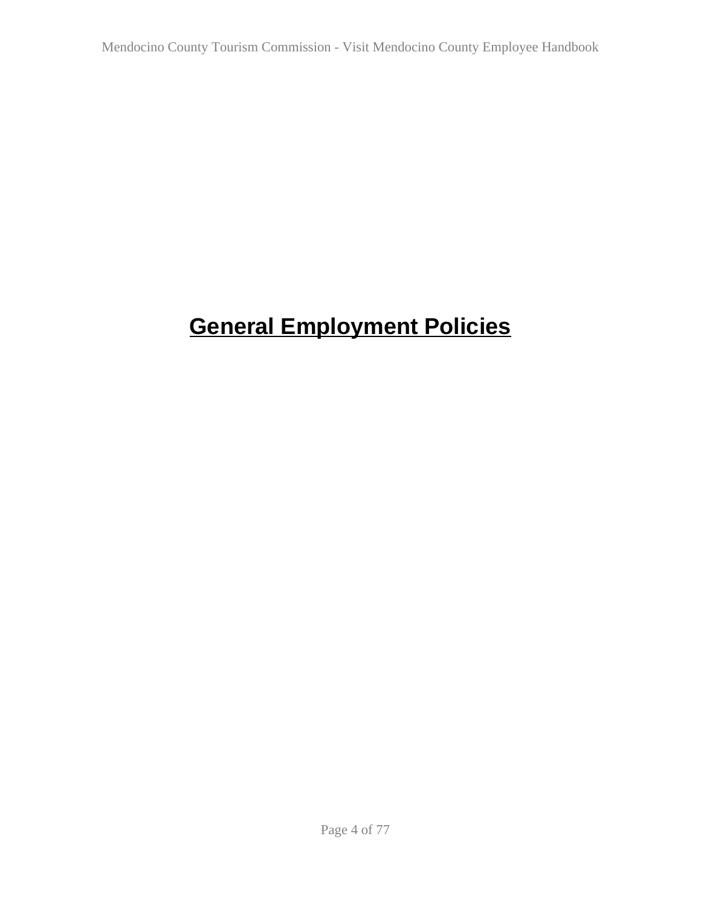# General Employment Policies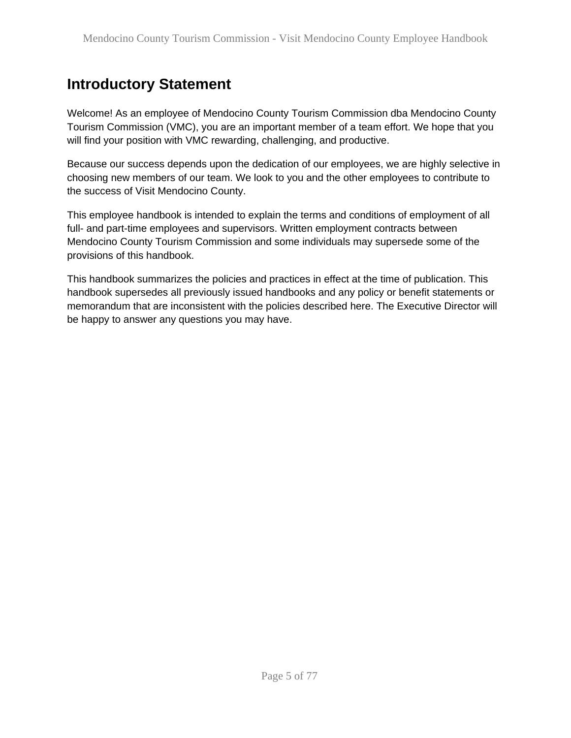## Introductory Statement

Welcome! As an employee of Mendocino County Tourism Commission dba Mendocino County Tourism Commission (VMC), you are an important member of a team effort. We hope that you will find your position with VMC rewarding, challenging, and productive.

Because our success depends upon the dedication of our employees, we are highly selective in choosing new members of our team. We look to you and the other employees to contribute to the success of Visit Mendocino County.

This employee handbook is intended to explain the terms and conditions of employment of all full- and part-time employees and supervisors. Written employment contracts between Mendocino County Tourism Commission and some individuals may supersede some of the provisions of this handbook.

This handbook summarizes the policies and practices in effect at the time of publication. This handbook supersedes all previously issued handbooks and any policy or benefit statements or memorandum that are inconsistent with the policies described here. The Executive Director will be happy to answer any questions you may have.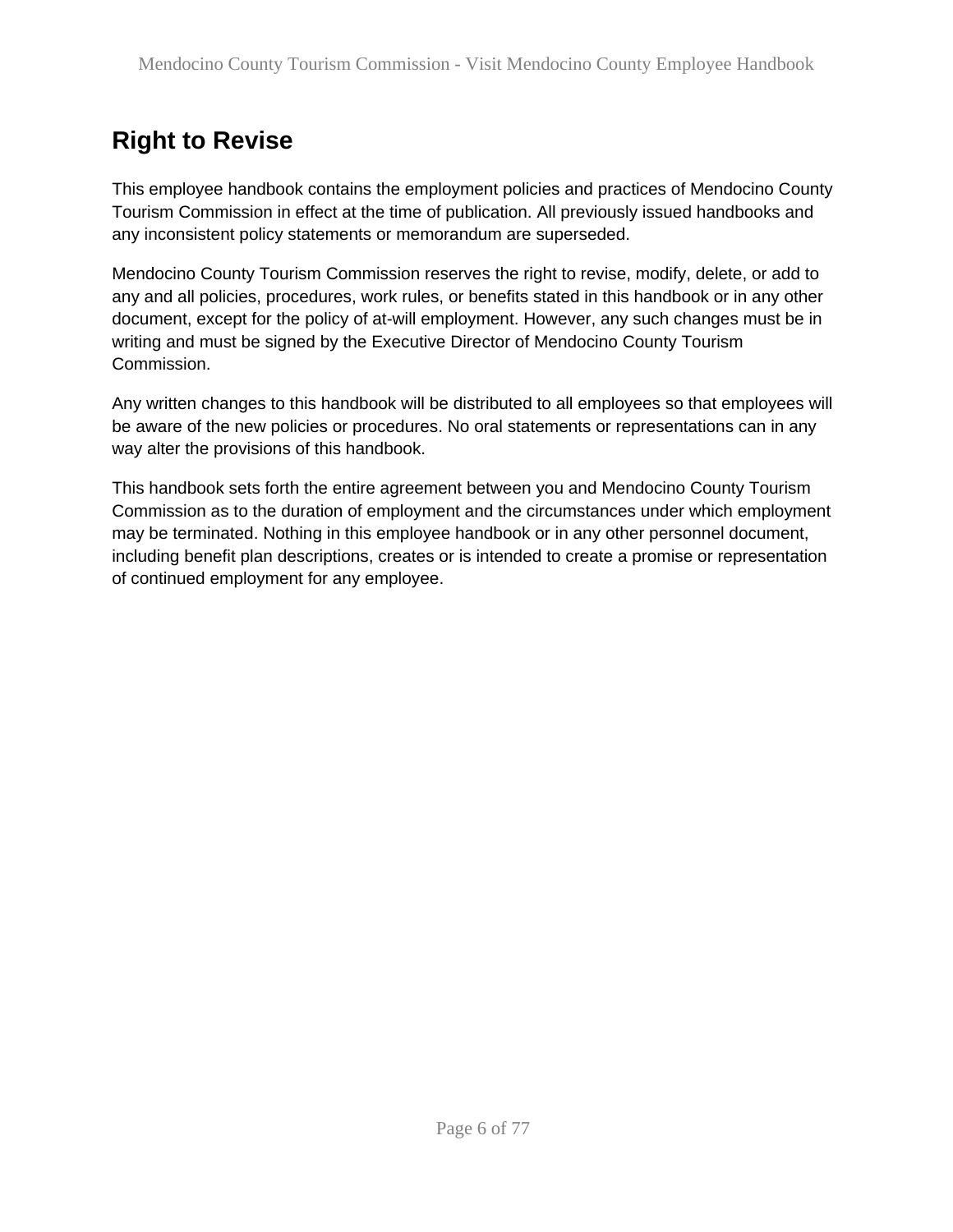## Right to Revise

This employee handbook contains the employment policies and practices of Mendocino County Tourism Commission in effect at the time of publication. All previously issued handbooks and any inconsistent policy statements or memorandum are superseded.

Mendocino County Tourism Commission reserves the right to revise, modify, delete, or add to any and all policies, procedures, work rules, or benefits stated in this handbook or in any other document, except for the policy of at-will employment. However, any such changes must be in writing and must be signed by the Executive Director of Mendocino County Tourism Commission.

Any written changes to this handbook will be distributed to all employees so that employees will be aware of the new policies or procedures. No oral statements or representations can in any way alter the provisions of this handbook.

This handbook sets forth the entire agreement between you and Mendocino County Tourism Commission as to the duration of employment and the circumstances under which employment may be terminated. Nothing in this employee handbook or in any other personnel document, including benefit plan descriptions, creates or is intended to create a promise or representation of continued employment for any employee.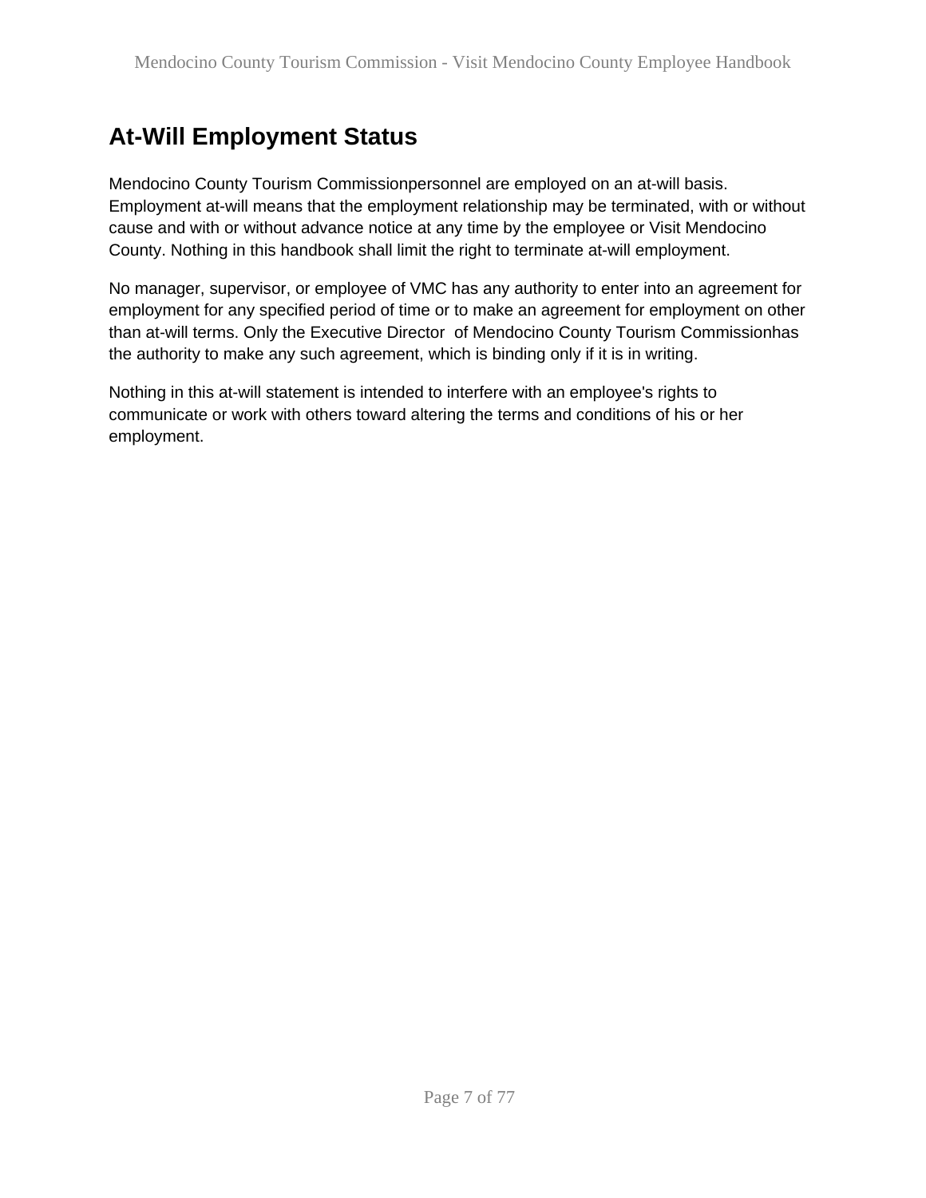## At-Will Employment Status

Mendocino County Tourism Commissionpersonnel are employed on an at-will basis. Employment at-will means that the employment relationship may be terminated, with or without cause and with or without advance notice at any time by the employee or Visit Mendocino County. Nothing in this handbook shall limit the right to terminate at-will employment.

No manager, supervisor, or employee of VMC has any authority to enter into an agreement for employment for any specified period of time or to make an agreement for employment on other than at-will terms. Only the Executive Director  of Mendocino County Tourism Commissionhas the authority to make any such agreement, which is binding only if it is in writing.

Nothing in this at-will statement is intended to interfere with an employee's rights to communicate or work with others toward altering the terms and conditions of his or her employment.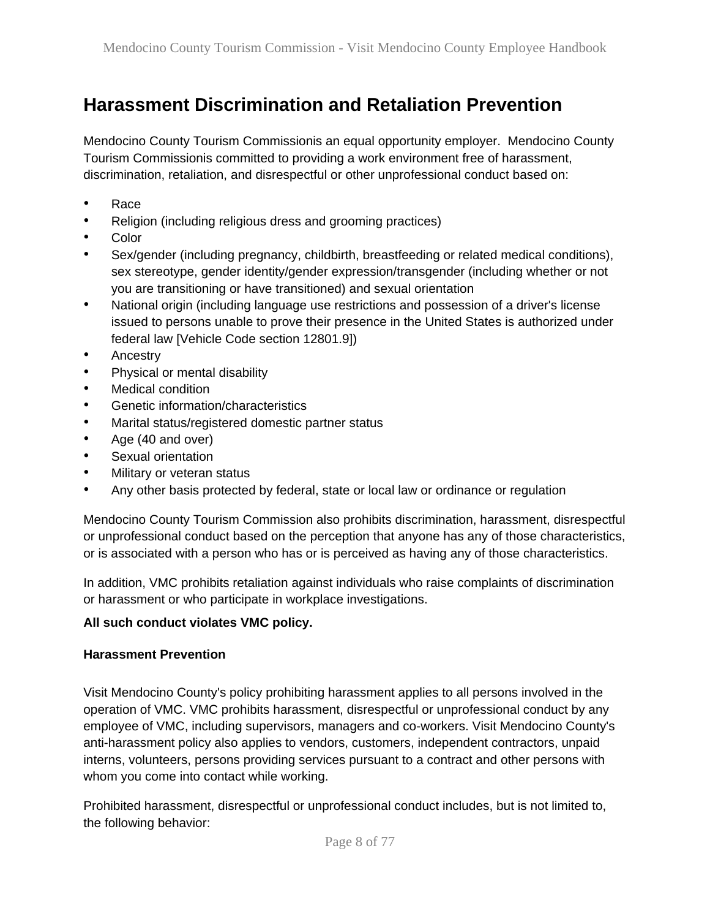# Harassment Discrimination and Retaliation Prevention

Mendocino County Tourism Commissionis an equal opportunity employer. Mendocino County Tourism Commissionis committed to providing a work environment free of harassment, discrimination, retaliation, and disrespectful or other unprofessional conduct based on:

- Race
- Religion (including religious dress and grooming practices)
- Color
- Sex/gender (including pregnancy, childbirth, breastfeeding or related medical conditions), sex stereotype, gender identity/gender expression/transgender (including whether or not you are transitioning or have transitioned) and sexual orientation
- National origin (including language use restrictions and possession of a driver's license issued to persons unable to prove their presence in the United States is authorized under federal law [Vehicle Code section 12801.9])
- Ancestry
- Physical or mental disability
- Medical condition
- Genetic information/characteristics
- Marital status/registered domestic partner status
- Age (40 and over)
- Sexual orientation
- Military or veteran status
- Any other basis protected by federal, state or local law or ordinance or regulation

Mendocino County Tourism Commission also prohibits discrimination, harassment, disrespectful or unprofessional conduct based on the perception that anyone has any of those characteristics, or is associated with a person who has or is perceived as having any of those characteristics.

In addition, VMC prohibits retaliation against individuals who raise complaints of discrimination or harassment or who participate in workplace investigations.

**All such conduct violates VMC policy.**

**Harassment Prevention**

Visit Mendocino County's policy prohibiting harassment applies to all persons involved in the operation of VMC. VMC prohibits harassment, disrespectful or unprofessional conduct by any employee of VMC, including supervisors, managers and co-workers. Visit Mendocino County's anti-harassment policy also applies to vendors, customers, independent contractors, unpaid interns, volunteers, persons providing services pursuant to a contract and other persons with whom you come into contact while working.

Prohibited harassment, disrespectful or unprofessional conduct includes, but is not limited to, the following behavior: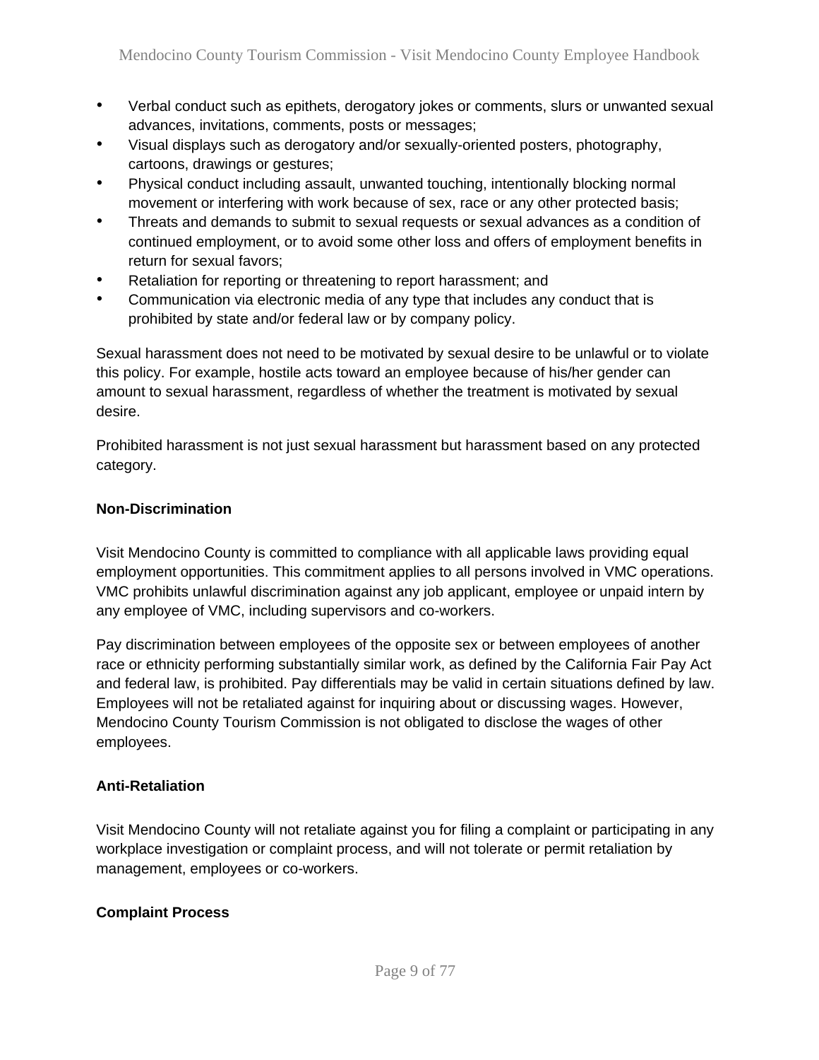- Verbal conduct such as epithets, derogatory jokes or comments, slurs or unwanted sexual advances, invitations, comments, posts or messages;
- Visual displays such as derogatory and/or sexually-oriented posters, photography, cartoons, drawings or gestures;
- Physical conduct including assault, unwanted touching, intentionally blocking normal movement or interfering with work because of sex, race or any other protected basis;
- Threats and demands to submit to sexual requests or sexual advances as a condition of continued employment, or to avoid some other loss and offers of employment benefits in return for sexual favors;
- Retaliation for reporting or threatening to report harassment; and
- Communication via electronic media of any type that includes any conduct that is prohibited by state and/or federal law or by company policy.

Sexual harassment does not need to be motivated by sexual desire to be unlawful or to violate this policy. For example, hostile acts toward an employee because of his/her gender can amount to sexual harassment, regardless of whether the treatment is motivated by sexual desire.

Prohibited harassment is not just sexual harassment but harassment based on any protected category.

**Non-Discrimination**

Visit Mendocino County is committed to compliance with all applicable laws providing equal employment opportunities. This commitment applies to all persons involved in VMC operations. VMC prohibits unlawful discrimination against any job applicant, employee or unpaid intern by any employee of VMC, including supervisors and co-workers.

Pay discrimination between employees of the opposite sex or between employees of another race or ethnicity performing substantially similar work, as defined by the California Fair Pay Act and federal law, is prohibited. Pay differentials may be valid in certain situations defined by law. Employees will not be retaliated against for inquiring about or discussing wages. However, Mendocino County Tourism Commission is not obligated to disclose the wages of other employees.

**Anti-Retaliation**

Visit Mendocino County will not retaliate against you for filing a complaint or participating in any workplace investigation or complaint process, and will not tolerate or permit retaliation by management, employees or co-workers.

**Complaint Process**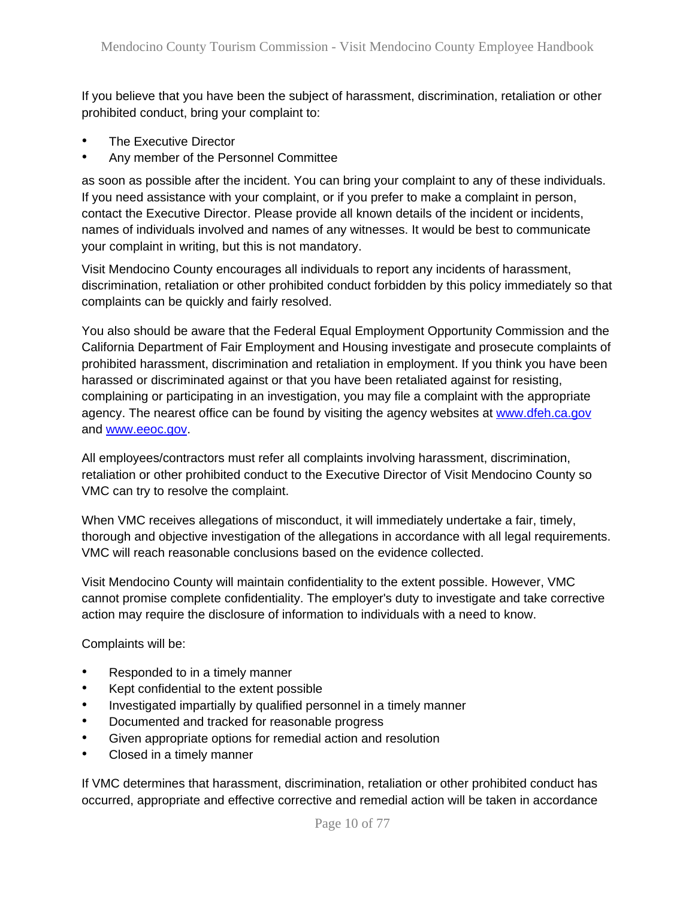If you believe that you have been the subject of harassment, discrimination, retaliation or other prohibited conduct, bring your complaint to:

- The Executive Director
- Any member of the Personnel Committee

as soon as possible after the incident. You can bring your complaint to any of these individuals. If you need assistance with your complaint, or if you prefer to make a complaint in person, contact the Executive Director. Please provide all known details of the incident or incidents, names of individuals involved and names of any witnesses. It would be best to communicate your complaint in writing, but this is not mandatory.

Visit Mendocino County encourages all individuals to report any incidents of harassment, discrimination, retaliation or other prohibited conduct forbidden by this policy immediately so that complaints can be quickly and fairly resolved.

You also should be aware that the Federal Equal Employment Opportunity Commission and the California Department of Fair Employment and Housing investigate and prosecute complaints of prohibited harassment, discrimination and retaliation in employment. If you think you have been harassed or discriminated against or that you have been retaliated against for resisting, complaining or participating in an investigation, you may file a complaint with the appropriate agency. The nearest office can be found by visiting the agency websites at [www.dfeh.ca.gov](http://www.dfeh.ca.gov) and [www.eeoc.gov](http://www.eeoc.gov).

All employees/contractors must refer all complaints involving harassment, discrimination, retaliation or other prohibited conduct to the Executive Director of Visit Mendocino County so VMC can try to resolve the complaint.

When VMC receives allegations of misconduct, it will immediately undertake a fair, timely, thorough and objective investigation of the allegations in accordance with all legal requirements. VMC will reach reasonable conclusions based on the evidence collected.

Visit Mendocino County will maintain confidentiality to the extent possible. However, VMC cannot promise complete confidentiality. The employer's duty to investigate and take corrective action may require the disclosure of information to individuals with a need to know.

Complaints will be:

- Responded to in a timely manner
- Kept confidential to the extent possible
- Investigated impartially by qualified personnel in a timely manner
- Documented and tracked for reasonable progress
- Given appropriate options for remedial action and resolution
- Closed in a timely manner

If VMC determines that harassment, discrimination, retaliation or other prohibited conduct has occurred, appropriate and effective corrective and remedial action will be taken in accordance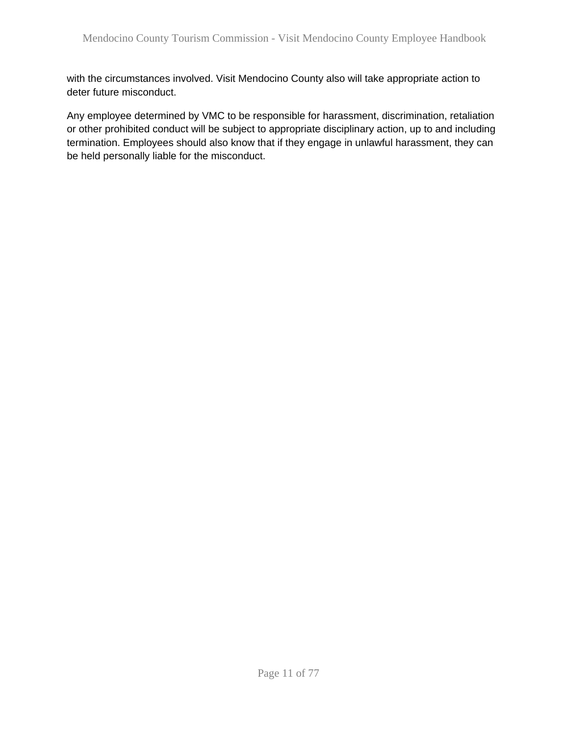with the circumstances involved. Visit Mendocino County also will take appropriate action to deter future misconduct.

Any employee determined by VMC to be responsible for harassment, discrimination, retaliation or other prohibited conduct will be subject to appropriate disciplinary action, up to and including termination. Employees should also know that if they engage in unlawful harassment, they can be held personally liable for the misconduct.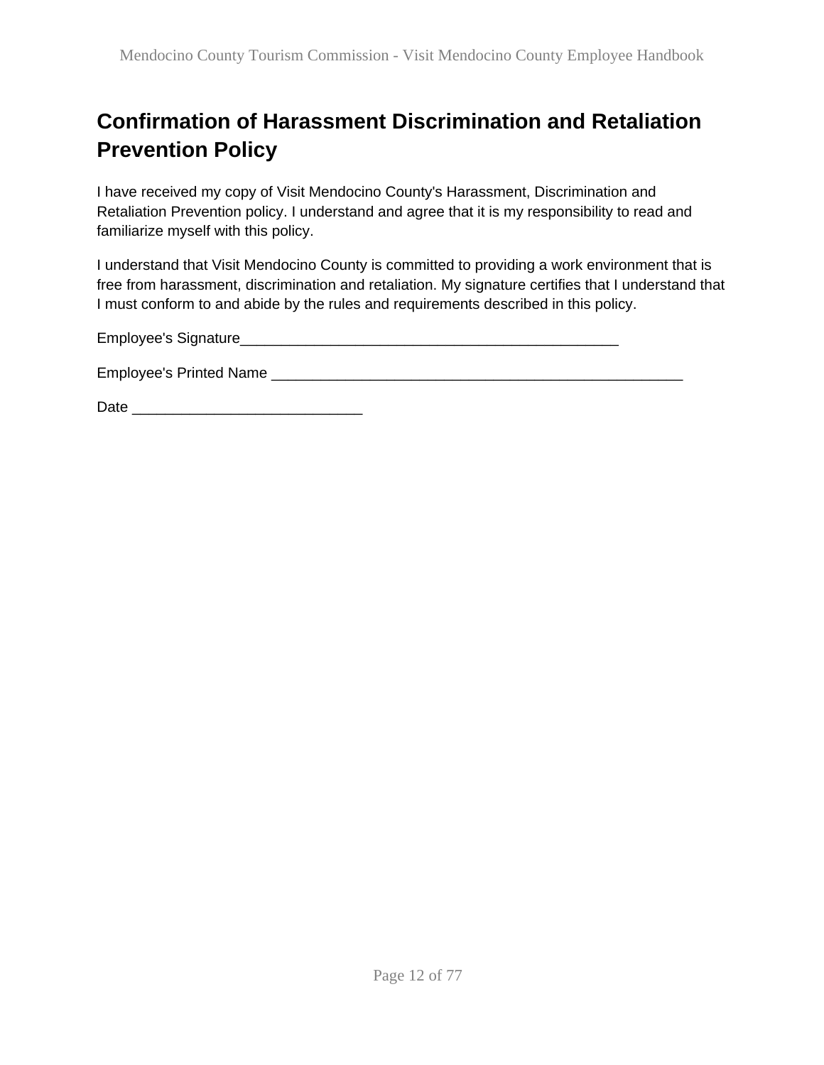## Confirmation of Harassment Discrimination and Retaliation Prevention Policy

I have received my copy of Visit Mendocino County's Harassment, Discrimination and Retaliation Prevention policy. I understand and agree that it is my responsibility to read and familiarize myself with this policy.

I understand that Visit Mendocino County is committed to providing a work environment that is free from harassment, discrimination and retaliation. My signature certifies that I understand that I must conform to and abide by the rules and requirements described in this policy.

Employee's Signature_______________________________________________

Employee's Printed Name ____________________________________________________

Date ____________________________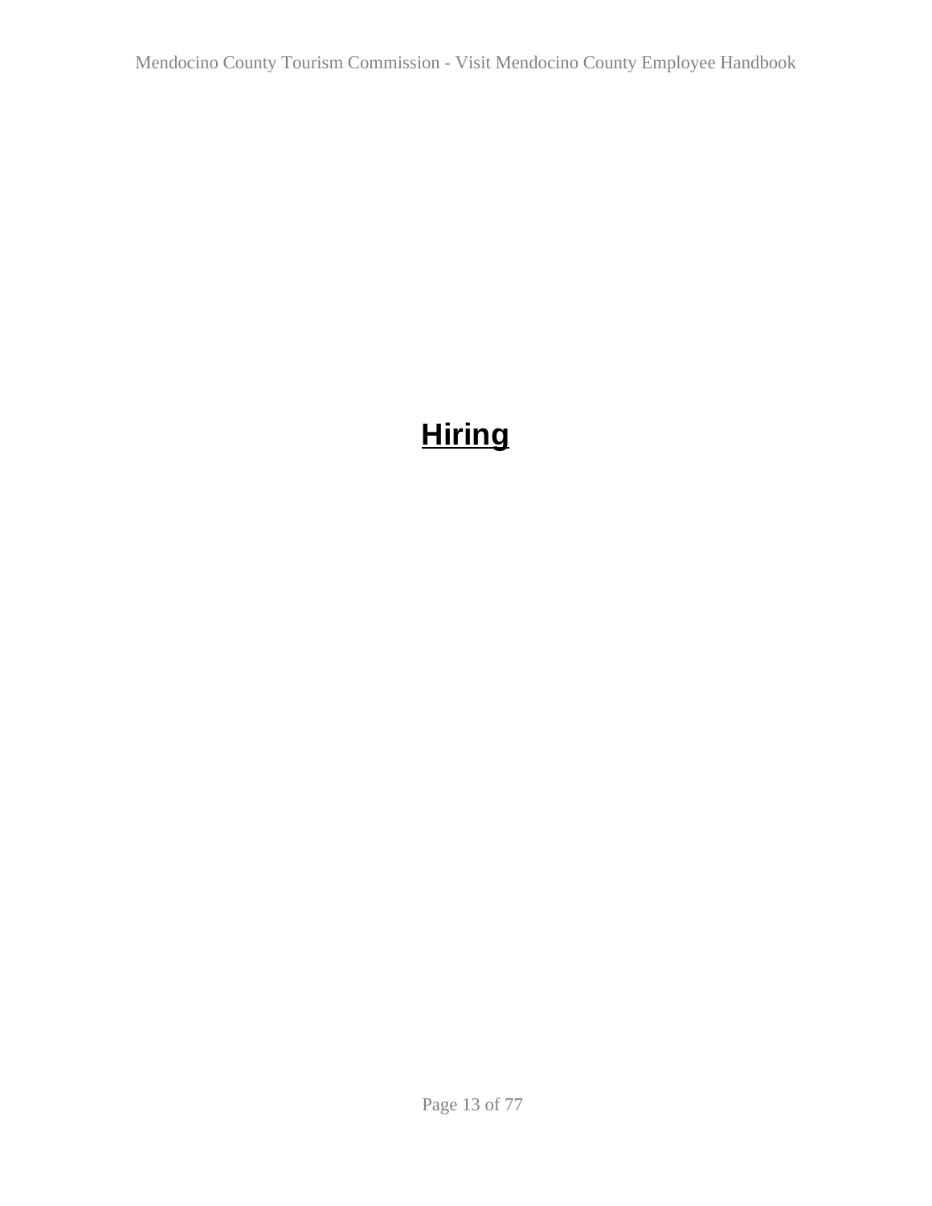# **Hiring**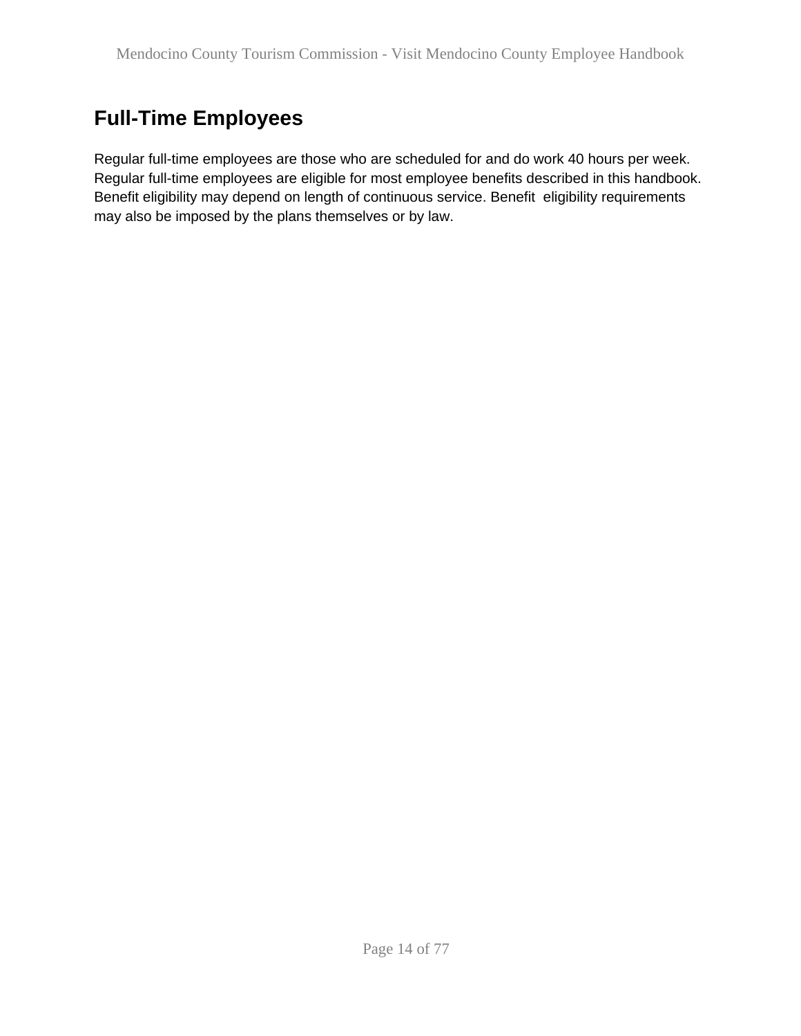## Full-Time Employees

Regular full-time employees are those who are scheduled for and do work 40 hours per week. Regular full-time employees are eligible for most employee benefits described in this handbook. Benefit eligibility may depend on length of continuous service. Benefit eligibility requirements may also be imposed by the plans themselves or by law.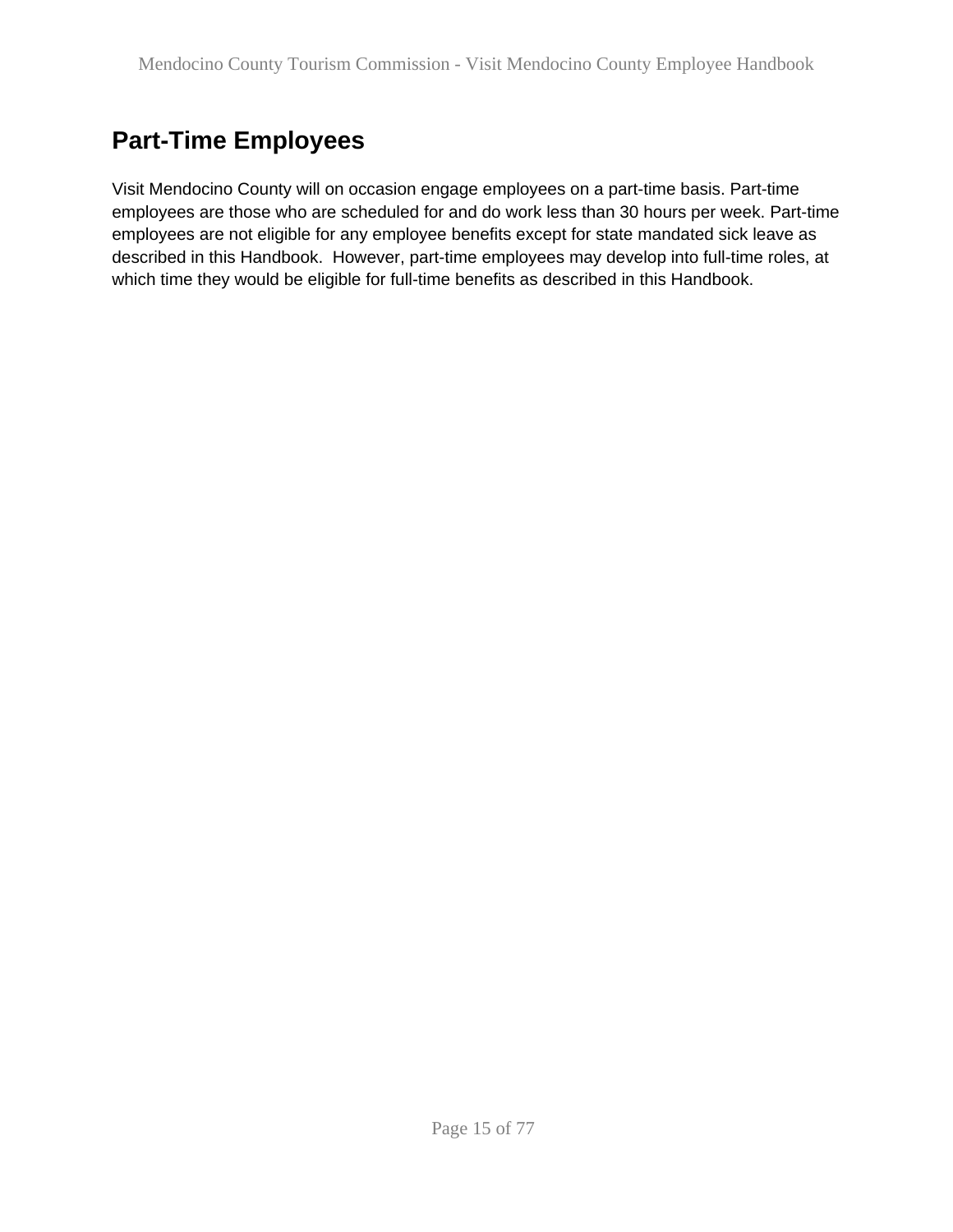## Part-Time Employees

Visit Mendocino County will on occasion engage employees on a part-time basis. Part-time employees are those who are scheduled for and do work less than 30 hours per week. Part-time employees are not eligible for any employee benefits except for state mandated sick leave as described in this Handbook. However, part-time employees may develop into full-time roles, at which time they would be eligible for full-time benefits as described in this Handbook.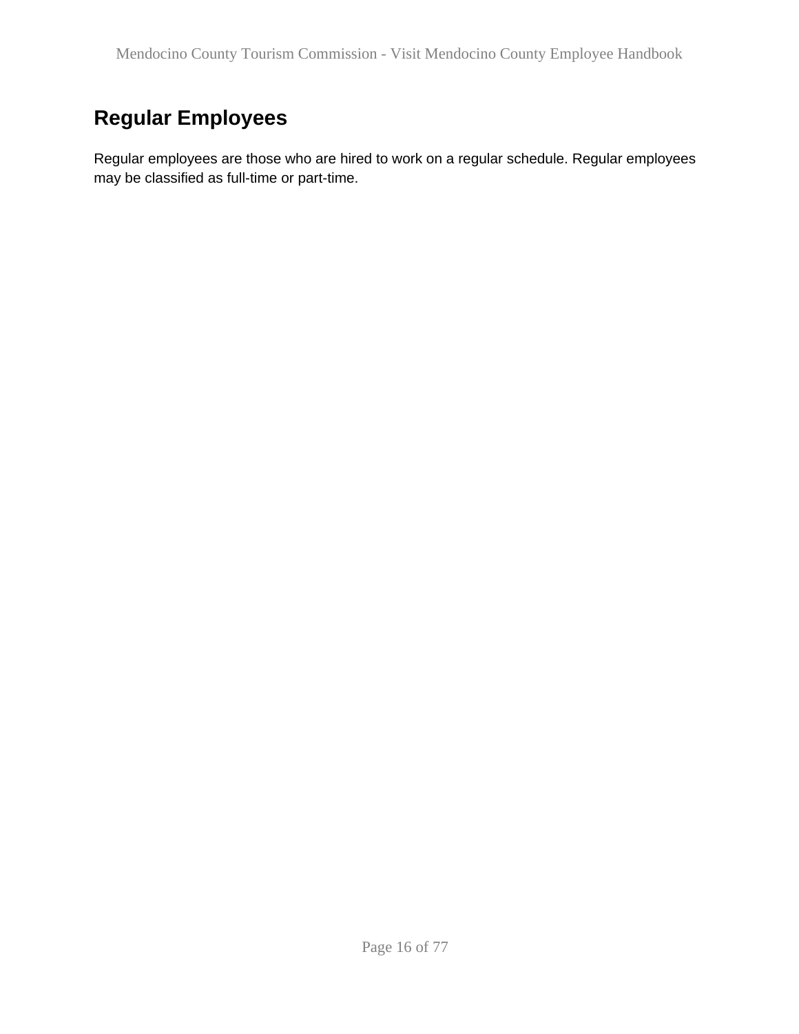## Regular Employees

Regular employees are those who are hired to work on a regular schedule. Regular employees may be classified as full-time or part-time.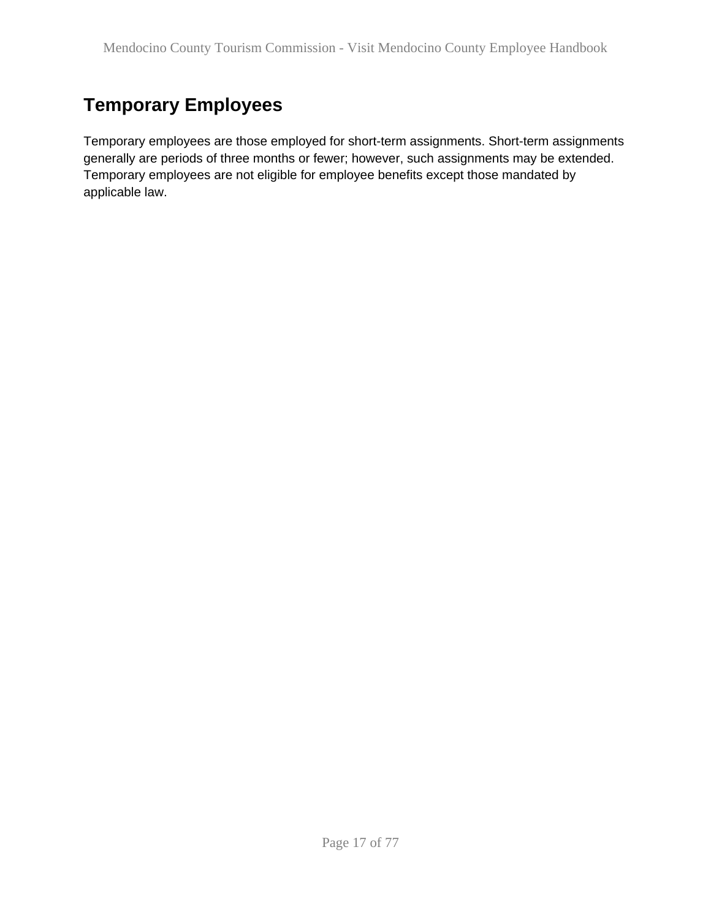## Temporary Employees

Temporary employees are those employed for short-term assignments. Short-term assignments generally are periods of three months or fewer; however, such assignments may be extended. Temporary employees are not eligible for employee benefits except those mandated by applicable law.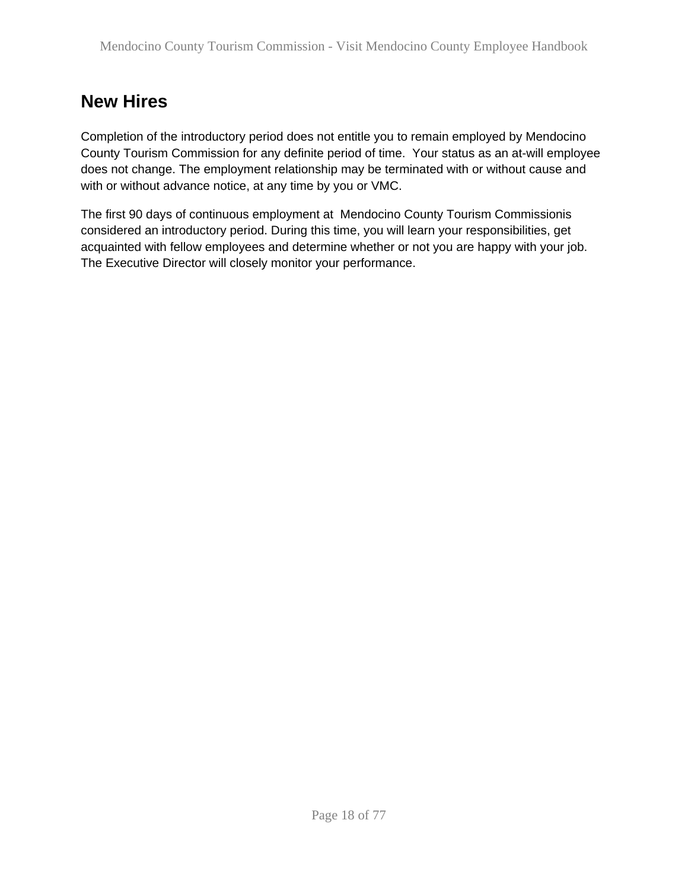## New Hires

Completion of the introductory period does not entitle you to remain employed by Mendocino County Tourism Commission for any definite period of time.  Your status as an at-will employee does not change. The employment relationship may be terminated with or without cause and with or without advance notice, at any time by you or VMC.

The first 90 days of continuous employment at  Mendocino County Tourism Commissionis considered an introductory period. During this time, you will learn your responsibilities, get acquainted with fellow employees and determine whether or not you are happy with your job. The Executive Director will closely monitor your performance.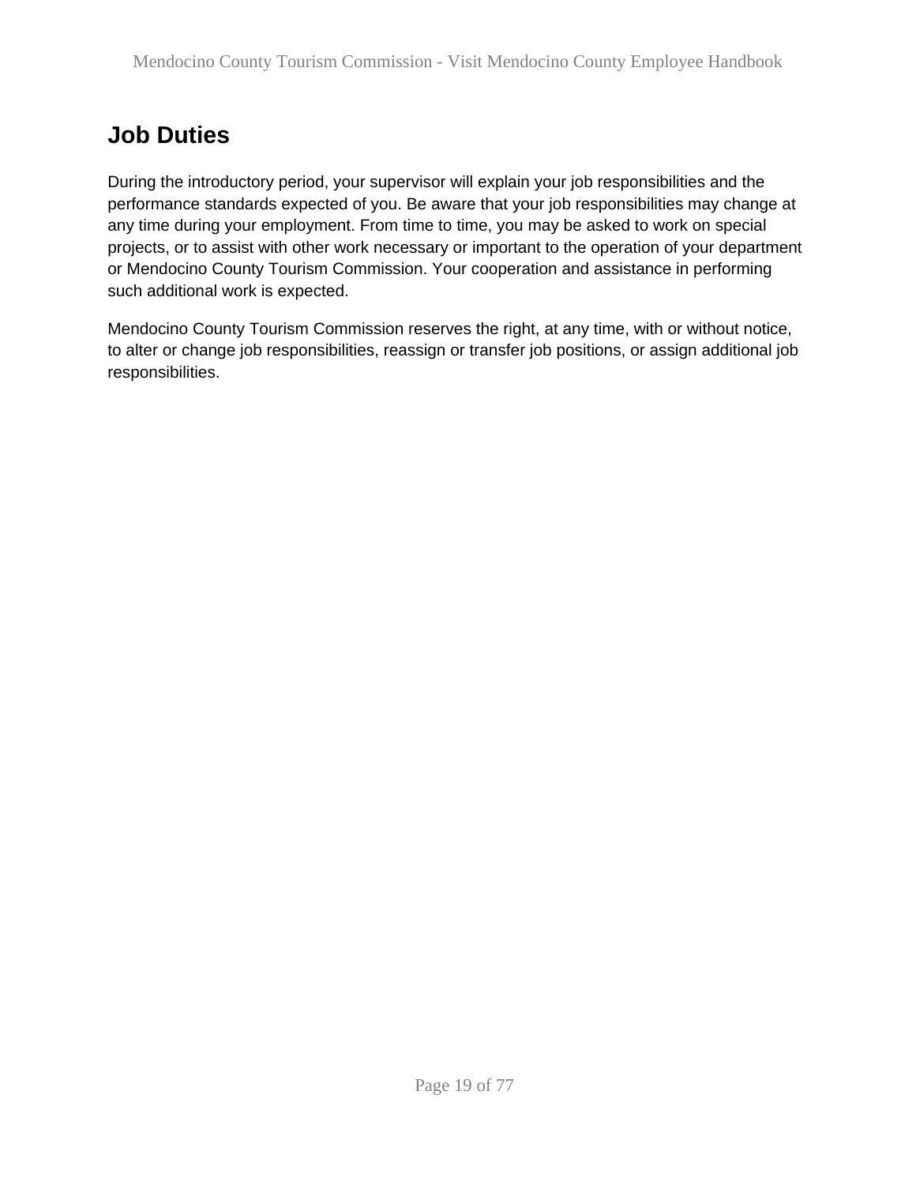## Job Duties

During the introductory period, your supervisor will explain your job responsibilities and the performance standards expected of you. Be aware that your job responsibilities may change at any time during your employment. From time to time, you may be asked to work on special projects, or to assist with other work necessary or important to the operation of your department or Mendocino County Tourism Commission. Your cooperation and assistance in performing such additional work is expected.

Mendocino County Tourism Commission reserves the right, at any time, with or without notice, to alter or change job responsibilities, reassign or transfer job positions, or assign additional job responsibilities.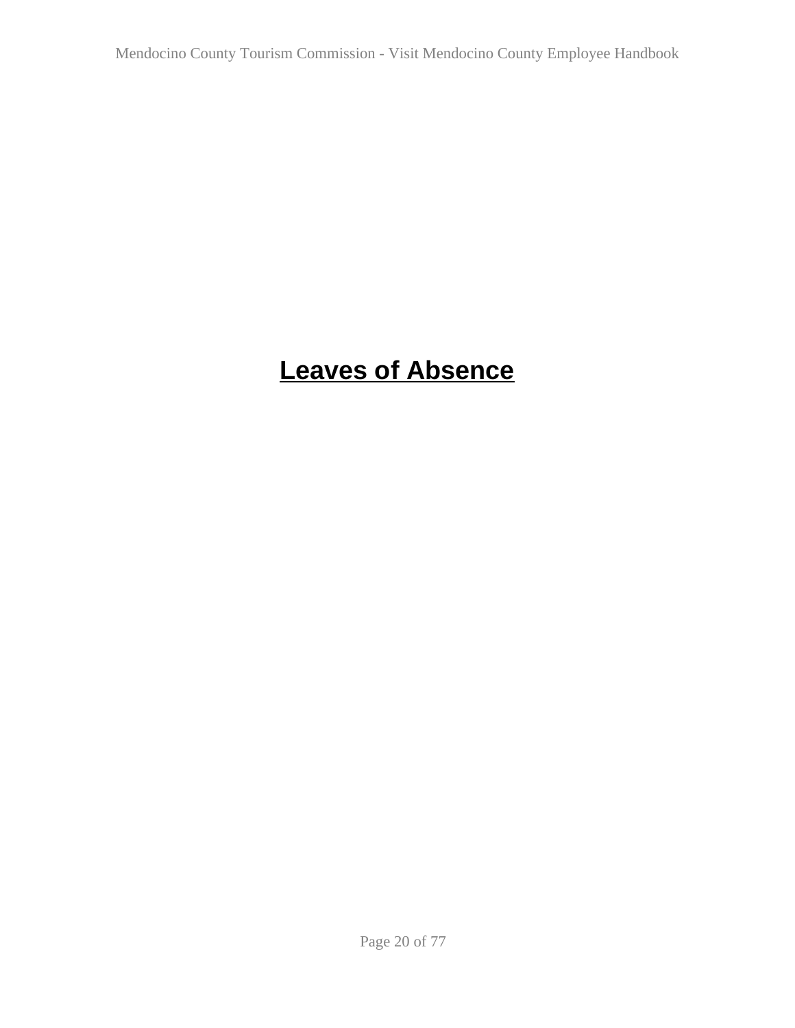# Leaves of Absence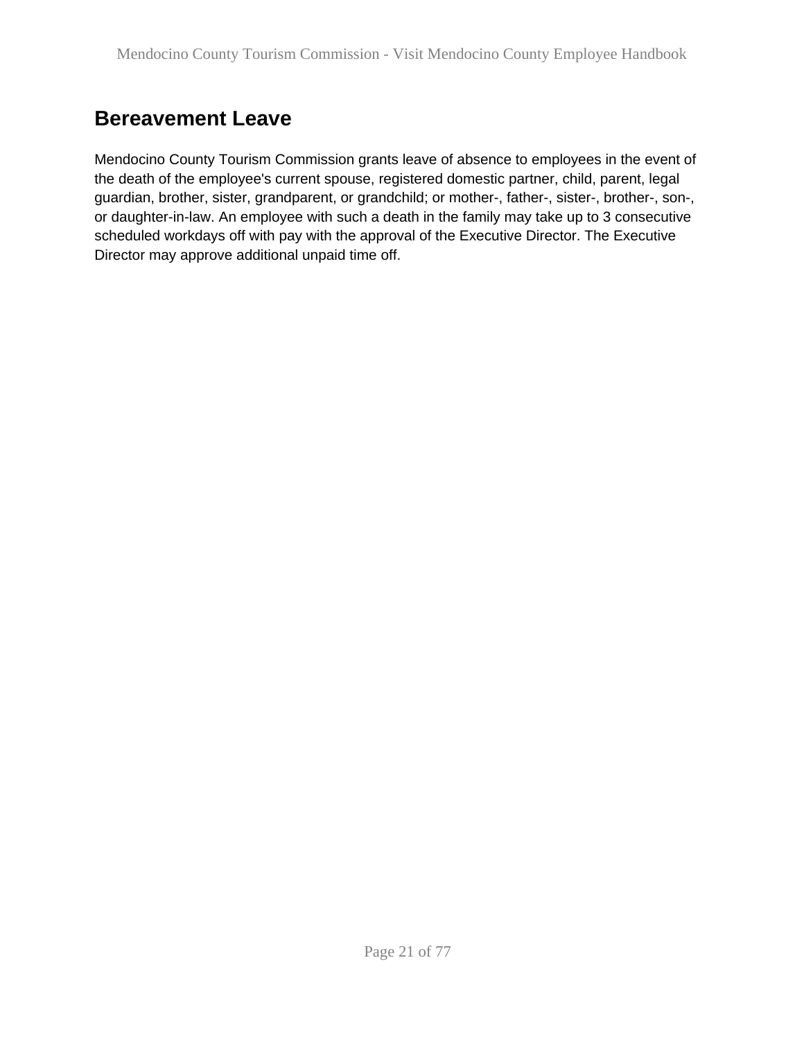## Bereavement Leave

Mendocino County Tourism Commission grants leave of absence to employees in the event of the death of the employee's current spouse, registered domestic partner, child, parent, legal guardian, brother, sister, grandparent, or grandchild; or mother-, father-, sister-, brother-, son-, or daughter-in-law. An employee with such a death in the family may take up to 3 consecutive scheduled workdays off with pay with the approval of the Executive Director. The Executive Director may approve additional unpaid time off.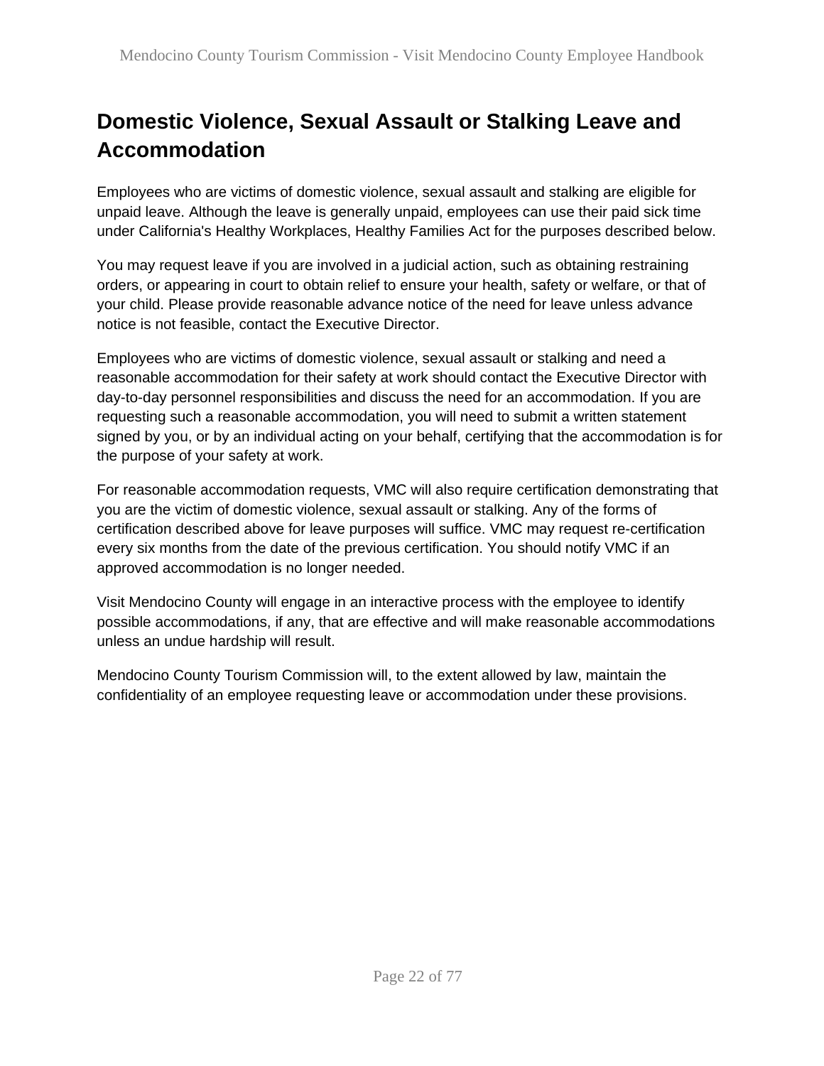## Domestic Violence, Sexual Assault or Stalking Leave and Accommodation

Employees who are victims of domestic violence, sexual assault and stalking are eligible for unpaid leave. Although the leave is generally unpaid, employees can use their paid sick time under California's Healthy Workplaces, Healthy Families Act for the purposes described below.

You may request leave if you are involved in a judicial action, such as obtaining restraining orders, or appearing in court to obtain relief to ensure your health, safety or welfare, or that of your child. Please provide reasonable advance notice of the need for leave unless advance notice is not feasible, contact the Executive Director.

Employees who are victims of domestic violence, sexual assault or stalking and need a reasonable accommodation for their safety at work should contact the Executive Director with day-to-day personnel responsibilities and discuss the need for an accommodation. If you are requesting such a reasonable accommodation, you will need to submit a written statement signed by you, or by an individual acting on your behalf, certifying that the accommodation is for the purpose of your safety at work.

For reasonable accommodation requests, VMC will also require certification demonstrating that you are the victim of domestic violence, sexual assault or stalking. Any of the forms of certification described above for leave purposes will suffice. VMC may request re-certification every six months from the date of the previous certification. You should notify VMC if an approved accommodation is no longer needed.

Visit Mendocino County will engage in an interactive process with the employee to identify possible accommodations, if any, that are effective and will make reasonable accommodations unless an undue hardship will result.

Mendocino County Tourism Commission will, to the extent allowed by law, maintain the confidentiality of an employee requesting leave or accommodation under these provisions.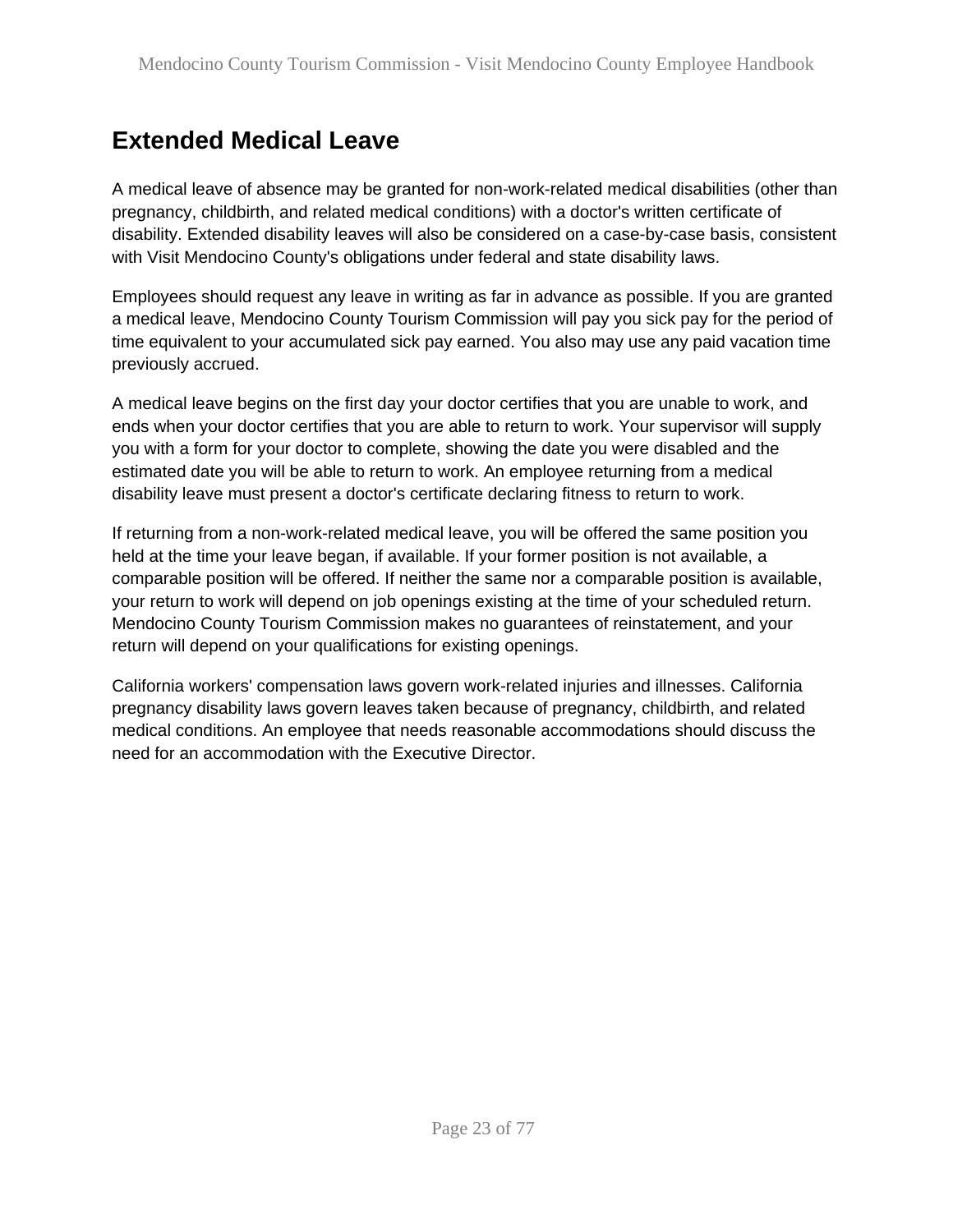## Extended Medical Leave

A medical leave of absence may be granted for non-work-related medical disabilities (other than pregnancy, childbirth, and related medical conditions) with a doctor's written certificate of disability. Extended disability leaves will also be considered on a case-by-case basis, consistent with Visit Mendocino County's obligations under federal and state disability laws.

Employees should request any leave in writing as far in advance as possible. If you are granted a medical leave, Mendocino County Tourism Commission will pay you sick pay for the period of time equivalent to your accumulated sick pay earned. You also may use any paid vacation time previously accrued.

A medical leave begins on the first day your doctor certifies that you are unable to work, and ends when your doctor certifies that you are able to return to work. Your supervisor will supply you with a form for your doctor to complete, showing the date you were disabled and the estimated date you will be able to return to work. An employee returning from a medical disability leave must present a doctor's certificate declaring fitness to return to work.

If returning from a non-work-related medical leave, you will be offered the same position you held at the time your leave began, if available. If your former position is not available, a comparable position will be offered. If neither the same nor a comparable position is available, your return to work will depend on job openings existing at the time of your scheduled return. Mendocino County Tourism Commission makes no guarantees of reinstatement, and your return will depend on your qualifications for existing openings.

California workers' compensation laws govern work-related injuries and illnesses. California pregnancy disability laws govern leaves taken because of pregnancy, childbirth, and related medical conditions. An employee that needs reasonable accommodations should discuss the need for an accommodation with the Executive Director.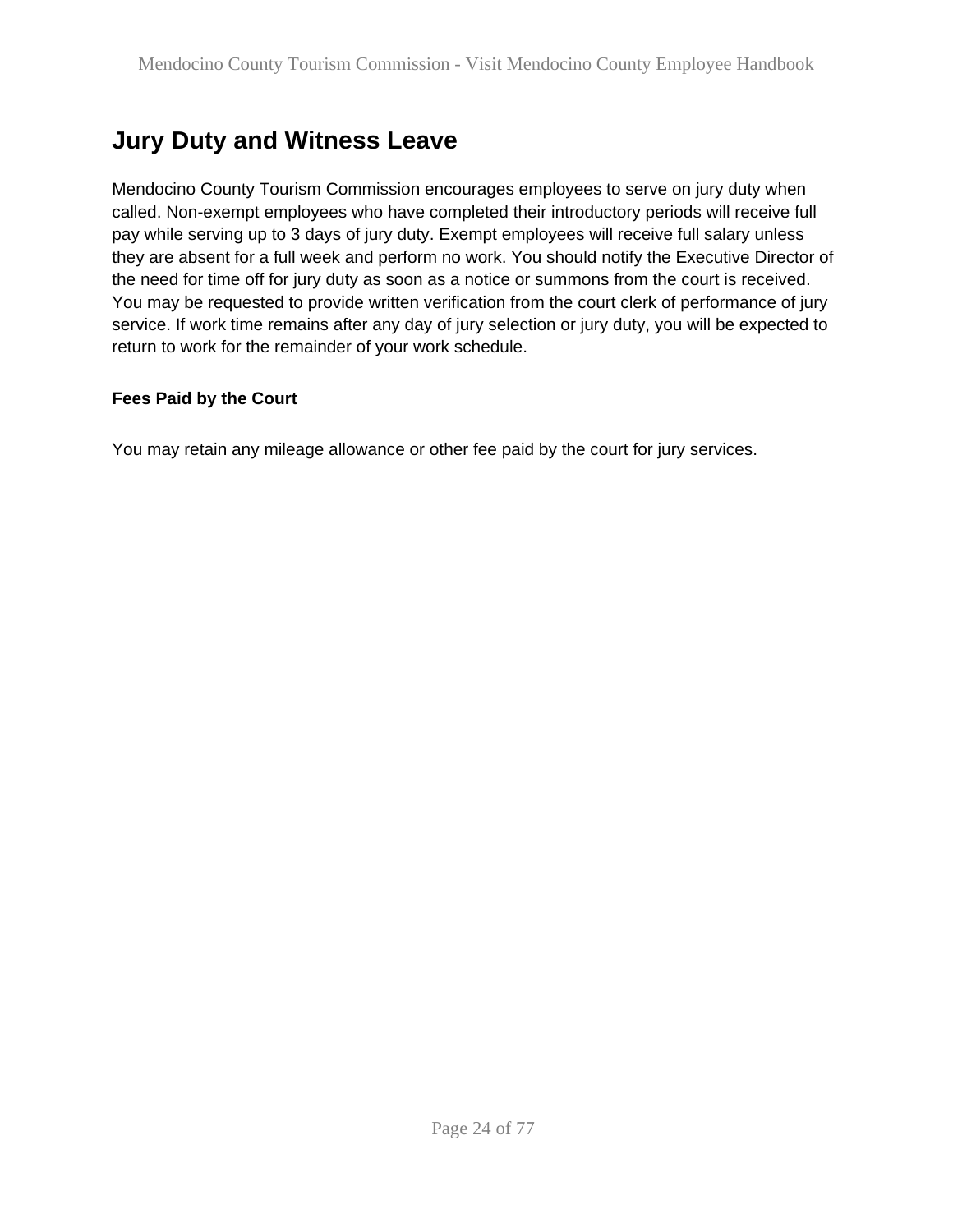## Jury Duty and Witness Leave

Mendocino County Tourism Commission encourages employees to serve on jury duty when called. Non-exempt employees who have completed their introductory periods will receive full pay while serving up to 3 days of jury duty. Exempt employees will receive full salary unless they are absent for a full week and perform no work. You should notify the Executive Director of the need for time off for jury duty as soon as a notice or summons from the court is received. You may be requested to provide written verification from the court clerk of performance of jury service. If work time remains after any day of jury selection or jury duty, you will be expected to return to work for the remainder of your work schedule.

**Fees Paid by the Court**

You may retain any mileage allowance or other fee paid by the court for jury services.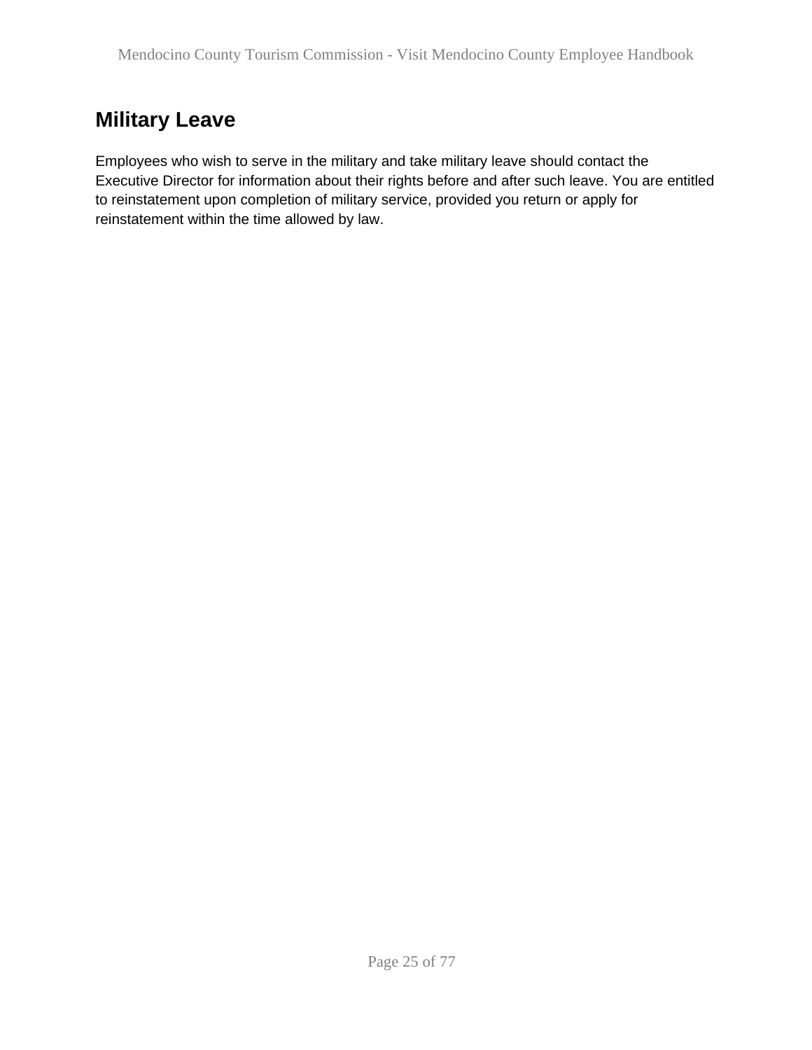## Military Leave

Employees who wish to serve in the military and take military leave should contact the Executive Director for information about their rights before and after such leave. You are entitled to reinstatement upon completion of military service, provided you return or apply for reinstatement within the time allowed by law.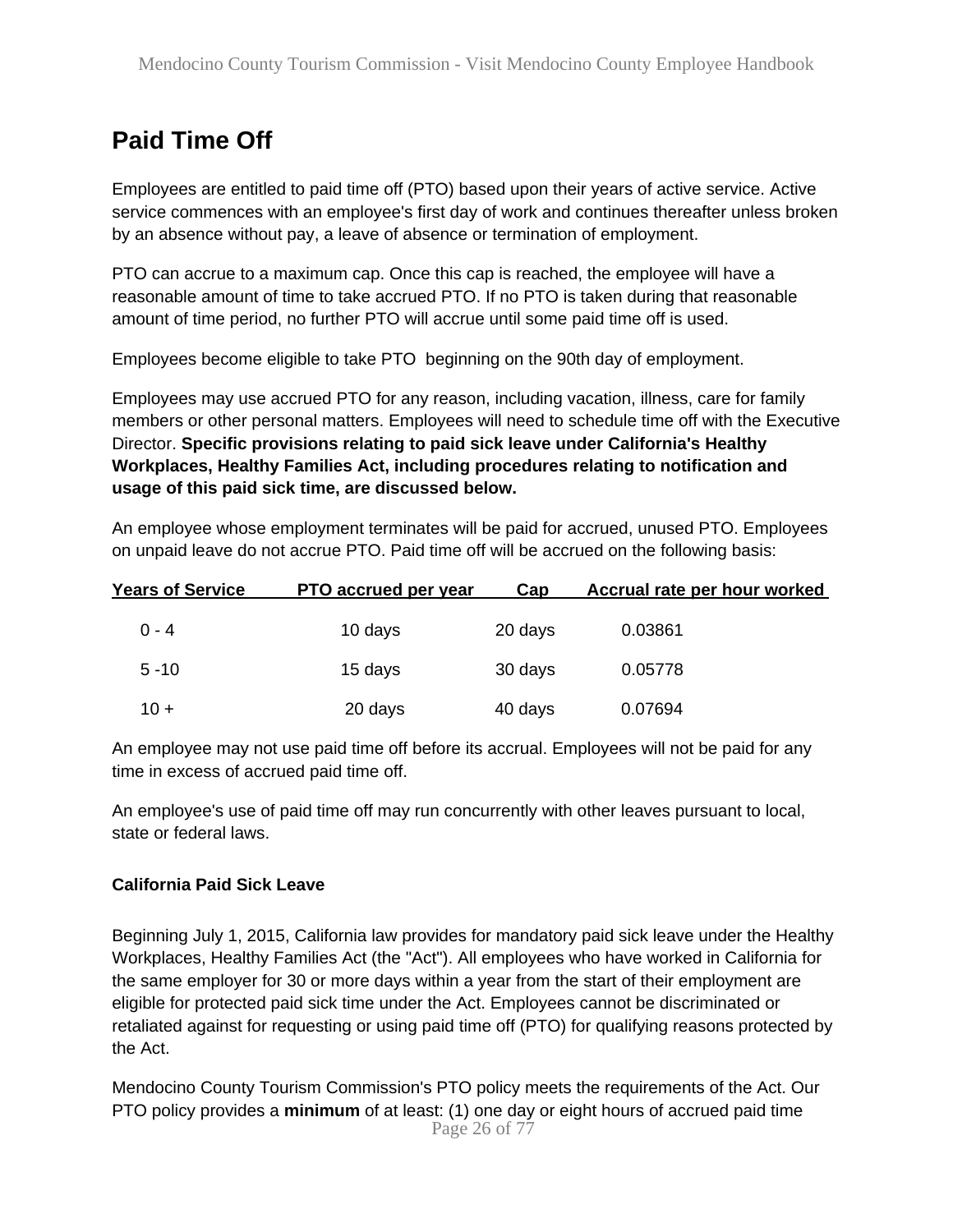## Paid Time Off

Employees are entitled to paid time off (PTO) based upon their years of active service. Active service commences with an employee's first day of work and continues thereafter unless broken by an absence without pay, a leave of absence or termination of employment.

PTO can accrue to a maximum cap. Once this cap is reached, the employee will have a reasonable amount of time to take accrued PTO. If no PTO is taken during that reasonable amount of time period, no further PTO will accrue until some paid time off is used.

Employees become eligible to take PTO beginning on the 90th day of employment.

Employees may use accrued PTO for any reason, including vacation, illness, care for family members or other personal matters. Employees will need to schedule time off with the Executive Director. **Specific provisions relating to paid sick leave under California's Healthy Workplaces, Healthy Families Act, including procedures relating to notification and usage of this paid sick time, are discussed below.**

An employee whose employment terminates will be paid for accrued, unused PTO. Employees on unpaid leave do not accrue PTO. Paid time off will be accrued on the following basis:

| Years of Service | PTO accrued per year | Cap | Accrual rate per hour worked |
|---|---|---|---|
| 0 - 4 | 10 days | 20 days | 0.03861 |
| 5 -10 | 15 days | 30 days | 0.05778 |
| 10 + | 20 days | 40 days | 0.07694 |

An employee may not use paid time off before its accrual. Employees will not be paid for any time in excess of accrued paid time off.

An employee's use of paid time off may run concurrently with other leaves pursuant to local, state or federal laws.

### California Paid Sick Leave

Beginning July 1, 2015, California law provides for mandatory paid sick leave under the Healthy Workplaces, Healthy Families Act (the "Act"). All employees who have worked in California for the same employer for 30 or more days within a year from the start of their employment are eligible for protected paid sick time under the Act. Employees cannot be discriminated or retaliated against for requesting or using paid time off (PTO) for qualifying reasons protected by the Act.

Mendocino County Tourism Commission's PTO policy meets the requirements of the Act. Our PTO policy provides a **minimum** of at least: (1) one day or eight hours of accrued paid time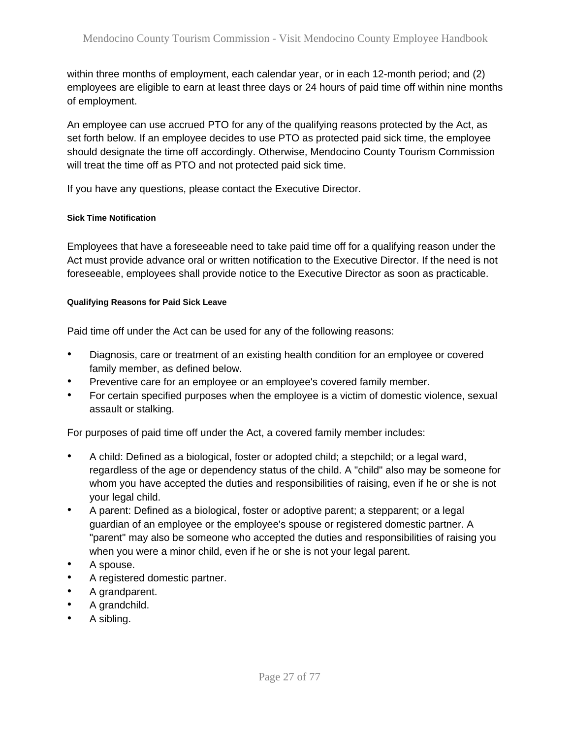within three months of employment, each calendar year, or in each 12-month period; and (2) employees are eligible to earn at least three days or 24 hours of paid time off within nine months of employment.

An employee can use accrued PTO for any of the qualifying reasons protected by the Act, as set forth below. If an employee decides to use PTO as protected paid sick time, the employee should designate the time off accordingly. Otherwise, Mendocino County Tourism Commission will treat the time off as PTO and not protected paid sick time.

If you have any questions, please contact the Executive Director.

#### Sick Time Notification

Employees that have a foreseeable need to take paid time off for a qualifying reason under the Act must provide advance oral or written notification to the Executive Director. If the need is not foreseeable, employees shall provide notice to the Executive Director as soon as practicable.

#### Qualifying Reasons for Paid Sick Leave

Paid time off under the Act can be used for any of the following reasons:

- Diagnosis, care or treatment of an existing health condition for an employee or covered family member, as defined below.
- Preventive care for an employee or an employee's covered family member.
- For certain specified purposes when the employee is a victim of domestic violence, sexual assault or stalking.

For purposes of paid time off under the Act, a covered family member includes:

- A child: Defined as a biological, foster or adopted child; a stepchild; or a legal ward, regardless of the age or dependency status of the child. A "child" also may be someone for whom you have accepted the duties and responsibilities of raising, even if he or she is not your legal child.
- A parent: Defined as a biological, foster or adoptive parent; a stepparent; or a legal guardian of an employee or the employee's spouse or registered domestic partner. A "parent" may also be someone who accepted the duties and responsibilities of raising you when you were a minor child, even if he or she is not your legal parent.
- A spouse.
- A registered domestic partner.
- A grandparent.
- A grandchild.
- A sibling.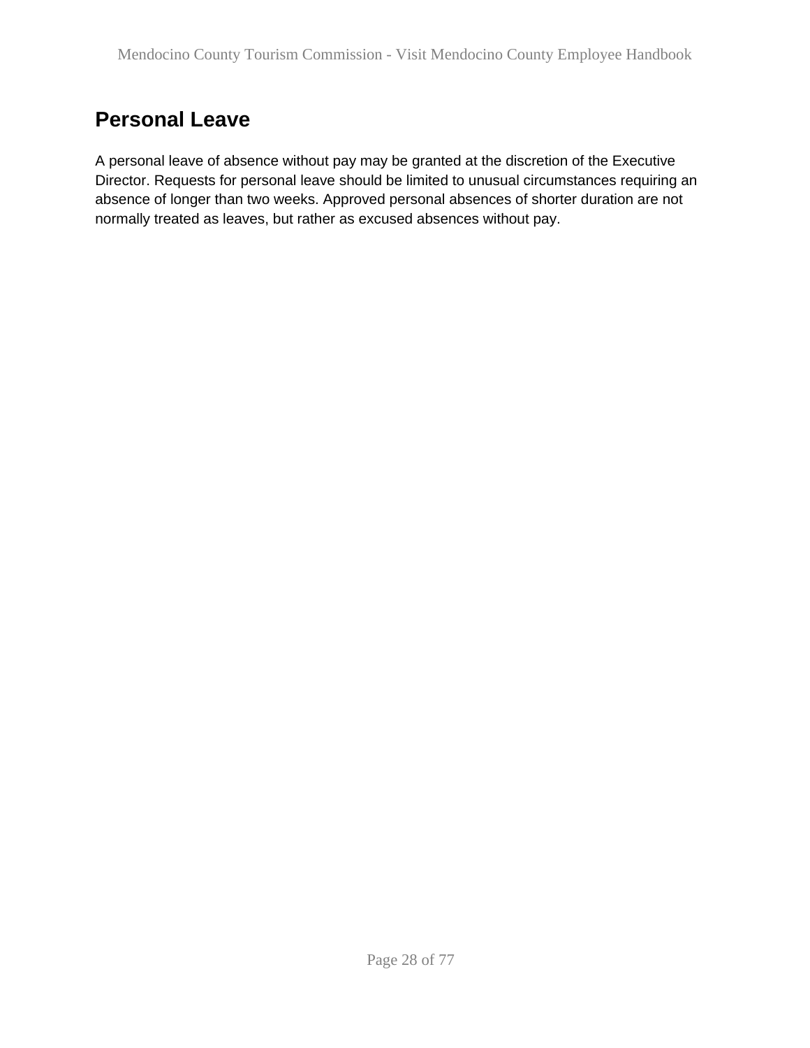## Personal Leave

A personal leave of absence without pay may be granted at the discretion of the Executive Director. Requests for personal leave should be limited to unusual circumstances requiring an absence of longer than two weeks. Approved personal absences of shorter duration are not normally treated as leaves, but rather as excused absences without pay.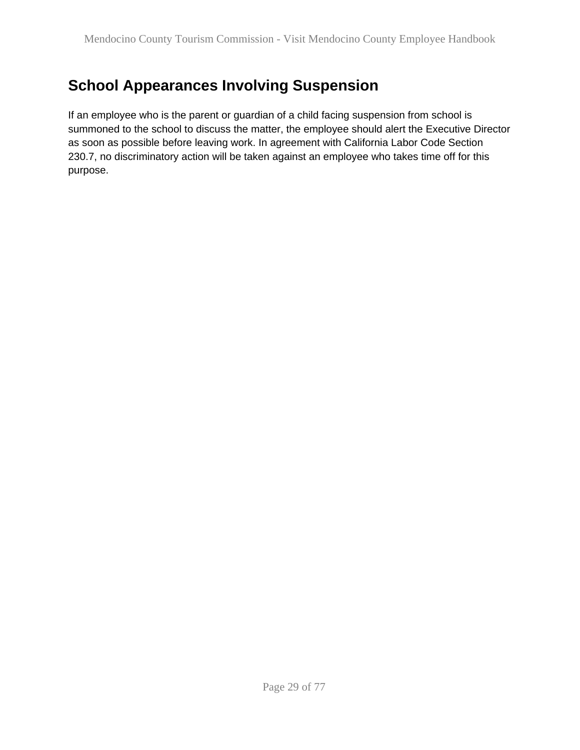## School Appearances Involving Suspension

If an employee who is the parent or guardian of a child facing suspension from school is summoned to the school to discuss the matter, the employee should alert the Executive Director as soon as possible before leaving work. In agreement with California Labor Code Section 230.7, no discriminatory action will be taken against an employee who takes time off for this purpose.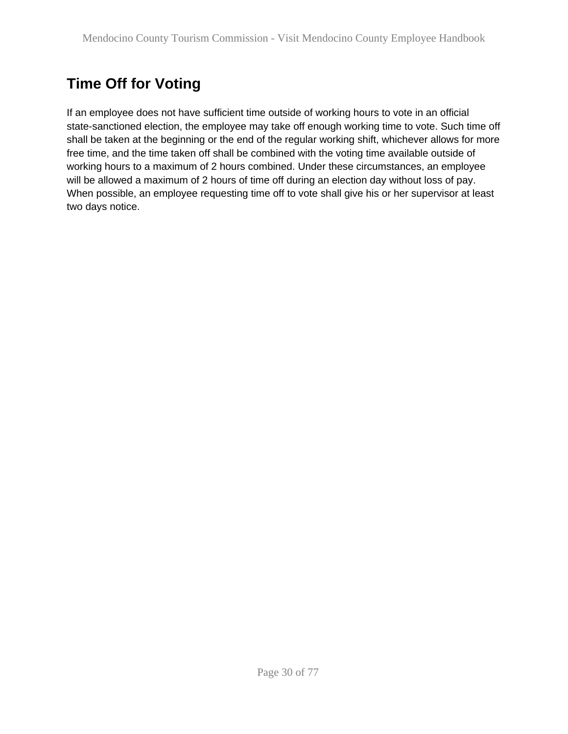## Time Off for Voting

If an employee does not have sufficient time outside of working hours to vote in an official state-sanctioned election, the employee may take off enough working time to vote. Such time off shall be taken at the beginning or the end of the regular working shift, whichever allows for more free time, and the time taken off shall be combined with the voting time available outside of working hours to a maximum of 2 hours combined. Under these circumstances, an employee will be allowed a maximum of 2 hours of time off during an election day without loss of pay. When possible, an employee requesting time off to vote shall give his or her supervisor at least two days notice.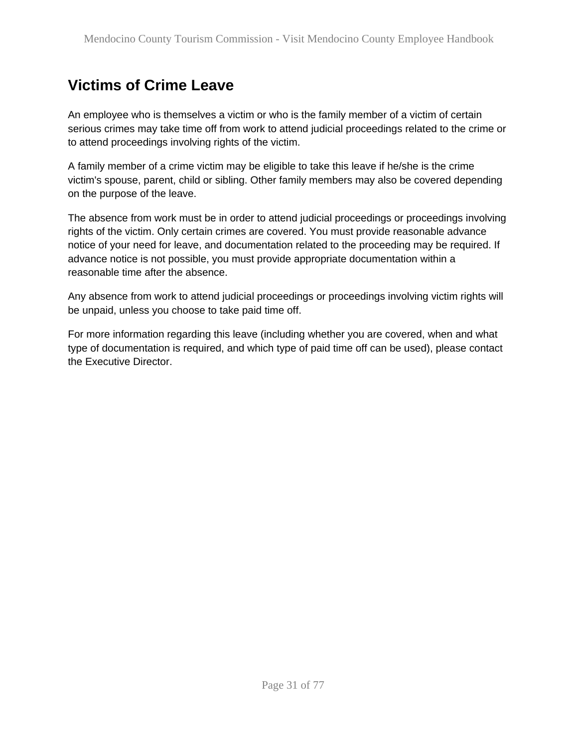## Victims of Crime Leave

An employee who is themselves a victim or who is the family member of a victim of certain serious crimes may take time off from work to attend judicial proceedings related to the crime or to attend proceedings involving rights of the victim.

A family member of a crime victim may be eligible to take this leave if he/she is the crime victim's spouse, parent, child or sibling. Other family members may also be covered depending on the purpose of the leave.

The absence from work must be in order to attend judicial proceedings or proceedings involving rights of the victim. Only certain crimes are covered. You must provide reasonable advance notice of your need for leave, and documentation related to the proceeding may be required. If advance notice is not possible, you must provide appropriate documentation within a reasonable time after the absence.

Any absence from work to attend judicial proceedings or proceedings involving victim rights will be unpaid, unless you choose to take paid time off.

For more information regarding this leave (including whether you are covered, when and what type of documentation is required, and which type of paid time off can be used), please contact the Executive Director.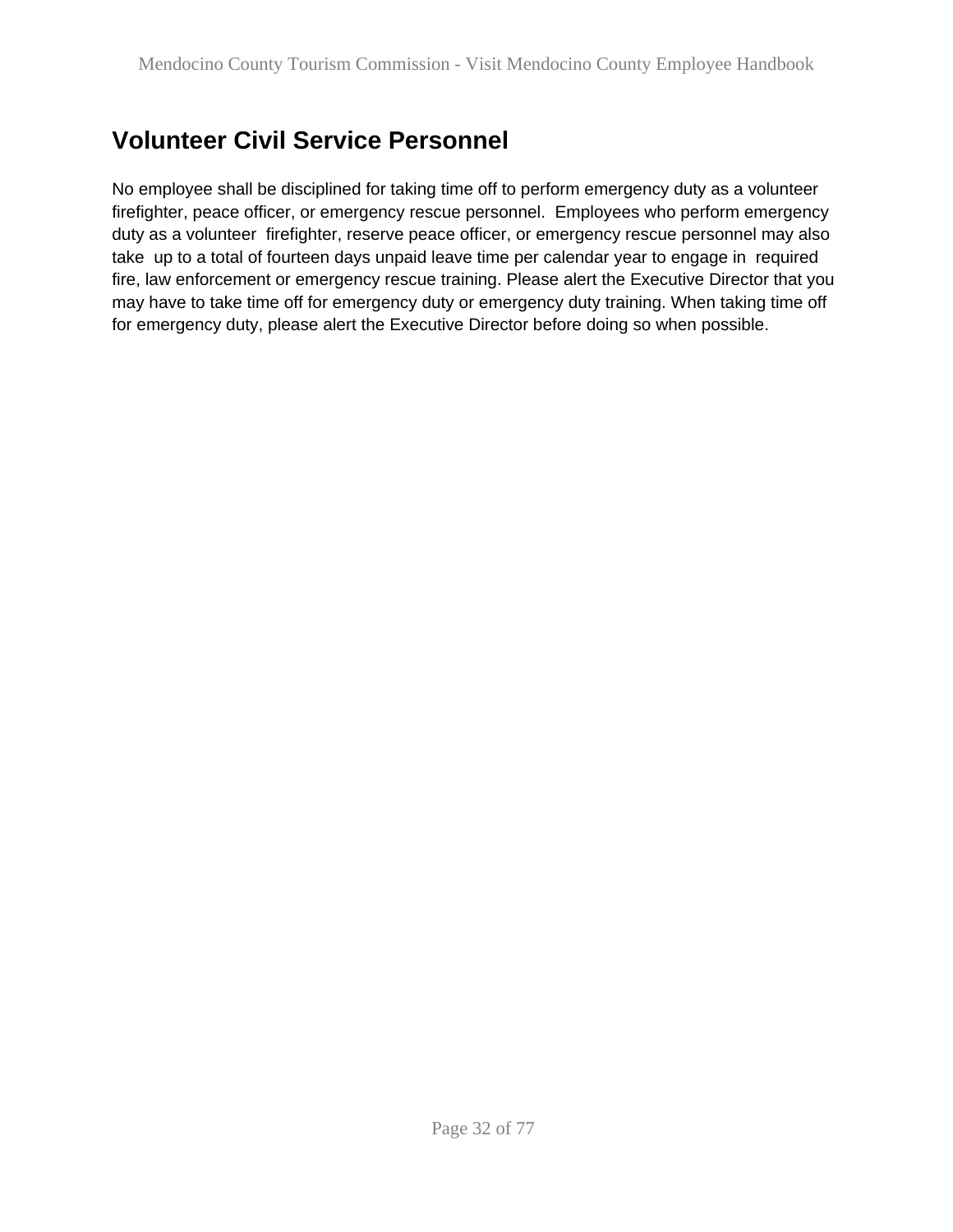## Volunteer Civil Service Personnel

No employee shall be disciplined for taking time off to perform emergency duty as a volunteer firefighter, peace officer, or emergency rescue personnel. Employees who perform emergency duty as a volunteer firefighter, reserve peace officer, or emergency rescue personnel may also take up to a total of fourteen days unpaid leave time per calendar year to engage in required fire, law enforcement or emergency rescue training. Please alert the Executive Director that you may have to take time off for emergency duty or emergency duty training. When taking time off for emergency duty, please alert the Executive Director before doing so when possible.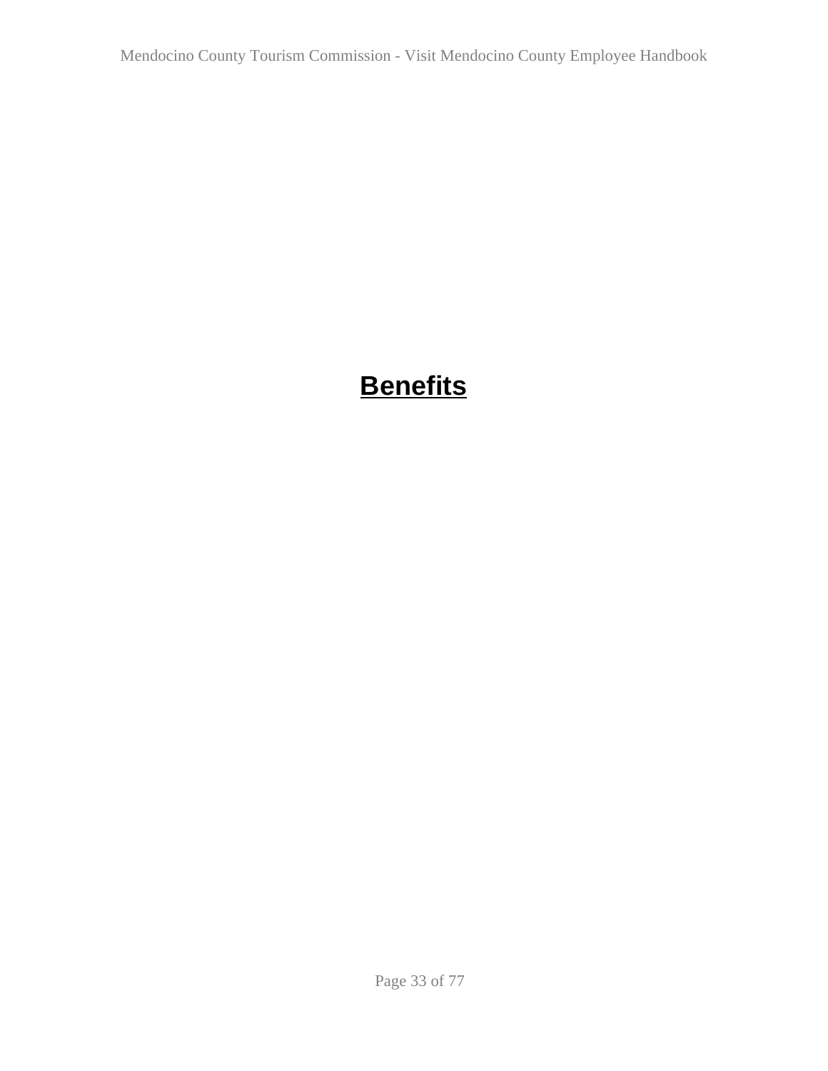# Benefits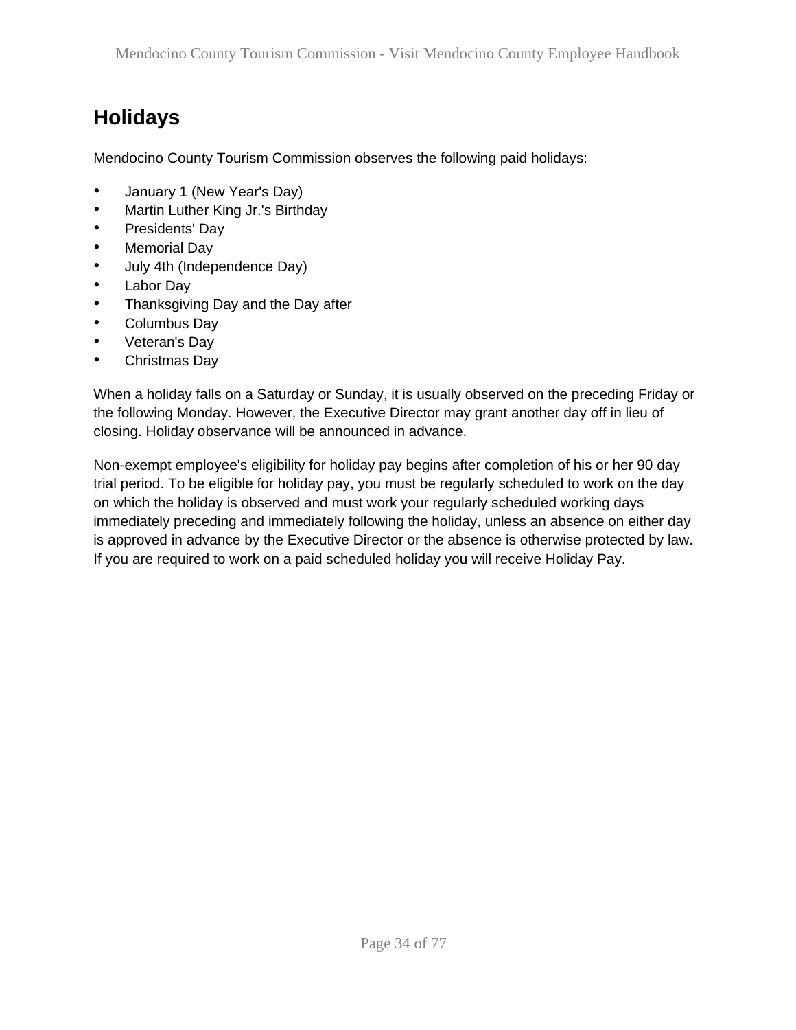# Holidays

Mendocino County Tourism Commission observes the following paid holidays:

- January 1 (New Year's Day)
- Martin Luther King Jr.'s Birthday
- Presidents' Day
- Memorial Day
- July 4th (Independence Day)
- Labor Day
- Thanksgiving Day and the Day after
- Columbus Day
- Veteran's Day
- Christmas Day

When a holiday falls on a Saturday or Sunday, it is usually observed on the preceding Friday or the following Monday. However, the Executive Director may grant another day off in lieu of closing. Holiday observance will be announced in advance.

Non-exempt employee's eligibility for holiday pay begins after completion of his or her 90 day trial period. To be eligible for holiday pay, you must be regularly scheduled to work on the day on which the holiday is observed and must work your regularly scheduled working days immediately preceding and immediately following the holiday, unless an absence on either day is approved in advance by the Executive Director or the absence is otherwise protected by law. If you are required to work on a paid scheduled holiday you will receive Holiday Pay.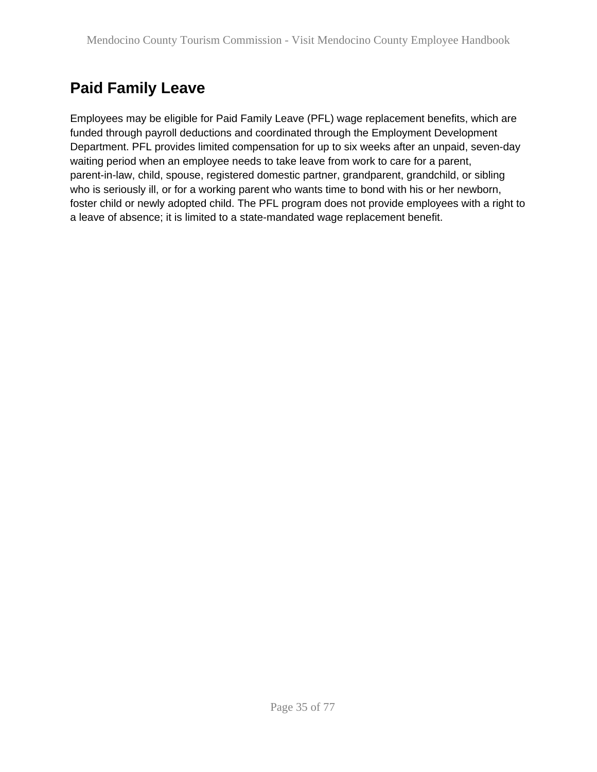## Paid Family Leave

Employees may be eligible for Paid Family Leave (PFL) wage replacement benefits, which are funded through payroll deductions and coordinated through the Employment Development Department. PFL provides limited compensation for up to six weeks after an unpaid, seven-day waiting period when an employee needs to take leave from work to care for a parent, parent-in-law, child, spouse, registered domestic partner, grandparent, grandchild, or sibling who is seriously ill, or for a working parent who wants time to bond with his or her newborn, foster child or newly adopted child. The PFL program does not provide employees with a right to a leave of absence; it is limited to a state-mandated wage replacement benefit.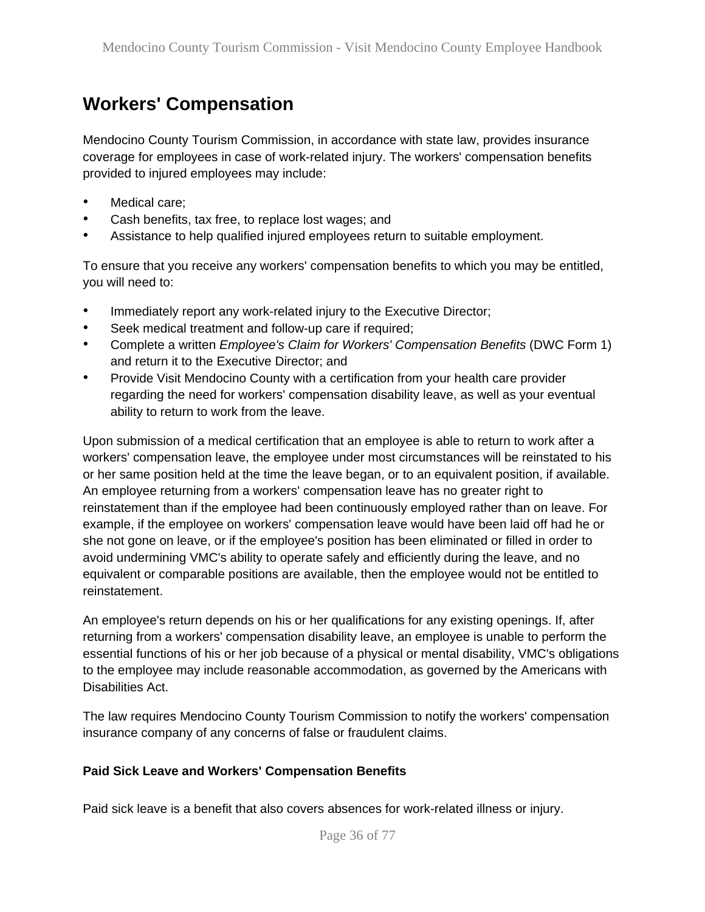# Workers' Compensation

Mendocino County Tourism Commission, in accordance with state law, provides insurance coverage for employees in case of work-related injury. The workers' compensation benefits provided to injured employees may include:

- Medical care;
- Cash benefits, tax free, to replace lost wages; and
- Assistance to help qualified injured employees return to suitable employment.

To ensure that you receive any workers' compensation benefits to which you may be entitled, you will need to:

- Immediately report any work-related injury to the Executive Director;
- Seek medical treatment and follow-up care if required;
- Complete a written *Employee's Claim for Workers' Compensation Benefits* (DWC Form 1) and return it to the Executive Director; and
- Provide Visit Mendocino County with a certification from your health care provider regarding the need for workers' compensation disability leave, as well as your eventual ability to return to work from the leave.

Upon submission of a medical certification that an employee is able to return to work after a workers' compensation leave, the employee under most circumstances will be reinstated to his or her same position held at the time the leave began, or to an equivalent position, if available. An employee returning from a workers' compensation leave has no greater right to reinstatement than if the employee had been continuously employed rather than on leave. For example, if the employee on workers' compensation leave would have been laid off had he or she not gone on leave, or if the employee's position has been eliminated or filled in order to avoid undermining VMC's ability to operate safely and efficiently during the leave, and no equivalent or comparable positions are available, then the employee would not be entitled to reinstatement.

An employee's return depends on his or her qualifications for any existing openings. If, after returning from a workers' compensation disability leave, an employee is unable to perform the essential functions of his or her job because of a physical or mental disability, VMC's obligations to the employee may include reasonable accommodation, as governed by the Americans with Disabilities Act.

The law requires Mendocino County Tourism Commission to notify the workers' compensation insurance company of any concerns of false or fraudulent claims.

**Paid Sick Leave and Workers' Compensation Benefits**

Paid sick leave is a benefit that also covers absences for work-related illness or injury.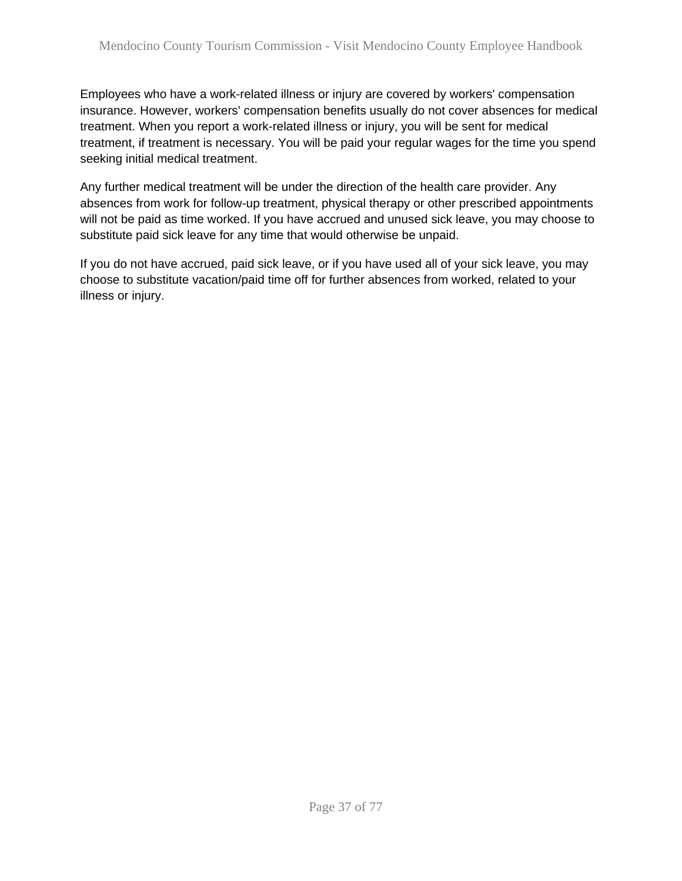Employees who have a work-related illness or injury are covered by workers' compensation insurance. However, workers' compensation benefits usually do not cover absences for medical treatment. When you report a work-related illness or injury, you will be sent for medical treatment, if treatment is necessary. You will be paid your regular wages for the time you spend seeking initial medical treatment.

Any further medical treatment will be under the direction of the health care provider. Any absences from work for follow-up treatment, physical therapy or other prescribed appointments will not be paid as time worked. If you have accrued and unused sick leave, you may choose to substitute paid sick leave for any time that would otherwise be unpaid.

If you do not have accrued, paid sick leave, or if you have used all of your sick leave, you may choose to substitute vacation/paid time off for further absences from worked, related to your illness or injury.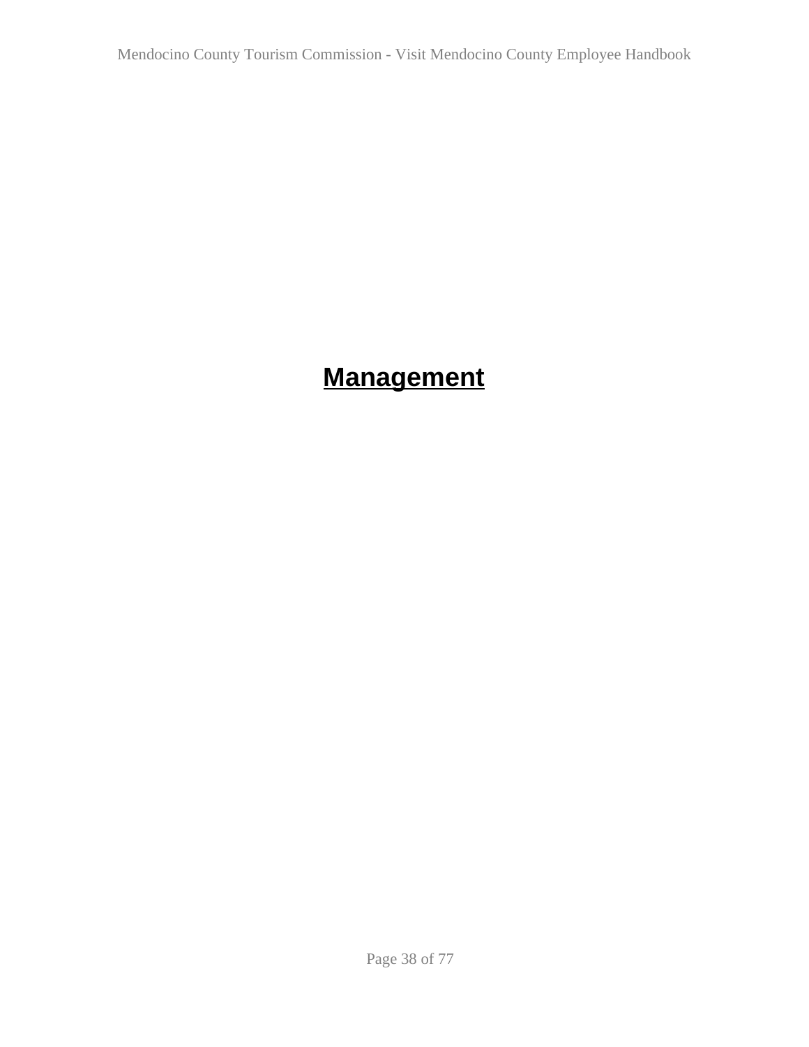# Management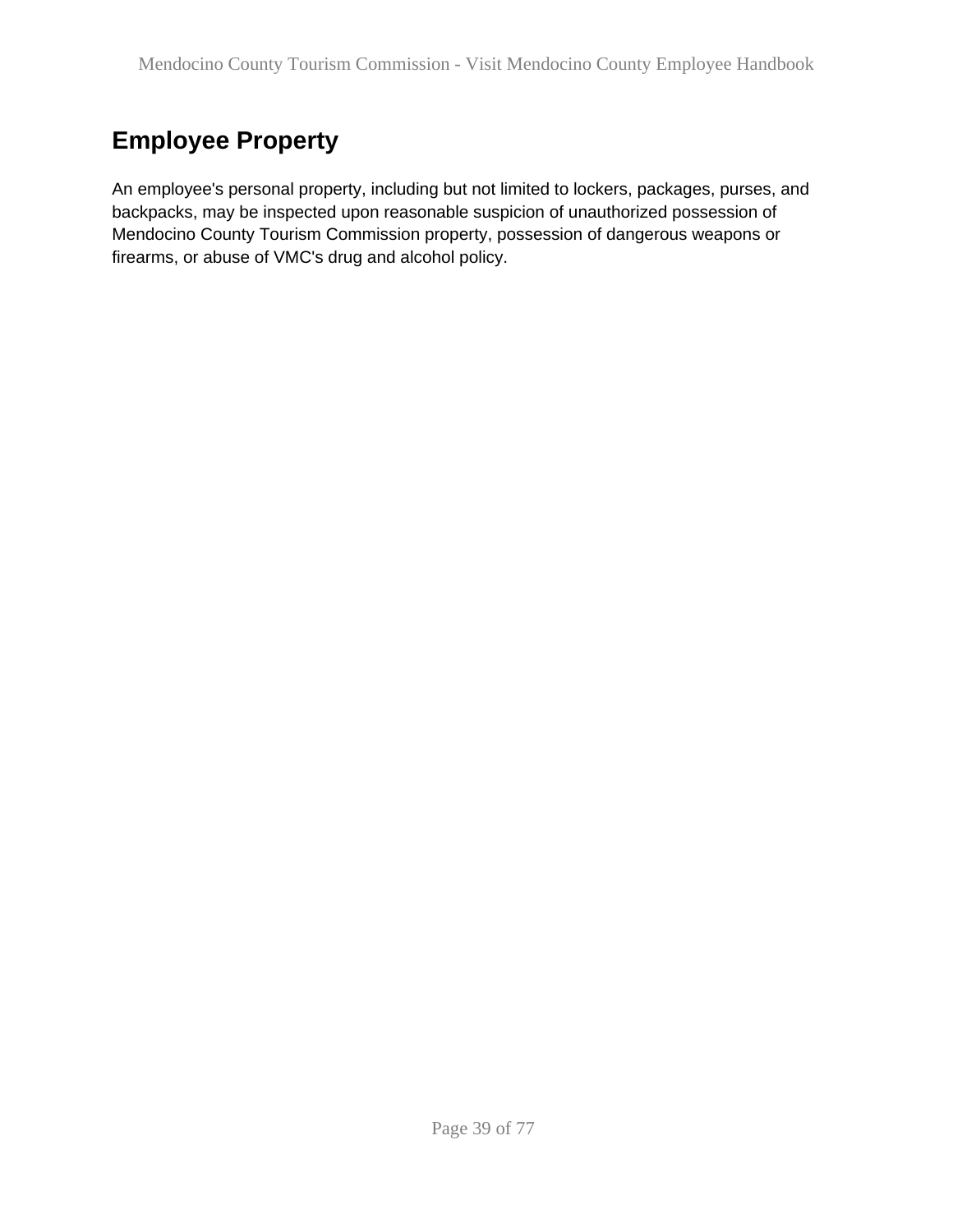## Employee Property

An employee's personal property, including but not limited to lockers, packages, purses, and backpacks, may be inspected upon reasonable suspicion of unauthorized possession of Mendocino County Tourism Commission property, possession of dangerous weapons or firearms, or abuse of VMC's drug and alcohol policy.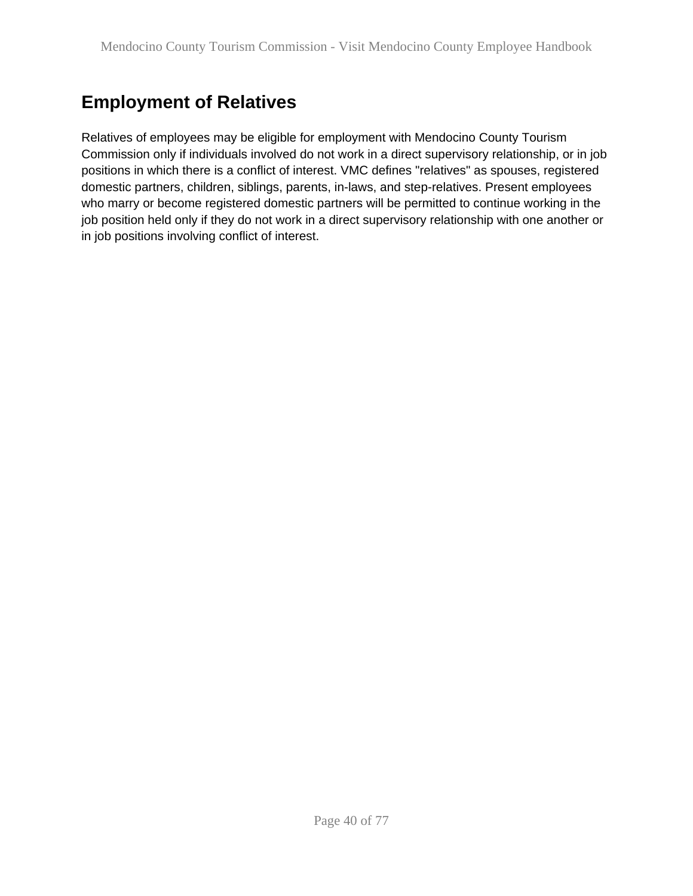## Employment of Relatives

Relatives of employees may be eligible for employment with Mendocino County Tourism Commission only if individuals involved do not work in a direct supervisory relationship, or in job positions in which there is a conflict of interest. VMC defines "relatives" as spouses, registered domestic partners, children, siblings, parents, in-laws, and step-relatives. Present employees who marry or become registered domestic partners will be permitted to continue working in the job position held only if they do not work in a direct supervisory relationship with one another or in job positions involving conflict of interest.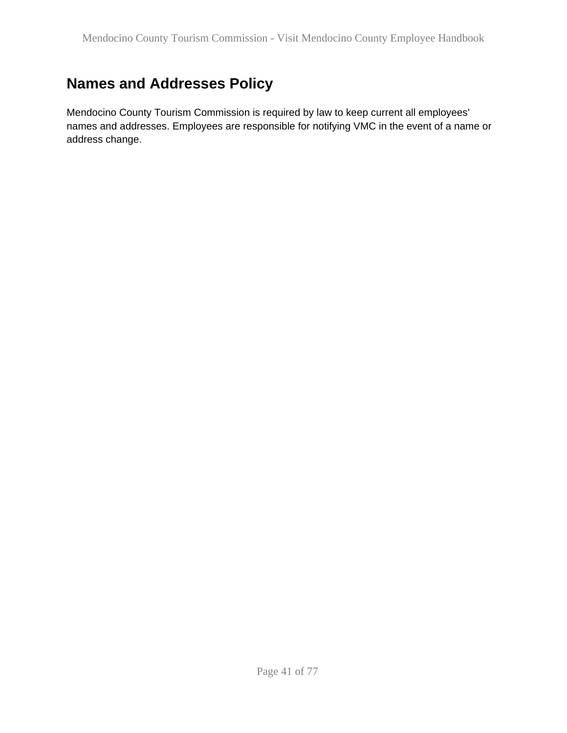## Names and Addresses Policy

Mendocino County Tourism Commission is required by law to keep current all employees' names and addresses. Employees are responsible for notifying VMC in the event of a name or address change.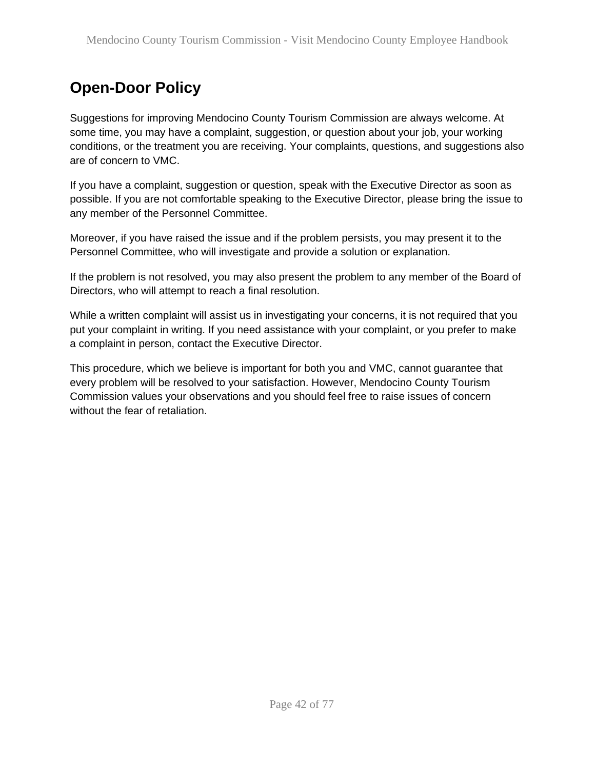## Open-Door Policy

Suggestions for improving Mendocino County Tourism Commission are always welcome. At some time, you may have a complaint, suggestion, or question about your job, your working conditions, or the treatment you are receiving. Your complaints, questions, and suggestions also are of concern to VMC.

If you have a complaint, suggestion or question, speak with the Executive Director as soon as possible. If you are not comfortable speaking to the Executive Director, please bring the issue to any member of the Personnel Committee.

Moreover, if you have raised the issue and if the problem persists, you may present it to the Personnel Committee, who will investigate and provide a solution or explanation.

If the problem is not resolved, you may also present the problem to any member of the Board of Directors, who will attempt to reach a final resolution.

While a written complaint will assist us in investigating your concerns, it is not required that you put your complaint in writing. If you need assistance with your complaint, or you prefer to make a complaint in person, contact the Executive Director.

This procedure, which we believe is important for both you and VMC, cannot guarantee that every problem will be resolved to your satisfaction. However, Mendocino County Tourism Commission values your observations and you should feel free to raise issues of concern without the fear of retaliation.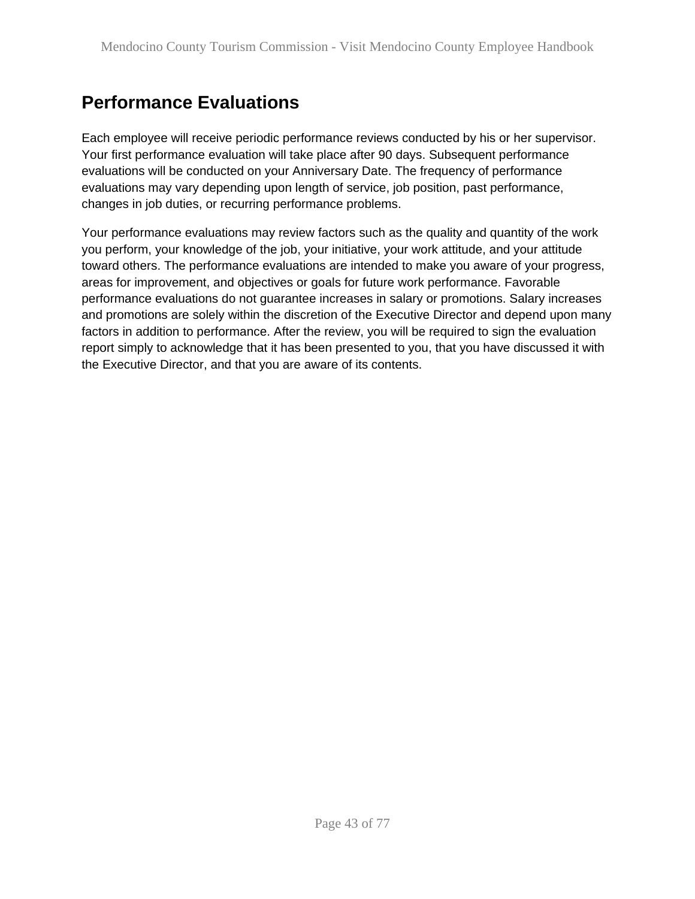## Performance Evaluations

Each employee will receive periodic performance reviews conducted by his or her supervisor. Your first performance evaluation will take place after 90 days. Subsequent performance evaluations will be conducted on your Anniversary Date. The frequency of performance evaluations may vary depending upon length of service, job position, past performance, changes in job duties, or recurring performance problems.

Your performance evaluations may review factors such as the quality and quantity of the work you perform, your knowledge of the job, your initiative, your work attitude, and your attitude toward others. The performance evaluations are intended to make you aware of your progress, areas for improvement, and objectives or goals for future work performance. Favorable performance evaluations do not guarantee increases in salary or promotions. Salary increases and promotions are solely within the discretion of the Executive Director and depend upon many factors in addition to performance. After the review, you will be required to sign the evaluation report simply to acknowledge that it has been presented to you, that you have discussed it with the Executive Director, and that you are aware of its contents.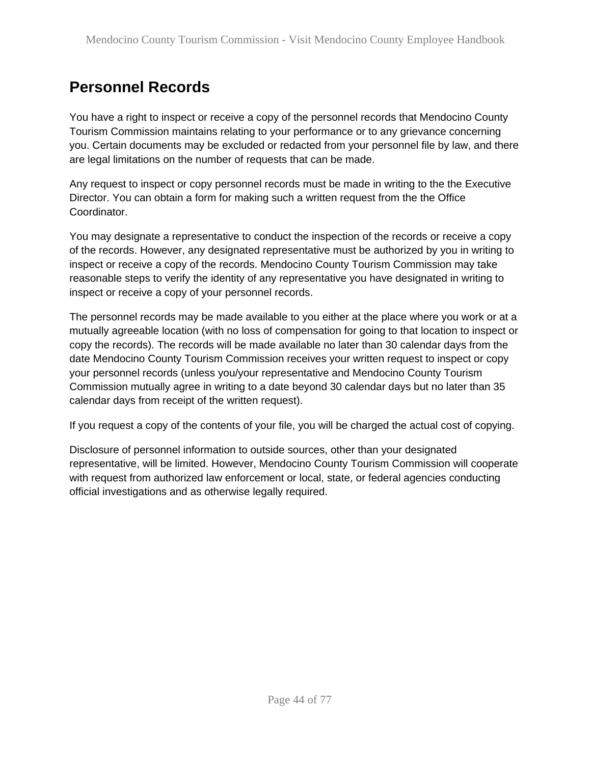## Personnel Records

You have a right to inspect or receive a copy of the personnel records that Mendocino County Tourism Commission maintains relating to your performance or to any grievance concerning you. Certain documents may be excluded or redacted from your personnel file by law, and there are legal limitations on the number of requests that can be made.

Any request to inspect or copy personnel records must be made in writing to the the Executive Director. You can obtain a form for making such a written request from the the Office Coordinator.

You may designate a representative to conduct the inspection of the records or receive a copy of the records. However, any designated representative must be authorized by you in writing to inspect or receive a copy of the records. Mendocino County Tourism Commission may take reasonable steps to verify the identity of any representative you have designated in writing to inspect or receive a copy of your personnel records.

The personnel records may be made available to you either at the place where you work or at a mutually agreeable location (with no loss of compensation for going to that location to inspect or copy the records). The records will be made available no later than 30 calendar days from the date Mendocino County Tourism Commission receives your written request to inspect or copy your personnel records (unless you/your representative and Mendocino County Tourism Commission mutually agree in writing to a date beyond 30 calendar days but no later than 35 calendar days from receipt of the written request).

If you request a copy of the contents of your file, you will be charged the actual cost of copying.

Disclosure of personnel information to outside sources, other than your designated representative, will be limited. However, Mendocino County Tourism Commission will cooperate with request from authorized law enforcement or local, state, or federal agencies conducting official investigations and as otherwise legally required.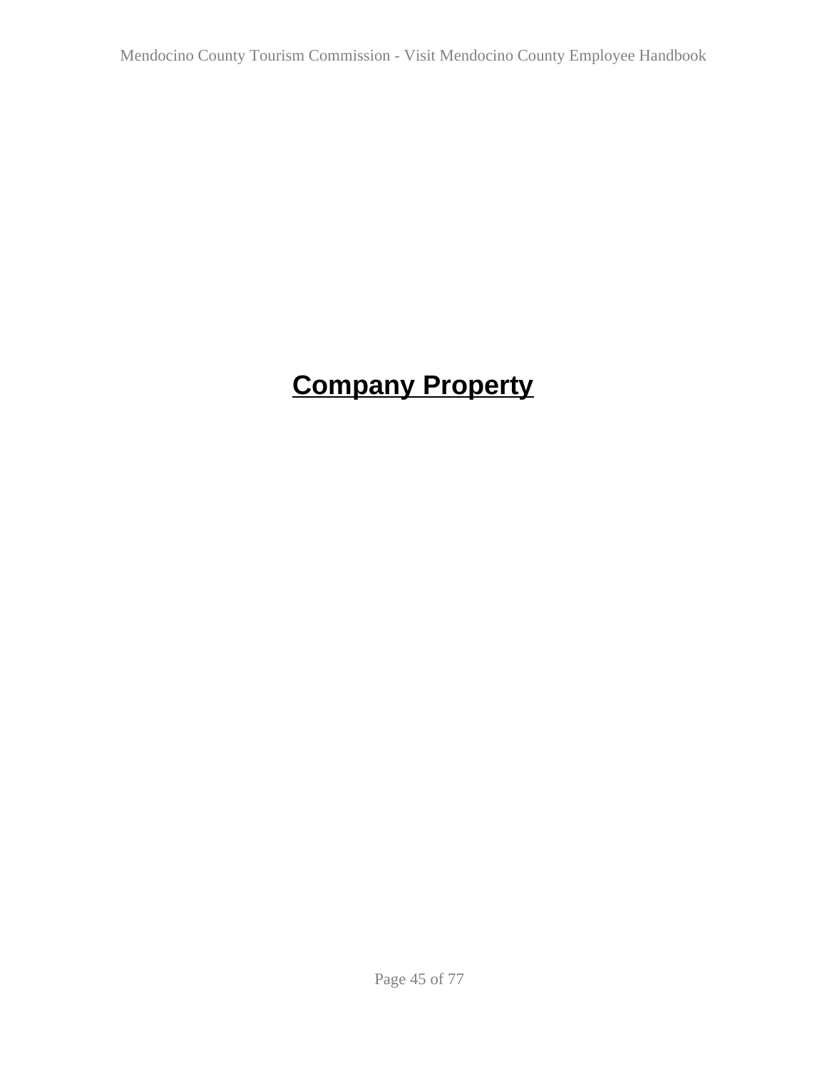# Company Property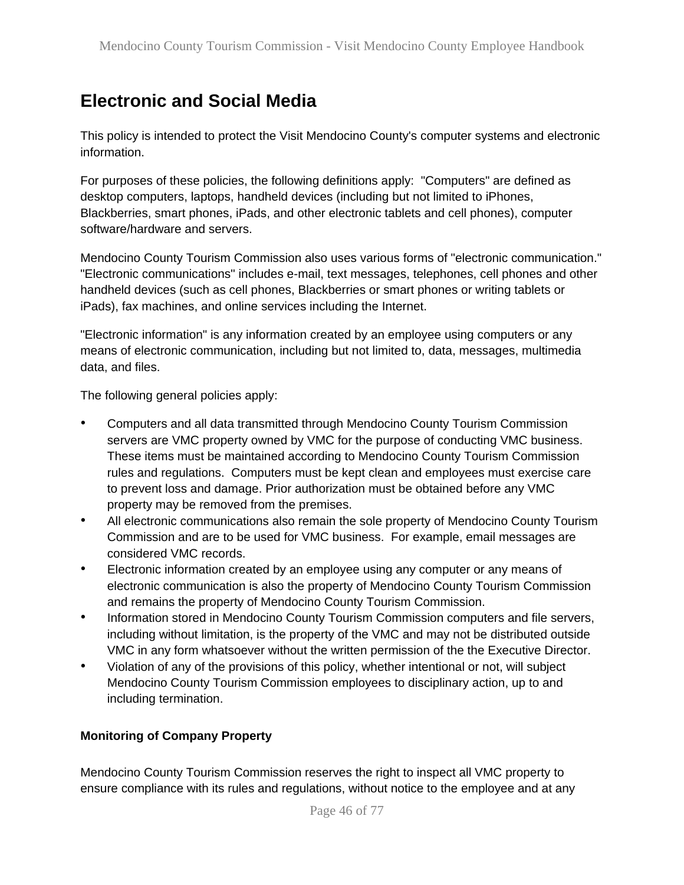## Electronic and Social Media

This policy is intended to protect the Visit Mendocino County's computer systems and electronic information.

For purposes of these policies, the following definitions apply: "Computers" are defined as desktop computers, laptops, handheld devices (including but not limited to iPhones, Blackberries, smart phones, iPads, and other electronic tablets and cell phones), computer software/hardware and servers.

Mendocino County Tourism Commission also uses various forms of "electronic communication." "Electronic communications" includes e-mail, text messages, telephones, cell phones and other handheld devices (such as cell phones, Blackberries or smart phones or writing tablets or iPads), fax machines, and online services including the Internet.

"Electronic information" is any information created by an employee using computers or any means of electronic communication, including but not limited to, data, messages, multimedia data, and files.

The following general policies apply:

- Computers and all data transmitted through Mendocino County Tourism Commission servers are VMC property owned by VMC for the purpose of conducting VMC business. These items must be maintained according to Mendocino County Tourism Commission rules and regulations. Computers must be kept clean and employees must exercise care to prevent loss and damage. Prior authorization must be obtained before any VMC property may be removed from the premises.
- All electronic communications also remain the sole property of Mendocino County Tourism Commission and are to be used for VMC business. For example, email messages are considered VMC records.
- Electronic information created by an employee using any computer or any means of electronic communication is also the property of Mendocino County Tourism Commission and remains the property of Mendocino County Tourism Commission.
- Information stored in Mendocino County Tourism Commission computers and file servers, including without limitation, is the property of the VMC and may not be distributed outside VMC in any form whatsoever without the written permission of the the Executive Director.
- Violation of any of the provisions of this policy, whether intentional or not, will subject Mendocino County Tourism Commission employees to disciplinary action, up to and including termination.

**Monitoring of Company Property**

Mendocino County Tourism Commission reserves the right to inspect all VMC property to ensure compliance with its rules and regulations, without notice to the employee and at any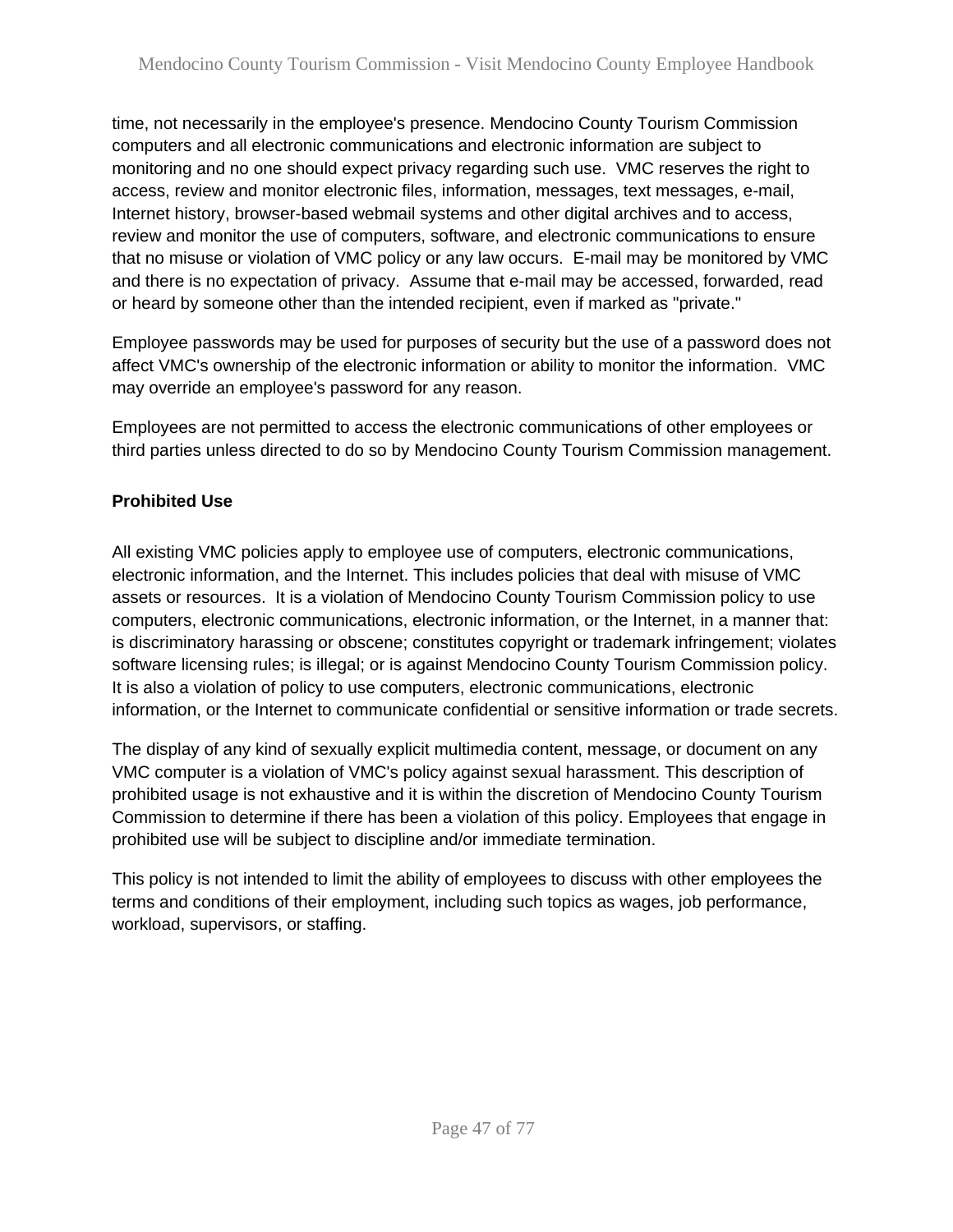time, not necessarily in the employee's presence. Mendocino County Tourism Commission computers and all electronic communications and electronic information are subject to monitoring and no one should expect privacy regarding such use. VMC reserves the right to access, review and monitor electronic files, information, messages, text messages, e-mail, Internet history, browser-based webmail systems and other digital archives and to access, review and monitor the use of computers, software, and electronic communications to ensure that no misuse or violation of VMC policy or any law occurs. E-mail may be monitored by VMC and there is no expectation of privacy. Assume that e-mail may be accessed, forwarded, read or heard by someone other than the intended recipient, even if marked as "private."

Employee passwords may be used for purposes of security but the use of a password does not affect VMC's ownership of the electronic information or ability to monitor the information. VMC may override an employee's password for any reason.

Employees are not permitted to access the electronic communications of other employees or third parties unless directed to do so by Mendocino County Tourism Commission management.

**Prohibited Use**

All existing VMC policies apply to employee use of computers, electronic communications, electronic information, and the Internet. This includes policies that deal with misuse of VMC assets or resources. It is a violation of Mendocino County Tourism Commission policy to use computers, electronic communications, electronic information, or the Internet, in a manner that: is discriminatory harassing or obscene; constitutes copyright or trademark infringement; violates software licensing rules; is illegal; or is against Mendocino County Tourism Commission policy. It is also a violation of policy to use computers, electronic communications, electronic information, or the Internet to communicate confidential or sensitive information or trade secrets.

The display of any kind of sexually explicit multimedia content, message, or document on any VMC computer is a violation of VMC's policy against sexual harassment. This description of prohibited usage is not exhaustive and it is within the discretion of Mendocino County Tourism Commission to determine if there has been a violation of this policy. Employees that engage in prohibited use will be subject to discipline and/or immediate termination.

This policy is not intended to limit the ability of employees to discuss with other employees the terms and conditions of their employment, including such topics as wages, job performance, workload, supervisors, or staffing.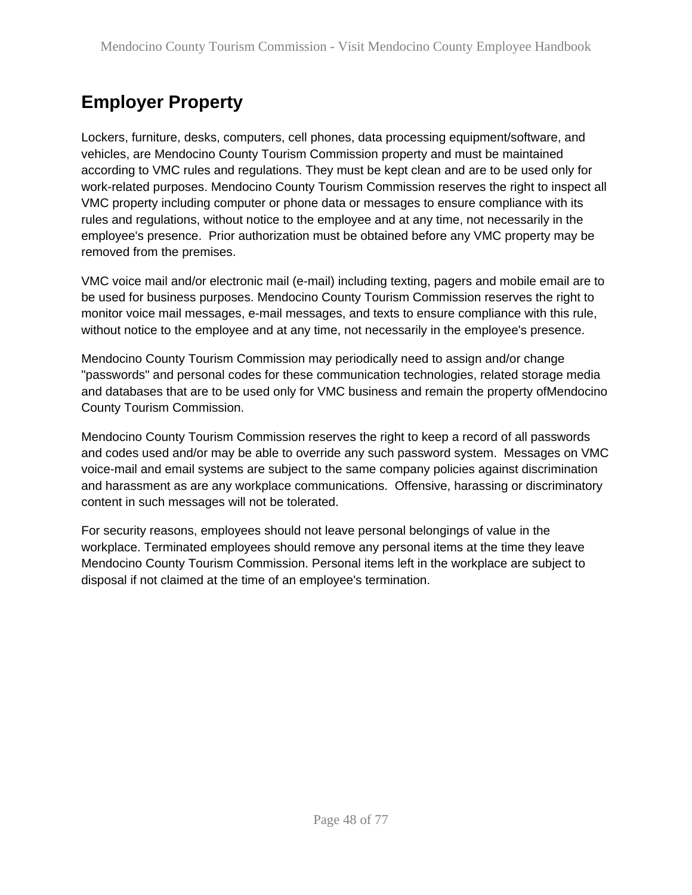## Employer Property

Lockers, furniture, desks, computers, cell phones, data processing equipment/software, and vehicles, are Mendocino County Tourism Commission property and must be maintained according to VMC rules and regulations. They must be kept clean and are to be used only for work-related purposes. Mendocino County Tourism Commission reserves the right to inspect all VMC property including computer or phone data or messages to ensure compliance with its rules and regulations, without notice to the employee and at any time, not necessarily in the employee's presence.  Prior authorization must be obtained before any VMC property may be removed from the premises.

VMC voice mail and/or electronic mail (e-mail) including texting, pagers and mobile email are to be used for business purposes. Mendocino County Tourism Commission reserves the right to monitor voice mail messages, e-mail messages, and texts to ensure compliance with this rule, without notice to the employee and at any time, not necessarily in the employee's presence.

Mendocino County Tourism Commission may periodically need to assign and/or change "passwords" and personal codes for these communication technologies, related storage media and databases that are to be used only for VMC business and remain the property ofMendocino County Tourism Commission.

Mendocino County Tourism Commission reserves the right to keep a record of all passwords and codes used and/or may be able to override any such password system.  Messages on VMC voice-mail and email systems are subject to the same company policies against discrimination and harassment as are any workplace communications.  Offensive, harassing or discriminatory content in such messages will not be tolerated.

For security reasons, employees should not leave personal belongings of value in the workplace. Terminated employees should remove any personal items at the time they leave Mendocino County Tourism Commission. Personal items left in the workplace are subject to disposal if not claimed at the time of an employee's termination.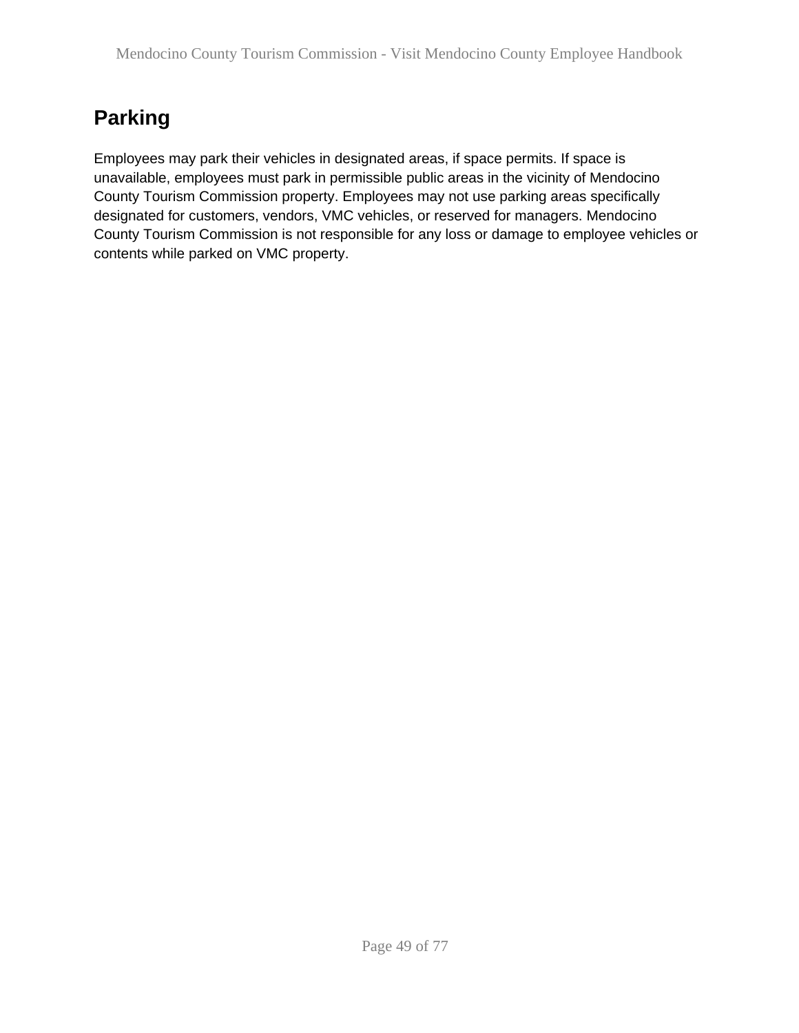## Parking

Employees may park their vehicles in designated areas, if space permits. If space is unavailable, employees must park in permissible public areas in the vicinity of Mendocino County Tourism Commission property. Employees may not use parking areas specifically designated for customers, vendors, VMC vehicles, or reserved for managers. Mendocino County Tourism Commission is not responsible for any loss or damage to employee vehicles or contents while parked on VMC property.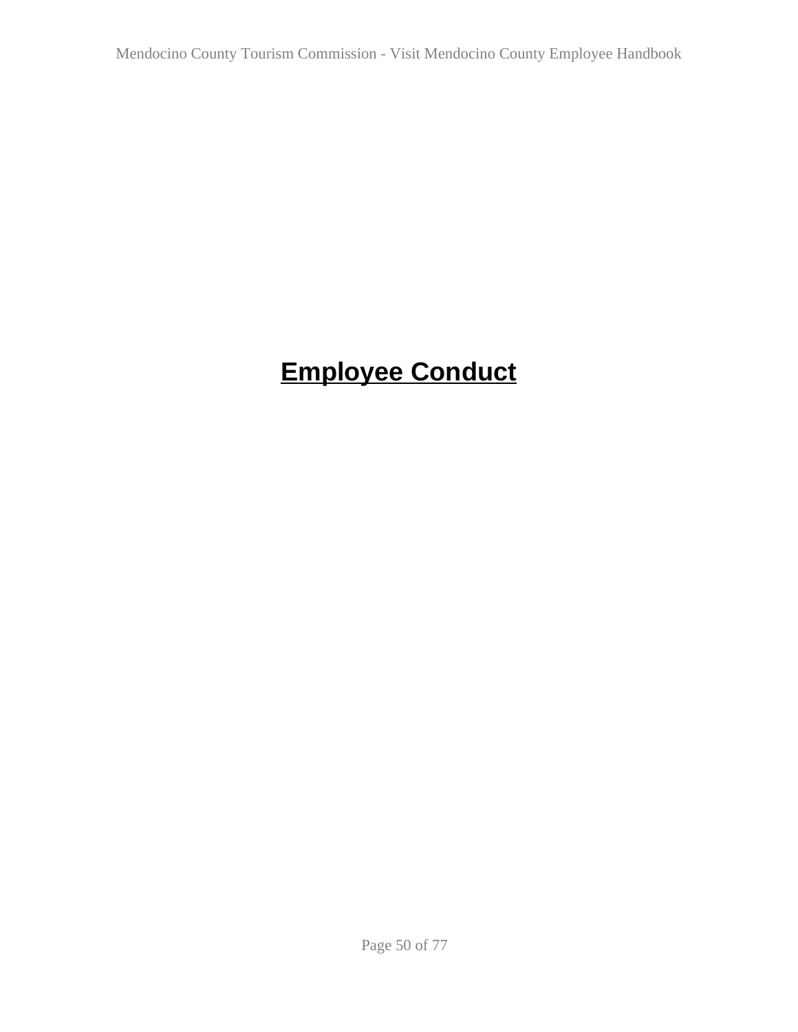# Employee Conduct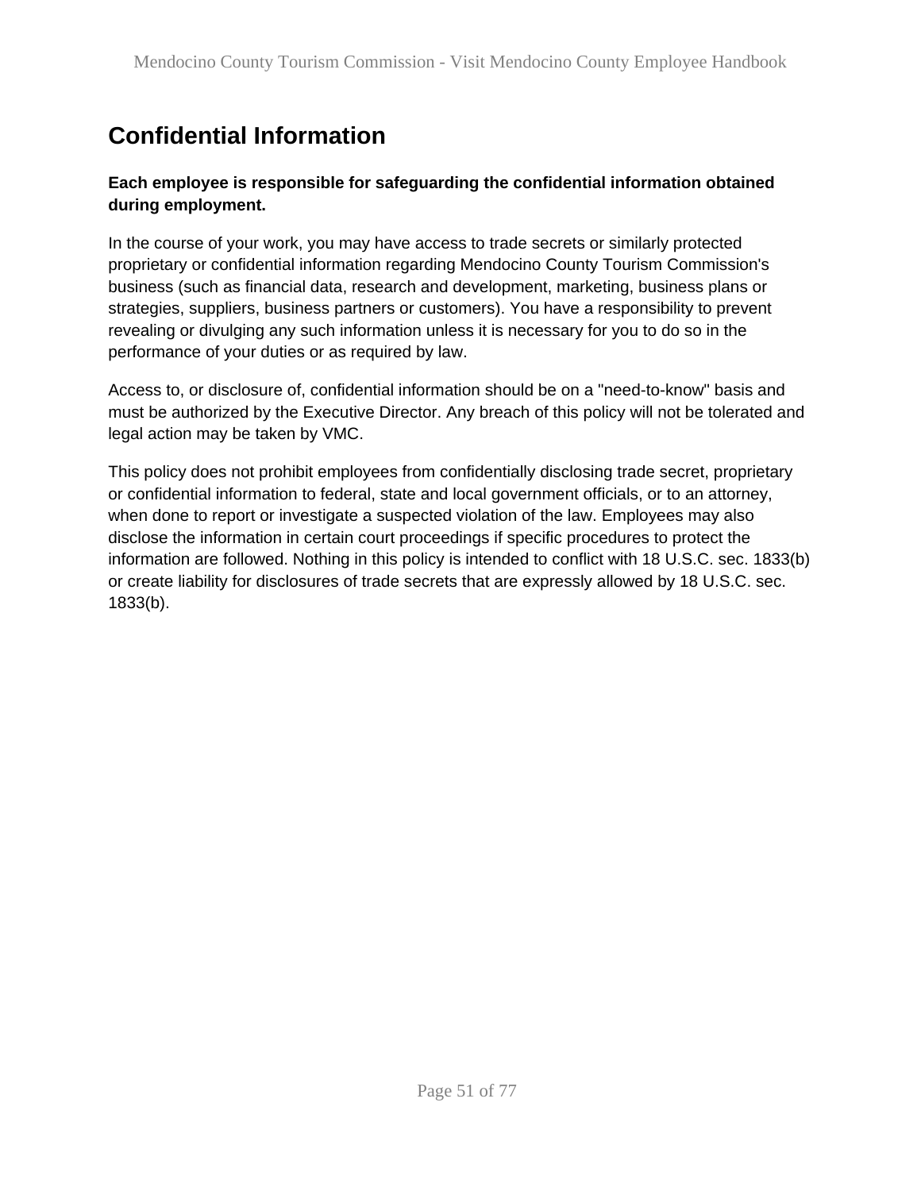## Confidential Information

**Each employee is responsible for safeguarding the confidential information obtained during employment.**

In the course of your work, you may have access to trade secrets or similarly protected proprietary or confidential information regarding Mendocino County Tourism Commission's business (such as financial data, research and development, marketing, business plans or strategies, suppliers, business partners or customers). You have a responsibility to prevent revealing or divulging any such information unless it is necessary for you to do so in the performance of your duties or as required by law.

Access to, or disclosure of, confidential information should be on a "need-to-know" basis and must be authorized by the Executive Director. Any breach of this policy will not be tolerated and legal action may be taken by VMC.

This policy does not prohibit employees from confidentially disclosing trade secret, proprietary or confidential information to federal, state and local government officials, or to an attorney, when done to report or investigate a suspected violation of the law. Employees may also disclose the information in certain court proceedings if specific procedures to protect the information are followed. Nothing in this policy is intended to conflict with 18 U.S.C. sec. 1833(b) or create liability for disclosures of trade secrets that are expressly allowed by 18 U.S.C. sec. 1833(b).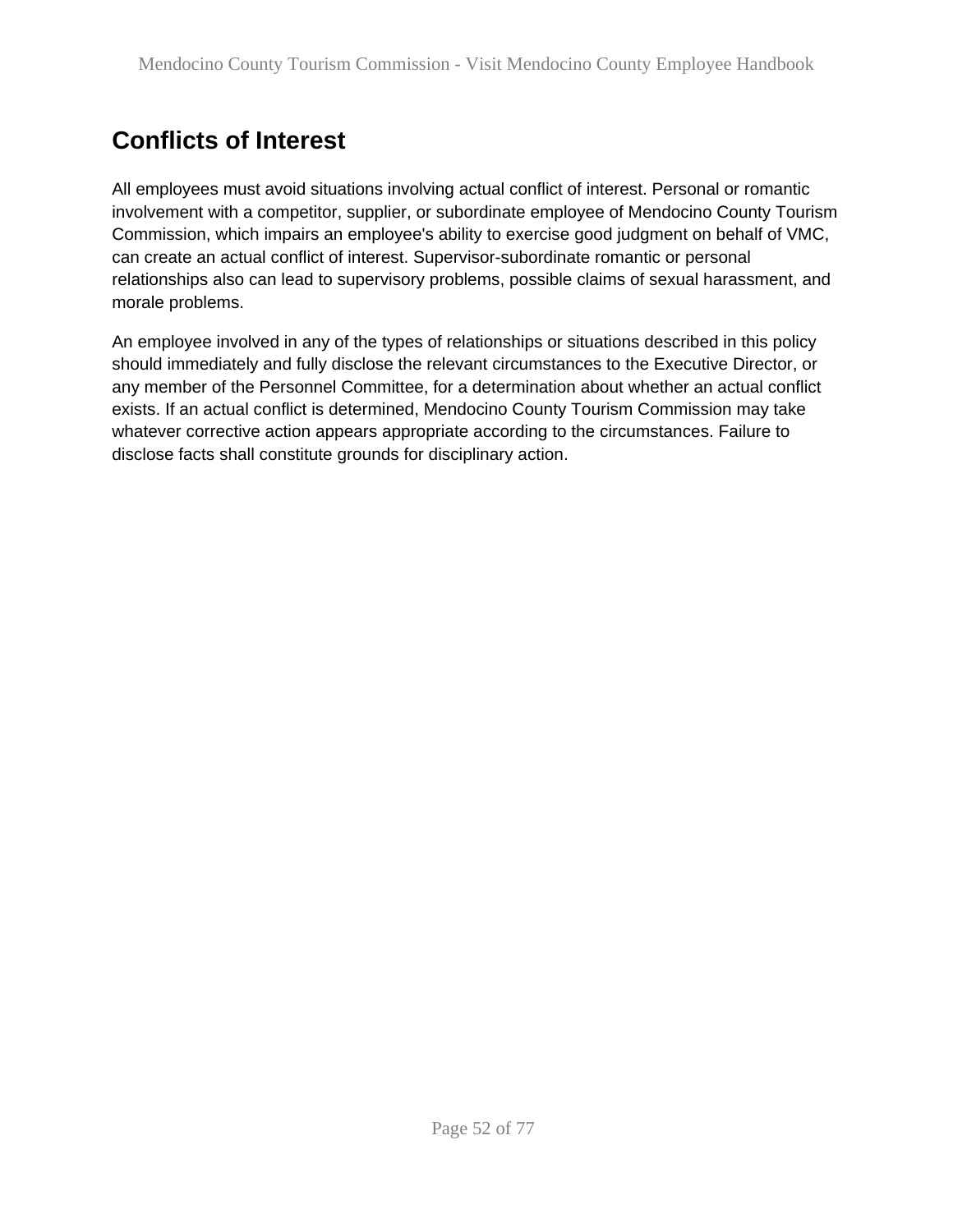## Conflicts of Interest

All employees must avoid situations involving actual conflict of interest. Personal or romantic involvement with a competitor, supplier, or subordinate employee of Mendocino County Tourism Commission, which impairs an employee's ability to exercise good judgment on behalf of VMC, can create an actual conflict of interest. Supervisor-subordinate romantic or personal relationships also can lead to supervisory problems, possible claims of sexual harassment, and morale problems.

An employee involved in any of the types of relationships or situations described in this policy should immediately and fully disclose the relevant circumstances to the Executive Director, or any member of the Personnel Committee, for a determination about whether an actual conflict exists. If an actual conflict is determined, Mendocino County Tourism Commission may take whatever corrective action appears appropriate according to the circumstances. Failure to disclose facts shall constitute grounds for disciplinary action.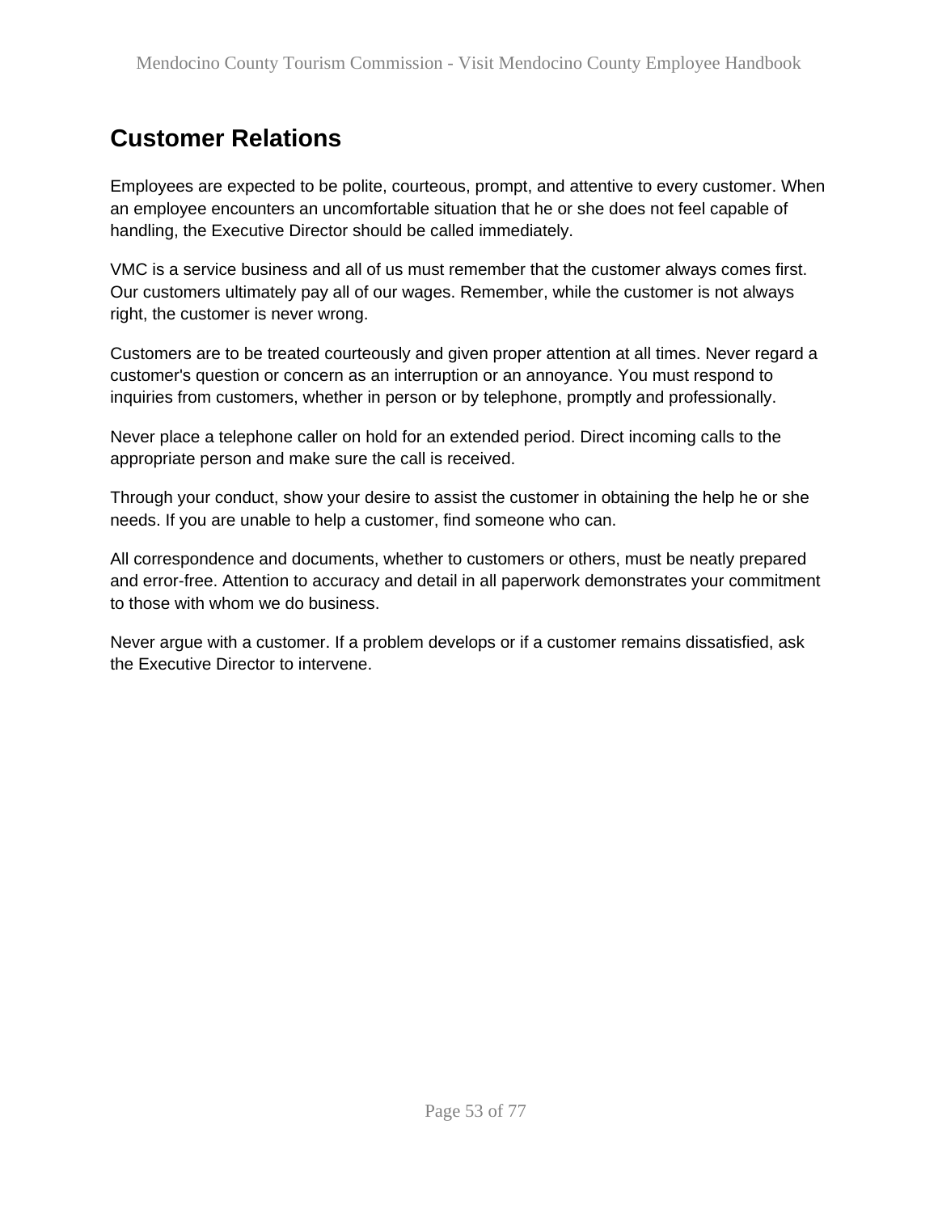## Customer Relations

Employees are expected to be polite, courteous, prompt, and attentive to every customer. When an employee encounters an uncomfortable situation that he or she does not feel capable of handling, the Executive Director should be called immediately.

VMC is a service business and all of us must remember that the customer always comes first. Our customers ultimately pay all of our wages. Remember, while the customer is not always right, the customer is never wrong.

Customers are to be treated courteously and given proper attention at all times. Never regard a customer's question or concern as an interruption or an annoyance. You must respond to inquiries from customers, whether in person or by telephone, promptly and professionally.

Never place a telephone caller on hold for an extended period. Direct incoming calls to the appropriate person and make sure the call is received.

Through your conduct, show your desire to assist the customer in obtaining the help he or she needs. If you are unable to help a customer, find someone who can.

All correspondence and documents, whether to customers or others, must be neatly prepared and error-free. Attention to accuracy and detail in all paperwork demonstrates your commitment to those with whom we do business.

Never argue with a customer. If a problem develops or if a customer remains dissatisfied, ask the Executive Director to intervene.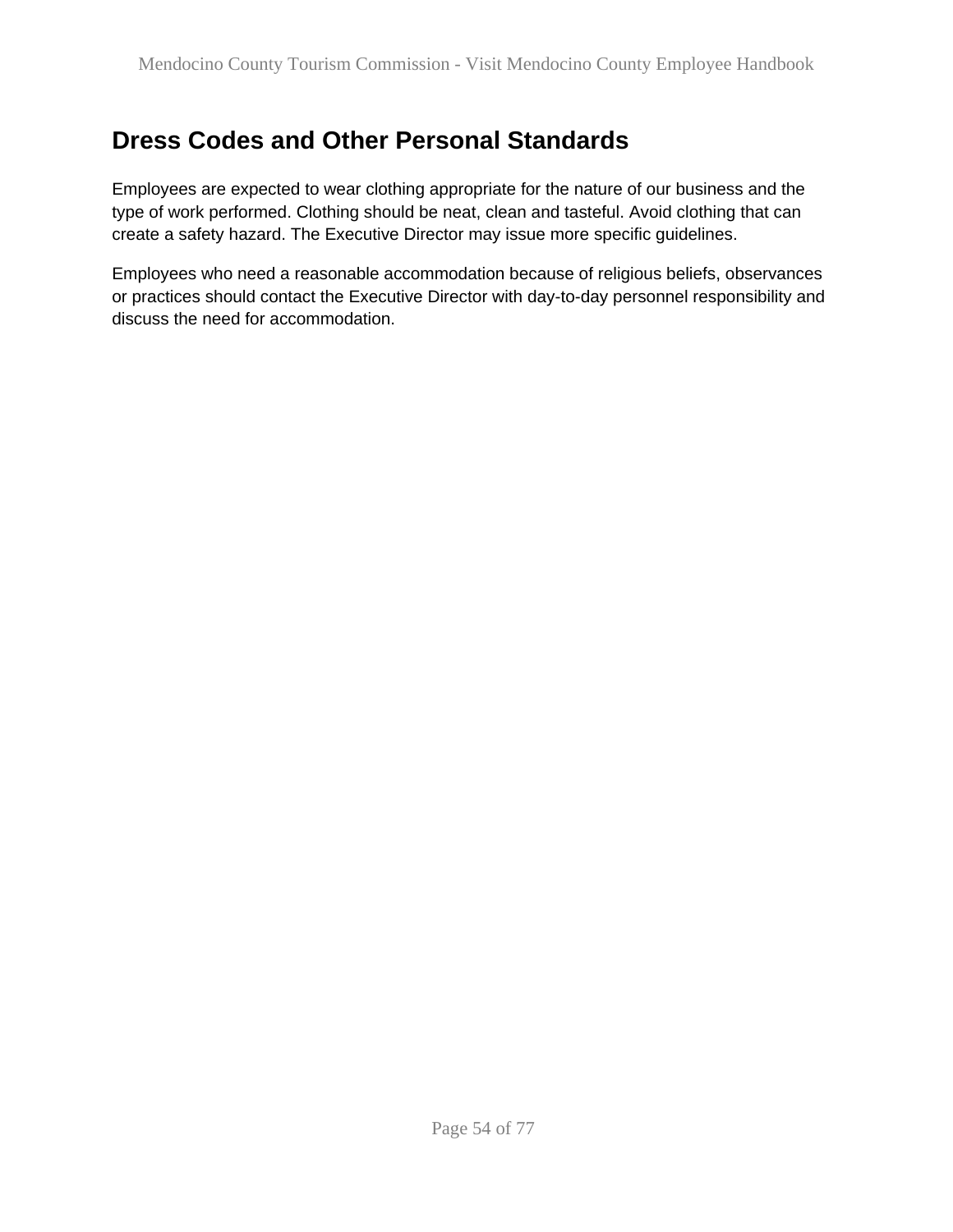## Dress Codes and Other Personal Standards

Employees are expected to wear clothing appropriate for the nature of our business and the type of work performed. Clothing should be neat, clean and tasteful. Avoid clothing that can create a safety hazard. The Executive Director may issue more specific guidelines.

Employees who need a reasonable accommodation because of religious beliefs, observances or practices should contact the Executive Director with day-to-day personnel responsibility and discuss the need for accommodation.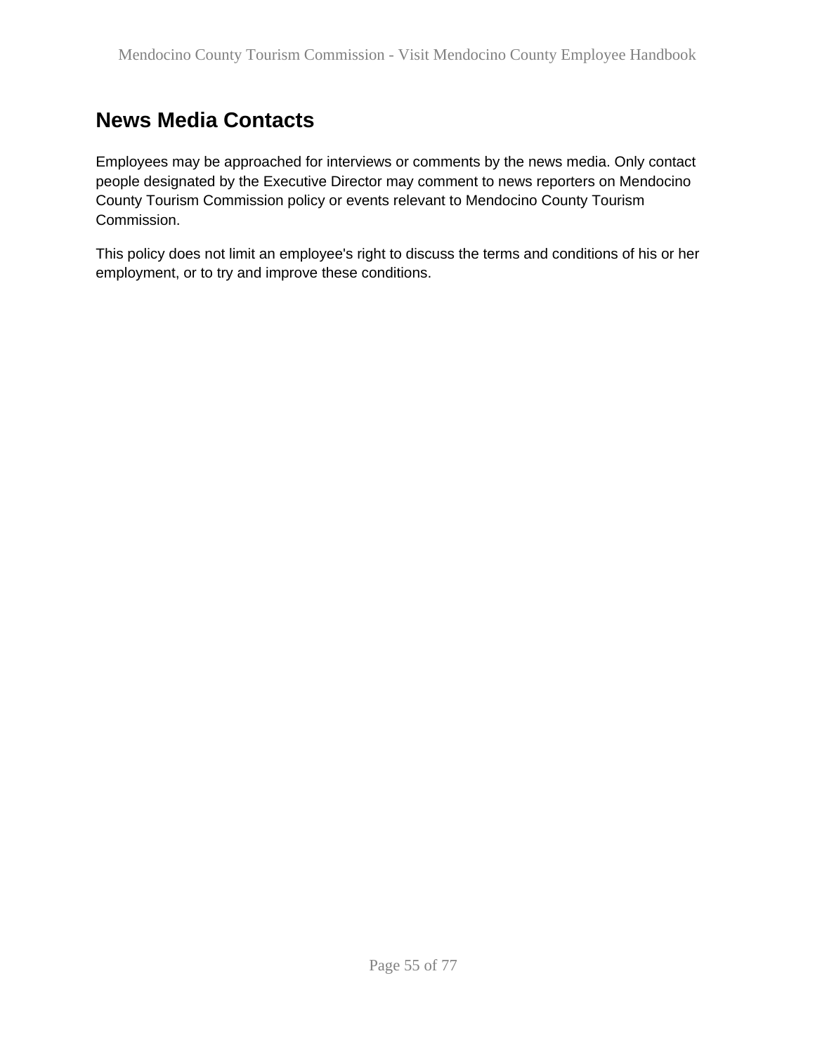## News Media Contacts

Employees may be approached for interviews or comments by the news media. Only contact people designated by the Executive Director may comment to news reporters on Mendocino County Tourism Commission policy or events relevant to Mendocino County Tourism Commission.

This policy does not limit an employee's right to discuss the terms and conditions of his or her employment, or to try and improve these conditions.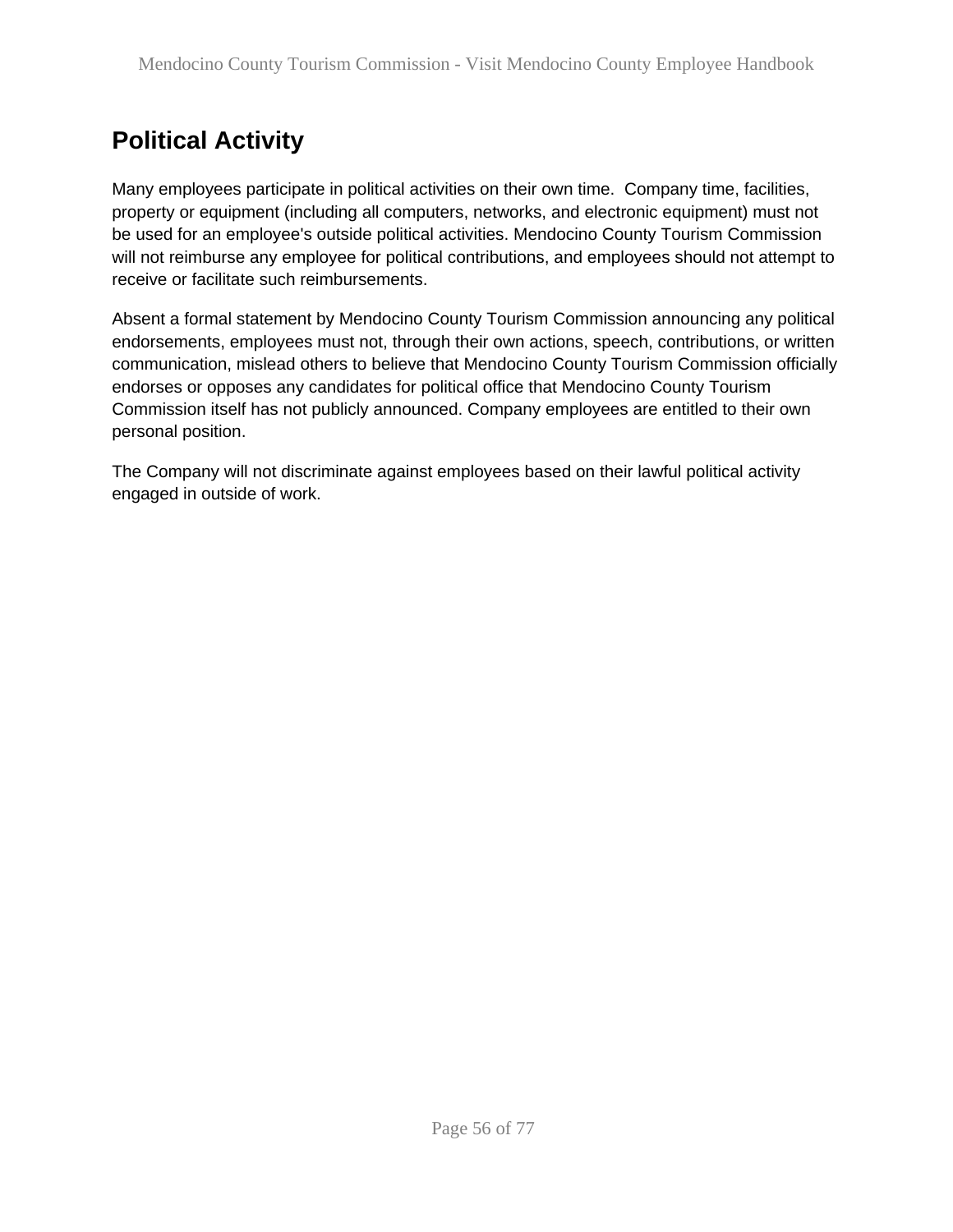## Political Activity

Many employees participate in political activities on their own time. Company time, facilities, property or equipment (including all computers, networks, and electronic equipment) must not be used for an employee's outside political activities. Mendocino County Tourism Commission will not reimburse any employee for political contributions, and employees should not attempt to receive or facilitate such reimbursements.

Absent a formal statement by Mendocino County Tourism Commission announcing any political endorsements, employees must not, through their own actions, speech, contributions, or written communication, mislead others to believe that Mendocino County Tourism Commission officially endorses or opposes any candidates for political office that Mendocino County Tourism Commission itself has not publicly announced. Company employees are entitled to their own personal position.

The Company will not discriminate against employees based on their lawful political activity engaged in outside of work.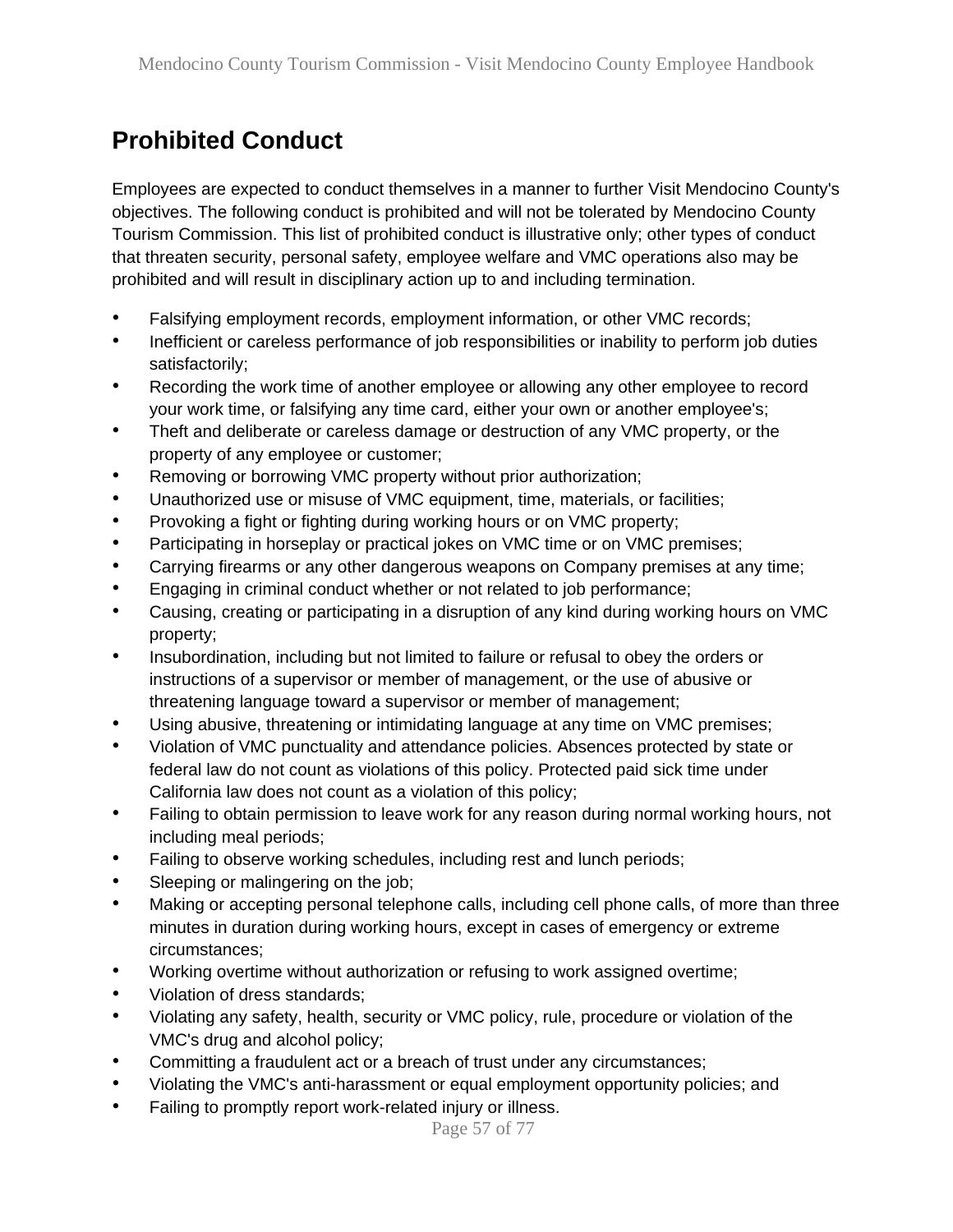## Prohibited Conduct

Employees are expected to conduct themselves in a manner to further Visit Mendocino County's objectives. The following conduct is prohibited and will not be tolerated by Mendocino County Tourism Commission. This list of prohibited conduct is illustrative only; other types of conduct that threaten security, personal safety, employee welfare and VMC operations also may be prohibited and will result in disciplinary action up to and including termination.

- Falsifying employment records, employment information, or other VMC records;
- Inefficient or careless performance of job responsibilities or inability to perform job duties satisfactorily;
- Recording the work time of another employee or allowing any other employee to record your work time, or falsifying any time card, either your own or another employee's;
- Theft and deliberate or careless damage or destruction of any VMC property, or the property of any employee or customer;
- Removing or borrowing VMC property without prior authorization;
- Unauthorized use or misuse of VMC equipment, time, materials, or facilities;
- Provoking a fight or fighting during working hours or on VMC property;
- Participating in horseplay or practical jokes on VMC time or on VMC premises;
- Carrying firearms or any other dangerous weapons on Company premises at any time;
- Engaging in criminal conduct whether or not related to job performance;
- Causing, creating or participating in a disruption of any kind during working hours on VMC property;
- Insubordination, including but not limited to failure or refusal to obey the orders or instructions of a supervisor or member of management, or the use of abusive or threatening language toward a supervisor or member of management;
- Using abusive, threatening or intimidating language at any time on VMC premises;
- Violation of VMC punctuality and attendance policies. Absences protected by state or federal law do not count as violations of this policy. Protected paid sick time under California law does not count as a violation of this policy;
- Failing to obtain permission to leave work for any reason during normal working hours, not including meal periods;
- Failing to observe working schedules, including rest and lunch periods;
- Sleeping or malingering on the job;
- Making or accepting personal telephone calls, including cell phone calls, of more than three minutes in duration during working hours, except in cases of emergency or extreme circumstances;
- Working overtime without authorization or refusing to work assigned overtime;
- Violation of dress standards;
- Violating any safety, health, security or VMC policy, rule, procedure or violation of the VMC's drug and alcohol policy;
- Committing a fraudulent act or a breach of trust under any circumstances;
- Violating the VMC's anti-harassment or equal employment opportunity policies; and
- Failing to promptly report work-related injury or illness.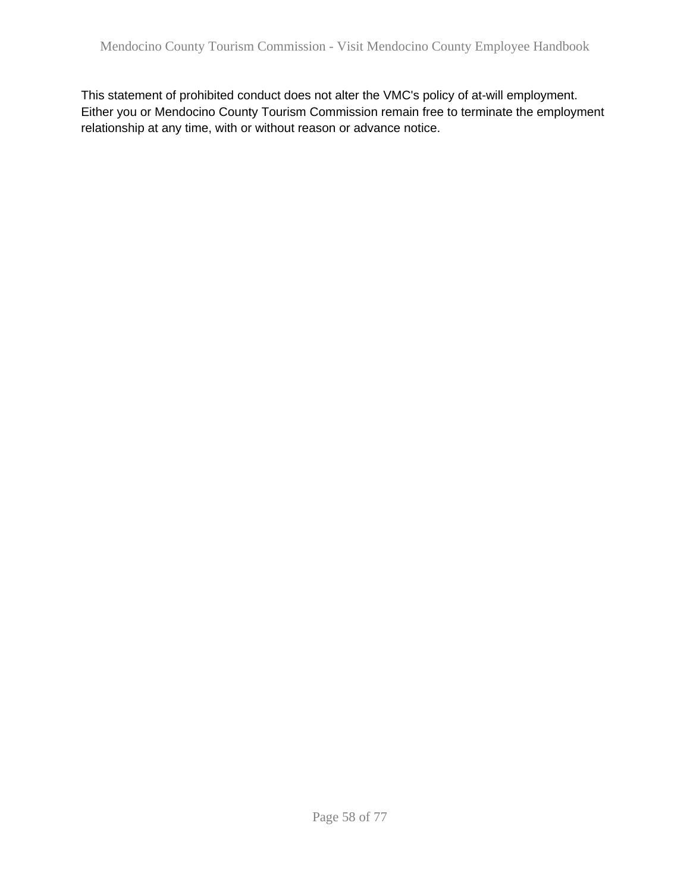This statement of prohibited conduct does not alter the VMC's policy of at-will employment. Either you or Mendocino County Tourism Commission remain free to terminate the employment relationship at any time, with or without reason or advance notice.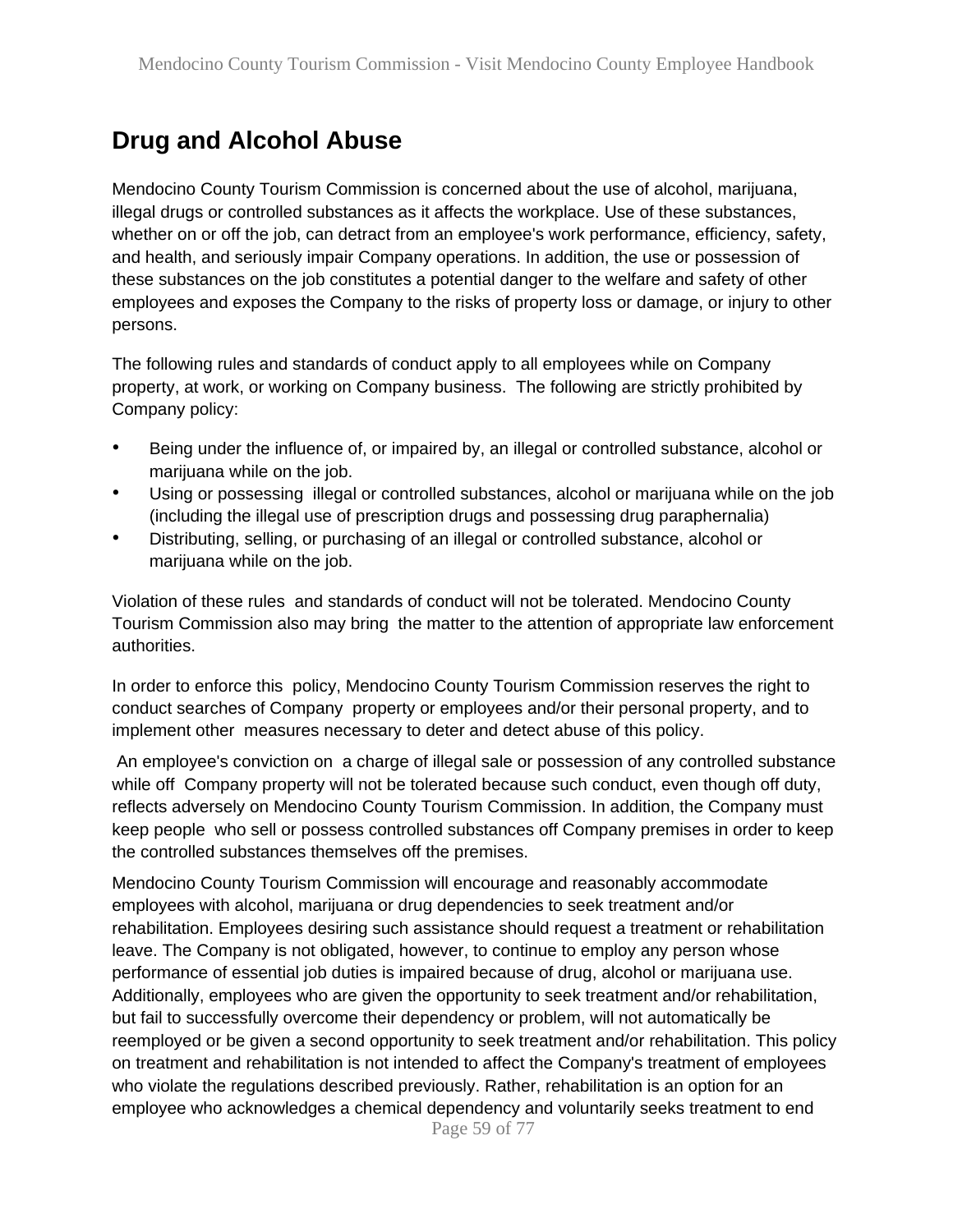# Drug and Alcohol Abuse

Mendocino County Tourism Commission is concerned about the use of alcohol, marijuana, illegal drugs or controlled substances as it affects the workplace. Use of these substances, whether on or off the job, can detract from an employee's work performance, efficiency, safety, and health, and seriously impair Company operations. In addition, the use or possession of these substances on the job constitutes a potential danger to the welfare and safety of other employees and exposes the Company to the risks of property loss or damage, or injury to other persons.

The following rules and standards of conduct apply to all employees while on Company property, at work, or working on Company business. The following are strictly prohibited by Company policy:

- Being under the influence of, or impaired by, an illegal or controlled substance, alcohol or marijuana while on the job.
- Using or possessing illegal or controlled substances, alcohol or marijuana while on the job (including the illegal use of prescription drugs and possessing drug paraphernalia)
- Distributing, selling, or purchasing of an illegal or controlled substance, alcohol or marijuana while on the job.

Violation of these rules and standards of conduct will not be tolerated. Mendocino County Tourism Commission also may bring the matter to the attention of appropriate law enforcement authorities.

In order to enforce this policy, Mendocino County Tourism Commission reserves the right to conduct searches of Company property or employees and/or their personal property, and to implement other measures necessary to deter and detect abuse of this policy.

An employee's conviction on a charge of illegal sale or possession of any controlled substance while off Company property will not be tolerated because such conduct, even though off duty, reflects adversely on Mendocino County Tourism Commission. In addition, the Company must keep people who sell or possess controlled substances off Company premises in order to keep the controlled substances themselves off the premises.

Mendocino County Tourism Commission will encourage and reasonably accommodate employees with alcohol, marijuana or drug dependencies to seek treatment and/or rehabilitation. Employees desiring such assistance should request a treatment or rehabilitation leave. The Company is not obligated, however, to continue to employ any person whose performance of essential job duties is impaired because of drug, alcohol or marijuana use. Additionally, employees who are given the opportunity to seek treatment and/or rehabilitation, but fail to successfully overcome their dependency or problem, will not automatically be reemployed or be given a second opportunity to seek treatment and/or rehabilitation. This policy on treatment and rehabilitation is not intended to affect the Company's treatment of employees who violate the regulations described previously. Rather, rehabilitation is an option for an employee who acknowledges a chemical dependency and voluntarily seeks treatment to end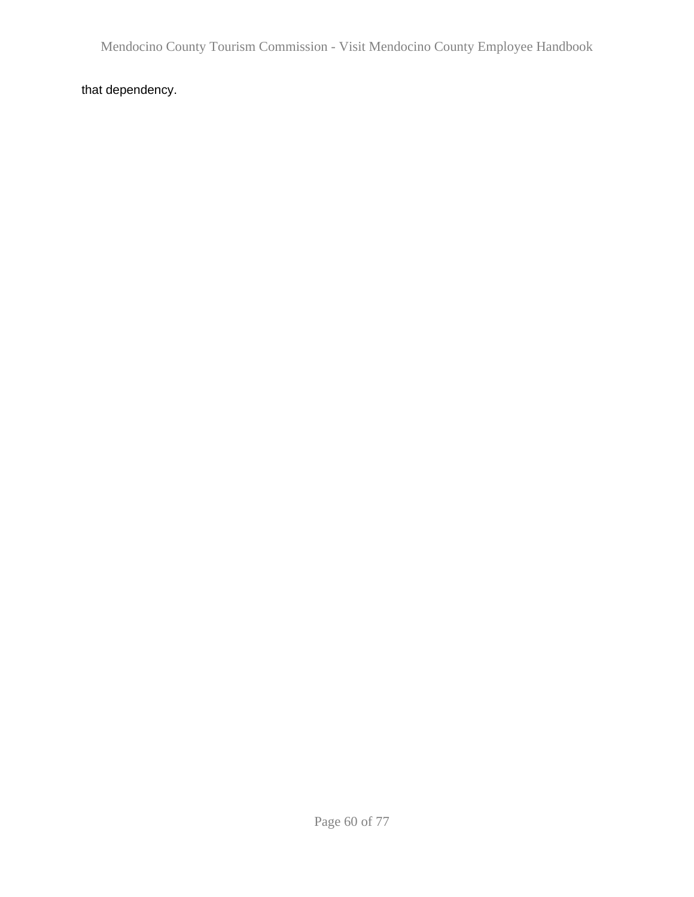that dependency.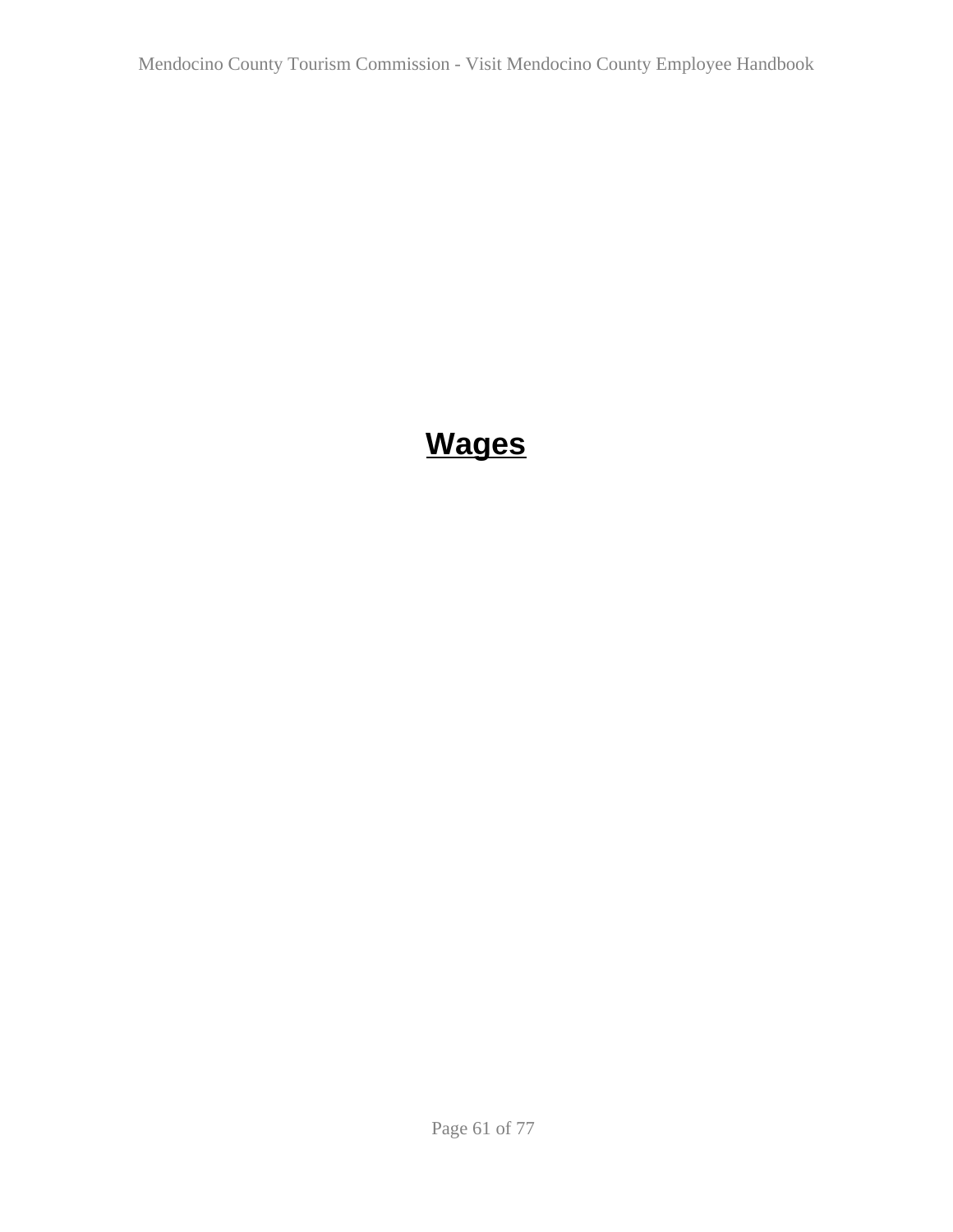# Wages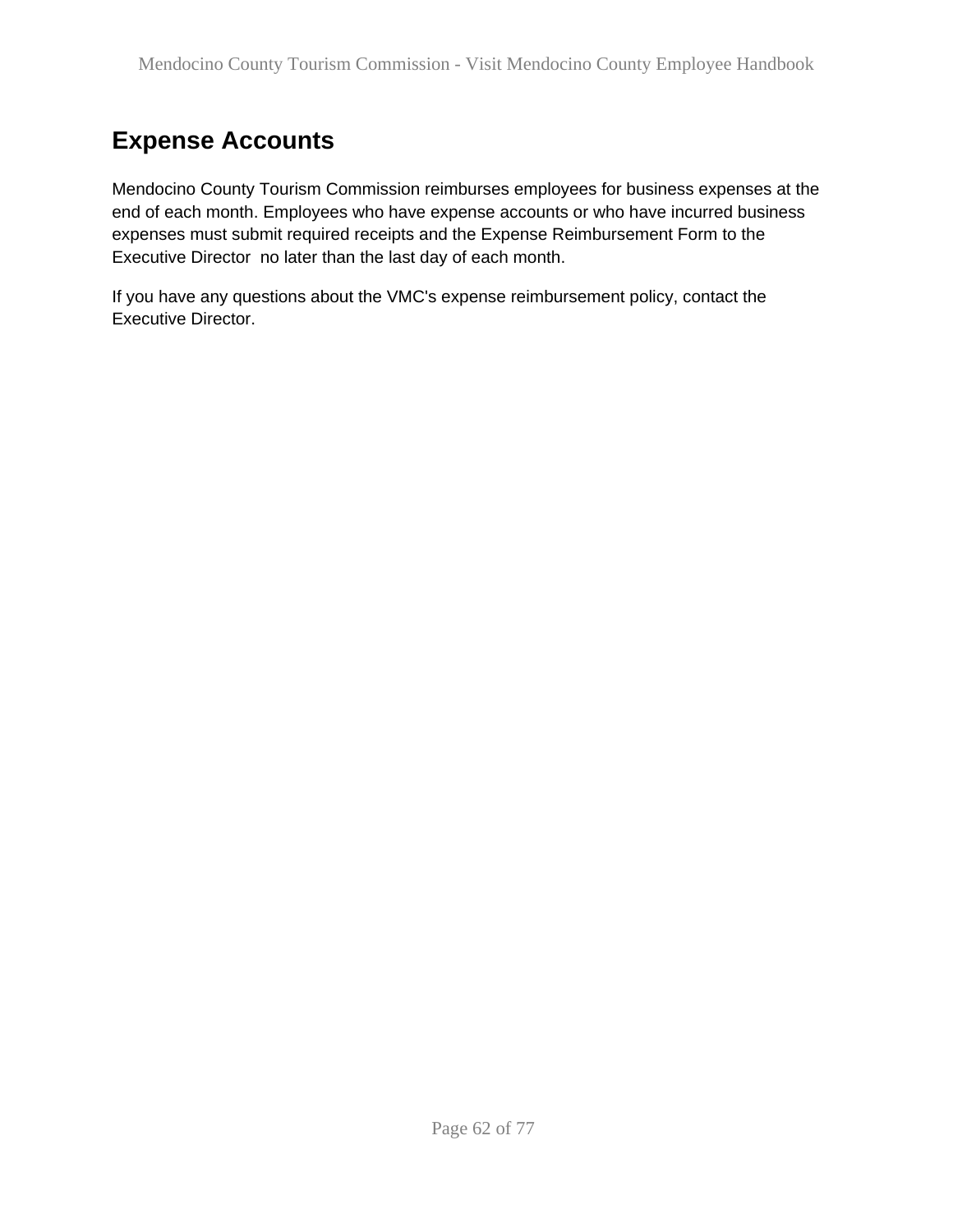## Expense Accounts

Mendocino County Tourism Commission reimburses employees for business expenses at the end of each month. Employees who have expense accounts or who have incurred business expenses must submit required receipts and the Expense Reimbursement Form to the Executive Director  no later than the last day of each month.

If you have any questions about the VMC's expense reimbursement policy, contact the Executive Director.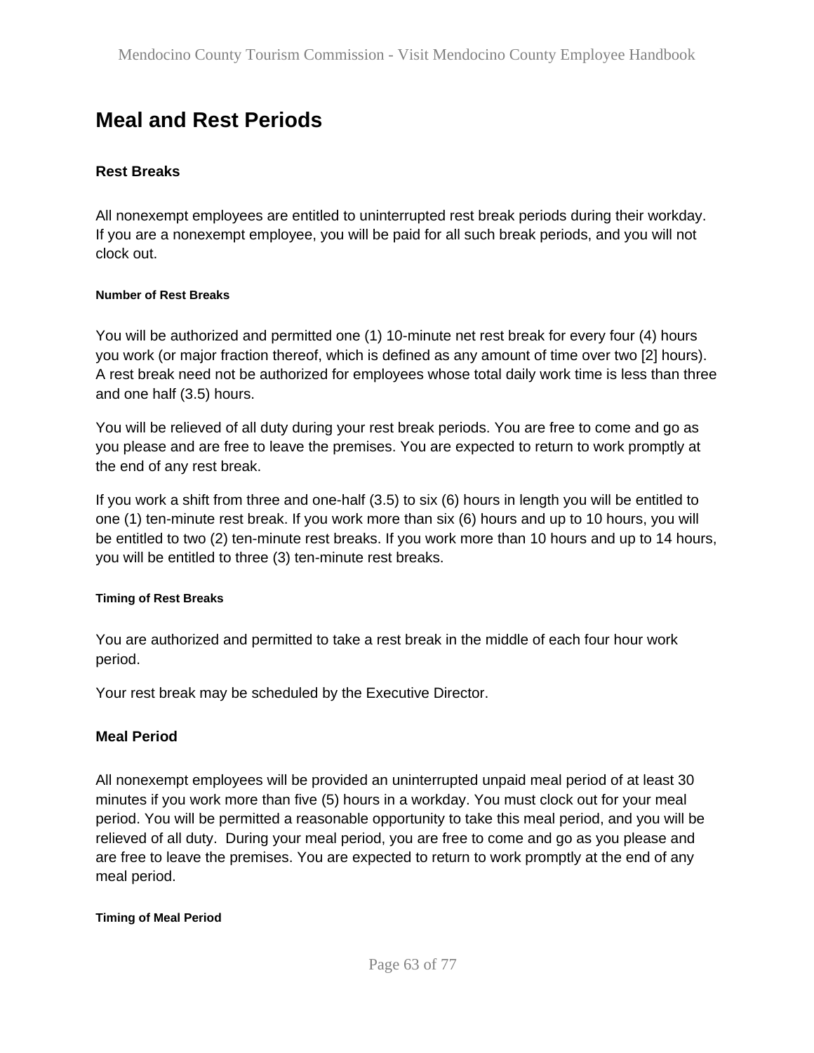# Meal and Rest Periods

## Rest Breaks

All nonexempt employees are entitled to uninterrupted rest break periods during their workday. If you are a nonexempt employee, you will be paid for all such break periods, and you will not clock out.

#### Number of Rest Breaks

You will be authorized and permitted one (1) 10-minute net rest break for every four (4) hours you work (or major fraction thereof, which is defined as any amount of time over two [2] hours). A rest break need not be authorized for employees whose total daily work time is less than three and one half (3.5) hours.

You will be relieved of all duty during your rest break periods. You are free to come and go as you please and are free to leave the premises. You are expected to return to work promptly at the end of any rest break.

If you work a shift from three and one-half (3.5) to six (6) hours in length you will be entitled to one (1) ten-minute rest break. If you work more than six (6) hours and up to 10 hours, you will be entitled to two (2) ten-minute rest breaks. If you work more than 10 hours and up to 14 hours, you will be entitled to three (3) ten-minute rest breaks.

#### Timing of Rest Breaks

You are authorized and permitted to take a rest break in the middle of each four hour work period.

Your rest break may be scheduled by the Executive Director.

## Meal Period

All nonexempt employees will be provided an uninterrupted unpaid meal period of at least 30 minutes if you work more than five (5) hours in a workday. You must clock out for your meal period. You will be permitted a reasonable opportunity to take this meal period, and you will be relieved of all duty. During your meal period, you are free to come and go as you please and are free to leave the premises. You are expected to return to work promptly at the end of any meal period.

#### Timing of Meal Period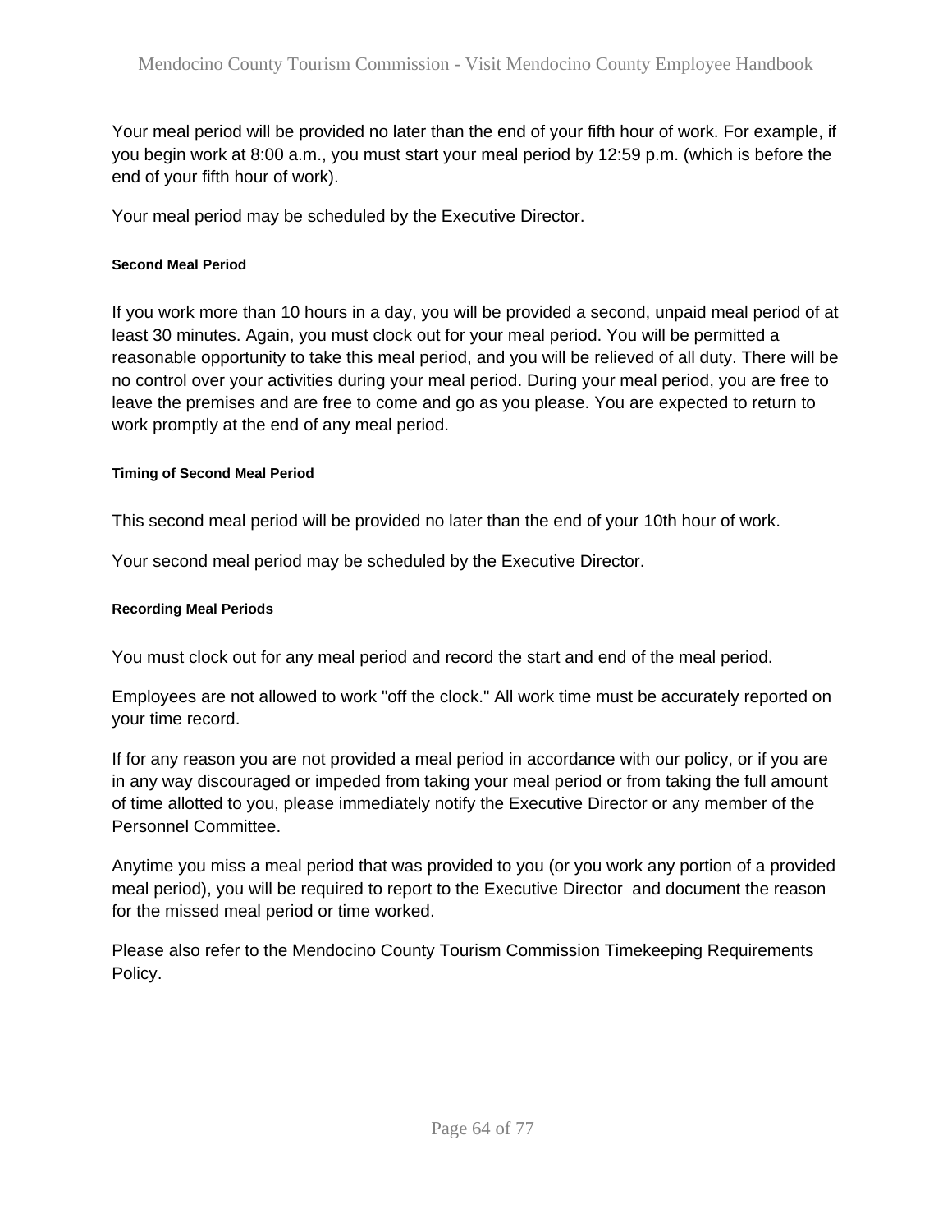Your meal period will be provided no later than the end of your fifth hour of work. For example, if you begin work at 8:00 a.m., you must start your meal period by 12:59 p.m. (which is before the end of your fifth hour of work).

Your meal period may be scheduled by the Executive Director.

#### Second Meal Period

If you work more than 10 hours in a day, you will be provided a second, unpaid meal period of at least 30 minutes. Again, you must clock out for your meal period. You will be permitted a reasonable opportunity to take this meal period, and you will be relieved of all duty. There will be no control over your activities during your meal period. During your meal period, you are free to leave the premises and are free to come and go as you please. You are expected to return to work promptly at the end of any meal period.

#### Timing of Second Meal Period

This second meal period will be provided no later than the end of your 10th hour of work.

Your second meal period may be scheduled by the Executive Director.

#### Recording Meal Periods

You must clock out for any meal period and record the start and end of the meal period.

Employees are not allowed to work "off the clock." All work time must be accurately reported on your time record.

If for any reason you are not provided a meal period in accordance with our policy, or if you are in any way discouraged or impeded from taking your meal period or from taking the full amount of time allotted to you, please immediately notify the Executive Director or any member of the Personnel Committee.

Anytime you miss a meal period that was provided to you (or you work any portion of a provided meal period), you will be required to report to the Executive Director and document the reason for the missed meal period or time worked.

Please also refer to the Mendocino County Tourism Commission Timekeeping Requirements Policy.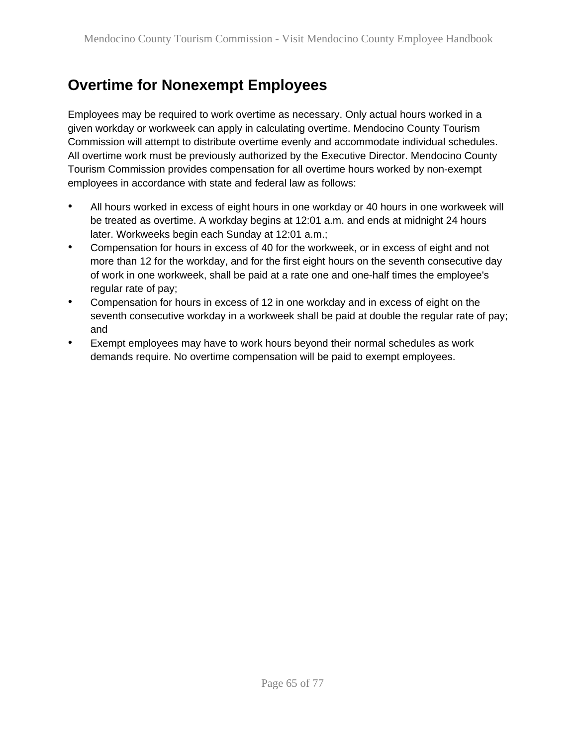## Overtime for Nonexempt Employees

Employees may be required to work overtime as necessary. Only actual hours worked in a given workday or workweek can apply in calculating overtime. Mendocino County Tourism Commission will attempt to distribute overtime evenly and accommodate individual schedules. All overtime work must be previously authorized by the Executive Director. Mendocino County Tourism Commission provides compensation for all overtime hours worked by non-exempt employees in accordance with state and federal law as follows:

- All hours worked in excess of eight hours in one workday or 40 hours in one workweek will be treated as overtime. A workday begins at 12:01 a.m. and ends at midnight 24 hours later. Workweeks begin each Sunday at 12:01 a.m.;
- Compensation for hours in excess of 40 for the workweek, or in excess of eight and not more than 12 for the workday, and for the first eight hours on the seventh consecutive day of work in one workweek, shall be paid at a rate one and one-half times the employee's regular rate of pay;
- Compensation for hours in excess of 12 in one workday and in excess of eight on the seventh consecutive workday in a workweek shall be paid at double the regular rate of pay; and
- Exempt employees may have to work hours beyond their normal schedules as work demands require. No overtime compensation will be paid to exempt employees.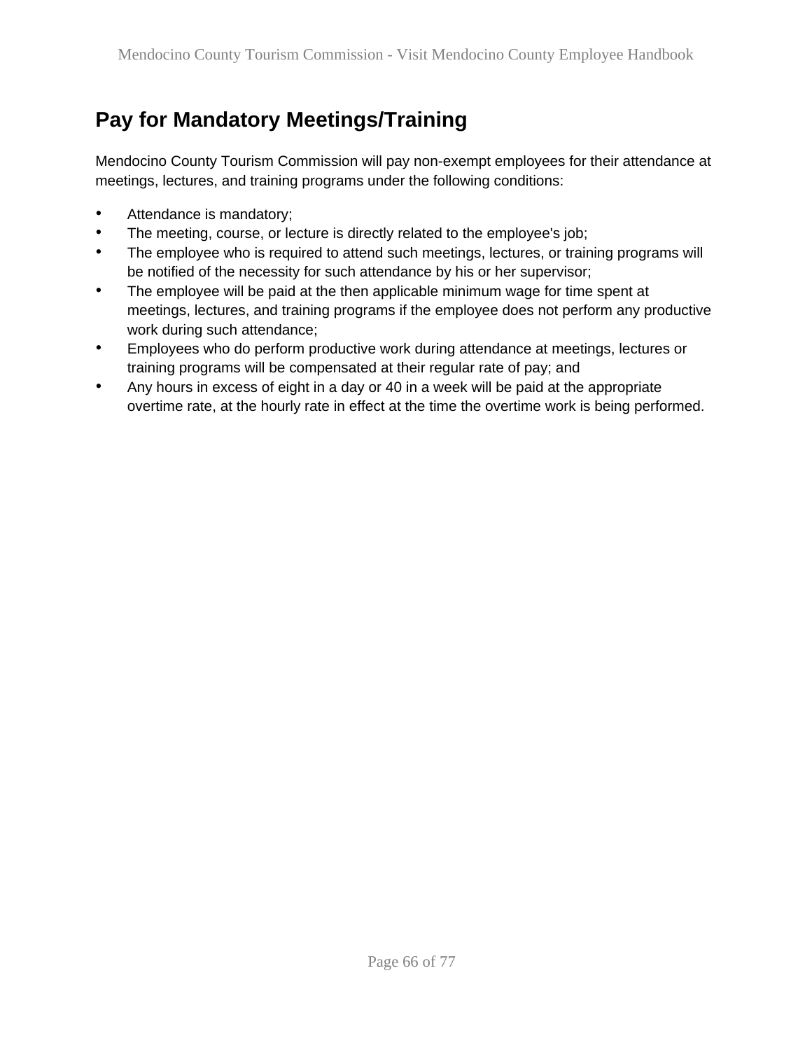## Pay for Mandatory Meetings/Training

Mendocino County Tourism Commission will pay non-exempt employees for their attendance at meetings, lectures, and training programs under the following conditions:

- Attendance is mandatory;
- The meeting, course, or lecture is directly related to the employee's job;
- The employee who is required to attend such meetings, lectures, or training programs will be notified of the necessity for such attendance by his or her supervisor;
- The employee will be paid at the then applicable minimum wage for time spent at meetings, lectures, and training programs if the employee does not perform any productive work during such attendance;
- Employees who do perform productive work during attendance at meetings, lectures or training programs will be compensated at their regular rate of pay; and
- Any hours in excess of eight in a day or 40 in a week will be paid at the appropriate overtime rate, at the hourly rate in effect at the time the overtime work is being performed.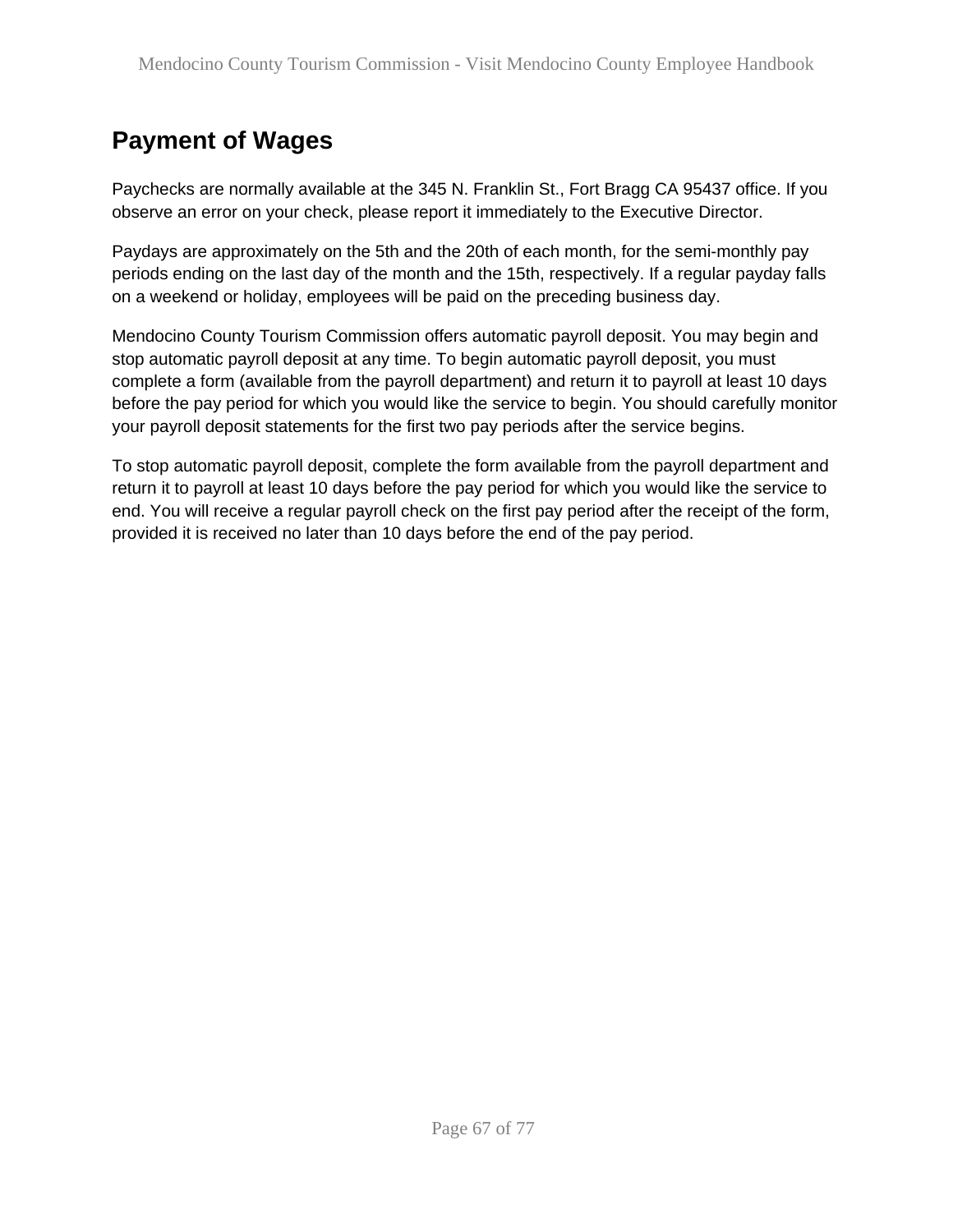## Payment of Wages

Paychecks are normally available at the 345 N. Franklin St., Fort Bragg CA 95437 office. If you observe an error on your check, please report it immediately to the Executive Director.

Paydays are approximately on the 5th and the 20th of each month, for the semi-monthly pay periods ending on the last day of the month and the 15th, respectively. If a regular payday falls on a weekend or holiday, employees will be paid on the preceding business day.

Mendocino County Tourism Commission offers automatic payroll deposit. You may begin and stop automatic payroll deposit at any time. To begin automatic payroll deposit, you must complete a form (available from the payroll department) and return it to payroll at least 10 days before the pay period for which you would like the service to begin. You should carefully monitor your payroll deposit statements for the first two pay periods after the service begins.

To stop automatic payroll deposit, complete the form available from the payroll department and return it to payroll at least 10 days before the pay period for which you would like the service to end. You will receive a regular payroll check on the first pay period after the receipt of the form, provided it is received no later than 10 days before the end of the pay period.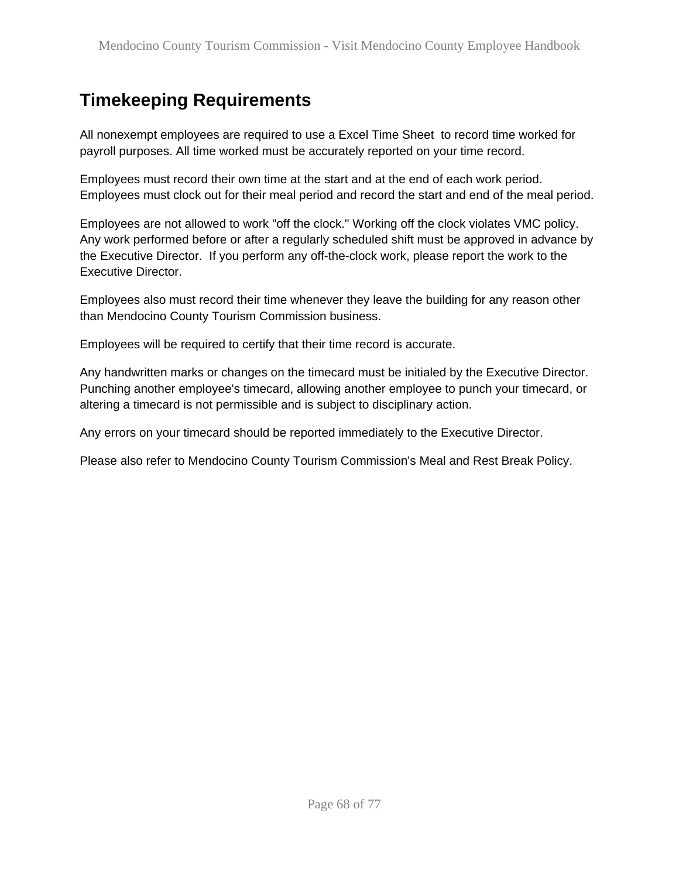## Timekeeping Requirements

All nonexempt employees are required to use a Excel Time Sheet to record time worked for payroll purposes. All time worked must be accurately reported on your time record.

Employees must record their own time at the start and at the end of each work period. Employees must clock out for their meal period and record the start and end of the meal period.

Employees are not allowed to work "off the clock." Working off the clock violates VMC policy. Any work performed before or after a regularly scheduled shift must be approved in advance by the Executive Director. If you perform any off-the-clock work, please report the work to the Executive Director.

Employees also must record their time whenever they leave the building for any reason other than Mendocino County Tourism Commission business.

Employees will be required to certify that their time record is accurate.

Any handwritten marks or changes on the timecard must be initialed by the Executive Director. Punching another employee's timecard, allowing another employee to punch your timecard, or altering a timecard is not permissible and is subject to disciplinary action.

Any errors on your timecard should be reported immediately to the Executive Director.

Please also refer to Mendocino County Tourism Commission's Meal and Rest Break Policy.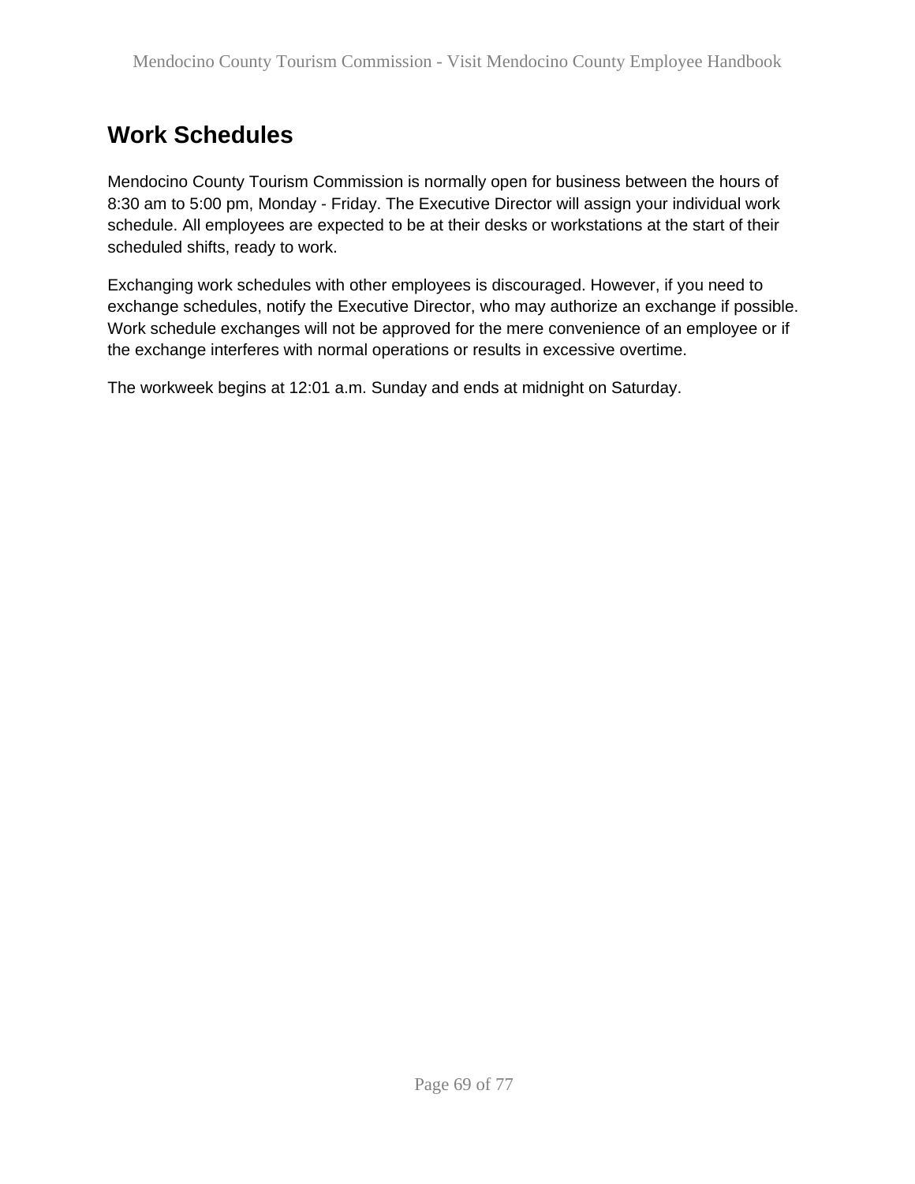## Work Schedules

Mendocino County Tourism Commission is normally open for business between the hours of 8:30 am to 5:00 pm, Monday - Friday. The Executive Director will assign your individual work schedule. All employees are expected to be at their desks or workstations at the start of their scheduled shifts, ready to work.

Exchanging work schedules with other employees is discouraged. However, if you need to exchange schedules, notify the Executive Director, who may authorize an exchange if possible. Work schedule exchanges will not be approved for the mere convenience of an employee or if the exchange interferes with normal operations or results in excessive overtime.

The workweek begins at 12:01 a.m. Sunday and ends at midnight on Saturday.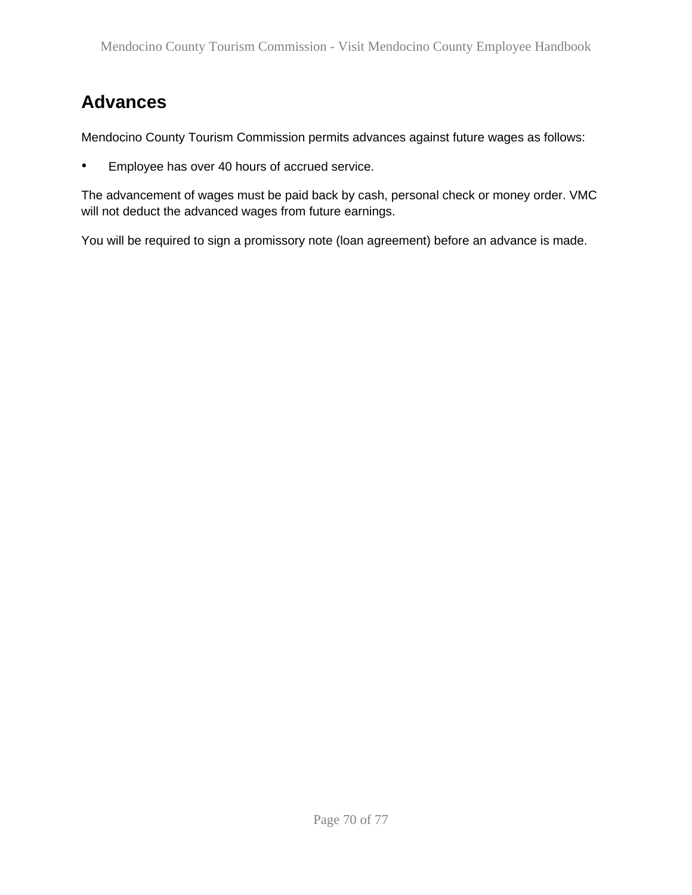## Advances

Mendocino County Tourism Commission permits advances against future wages as follows:

- Employee has over 40 hours of accrued service.

The advancement of wages must be paid back by cash, personal check or money order. VMC will not deduct the advanced wages from future earnings.

You will be required to sign a promissory note (loan agreement) before an advance is made.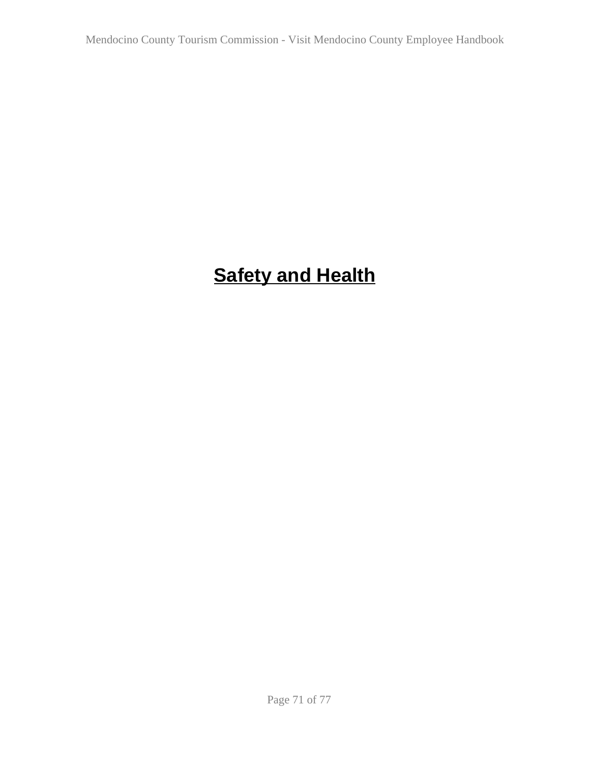# Safety and Health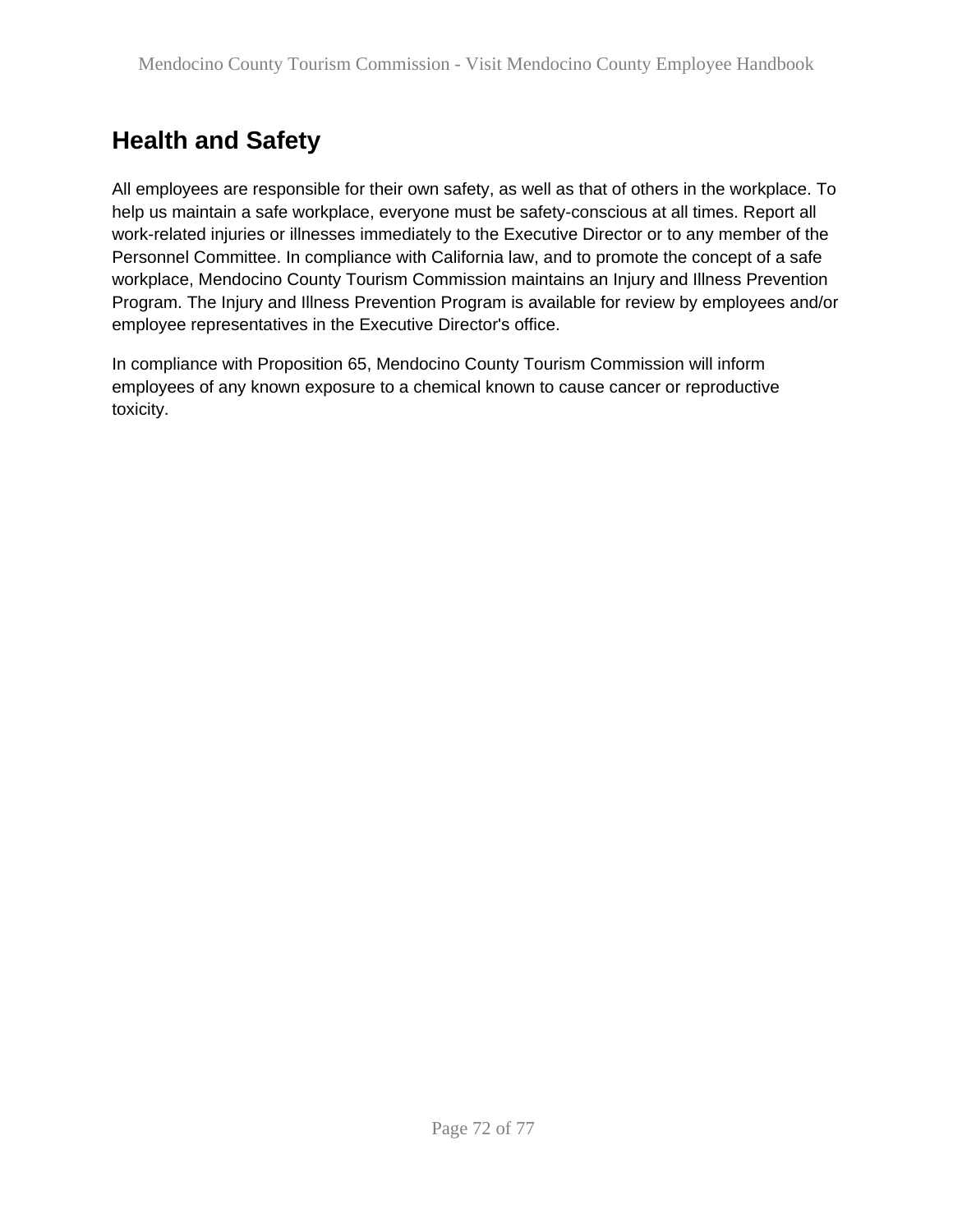## Health and Safety

All employees are responsible for their own safety, as well as that of others in the workplace. To help us maintain a safe workplace, everyone must be safety-conscious at all times. Report all work-related injuries or illnesses immediately to the Executive Director or to any member of the Personnel Committee. In compliance with California law, and to promote the concept of a safe workplace, Mendocino County Tourism Commission maintains an Injury and Illness Prevention Program. The Injury and Illness Prevention Program is available for review by employees and/or employee representatives in the Executive Director's office.

In compliance with Proposition 65, Mendocino County Tourism Commission will inform employees of any known exposure to a chemical known to cause cancer or reproductive toxicity.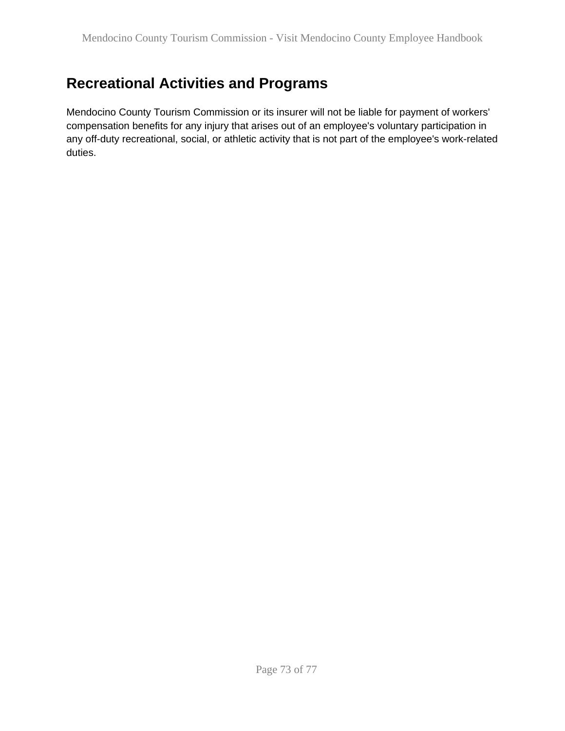## Recreational Activities and Programs

Mendocino County Tourism Commission or its insurer will not be liable for payment of workers' compensation benefits for any injury that arises out of an employee's voluntary participation in any off-duty recreational, social, or athletic activity that is not part of the employee's work-related duties.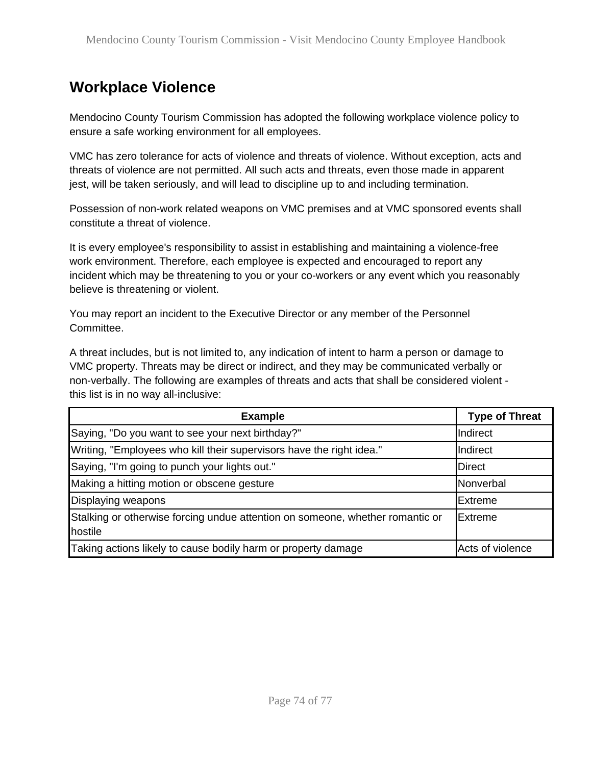## Workplace Violence

Mendocino County Tourism Commission has adopted the following workplace violence policy to ensure a safe working environment for all employees.

VMC has zero tolerance for acts of violence and threats of violence. Without exception, acts and threats of violence are not permitted. All such acts and threats, even those made in apparent jest, will be taken seriously, and will lead to discipline up to and including termination.

Possession of non-work related weapons on VMC premises and at VMC sponsored events shall constitute a threat of violence.

It is every employee's responsibility to assist in establishing and maintaining a violence-free work environment. Therefore, each employee is expected and encouraged to report any incident which may be threatening to you or your co-workers or any event which you reasonably believe is threatening or violent.

You may report an incident to the Executive Director or any member of the Personnel Committee.

A threat includes, but is not limited to, any indication of intent to harm a person or damage to VMC property. Threats may be direct or indirect, and they may be communicated verbally or non-verbally. The following are examples of threats and acts that shall be considered violent - this list is in no way all-inclusive:

| Example | Type of Threat |
|---|---|
| Saying, "Do you want to see your next birthday?" | Indirect |
| Writing, "Employees who kill their supervisors have the right idea." | Indirect |
| Saying, "I'm going to punch your lights out." | Direct |
| Making a hitting motion or obscene gesture | Nonverbal |
| Displaying weapons | Extreme |
| Stalking or otherwise forcing undue attention on someone, whether romantic or hostile | Extreme |
| Taking actions likely to cause bodily harm or property damage | Acts of violence |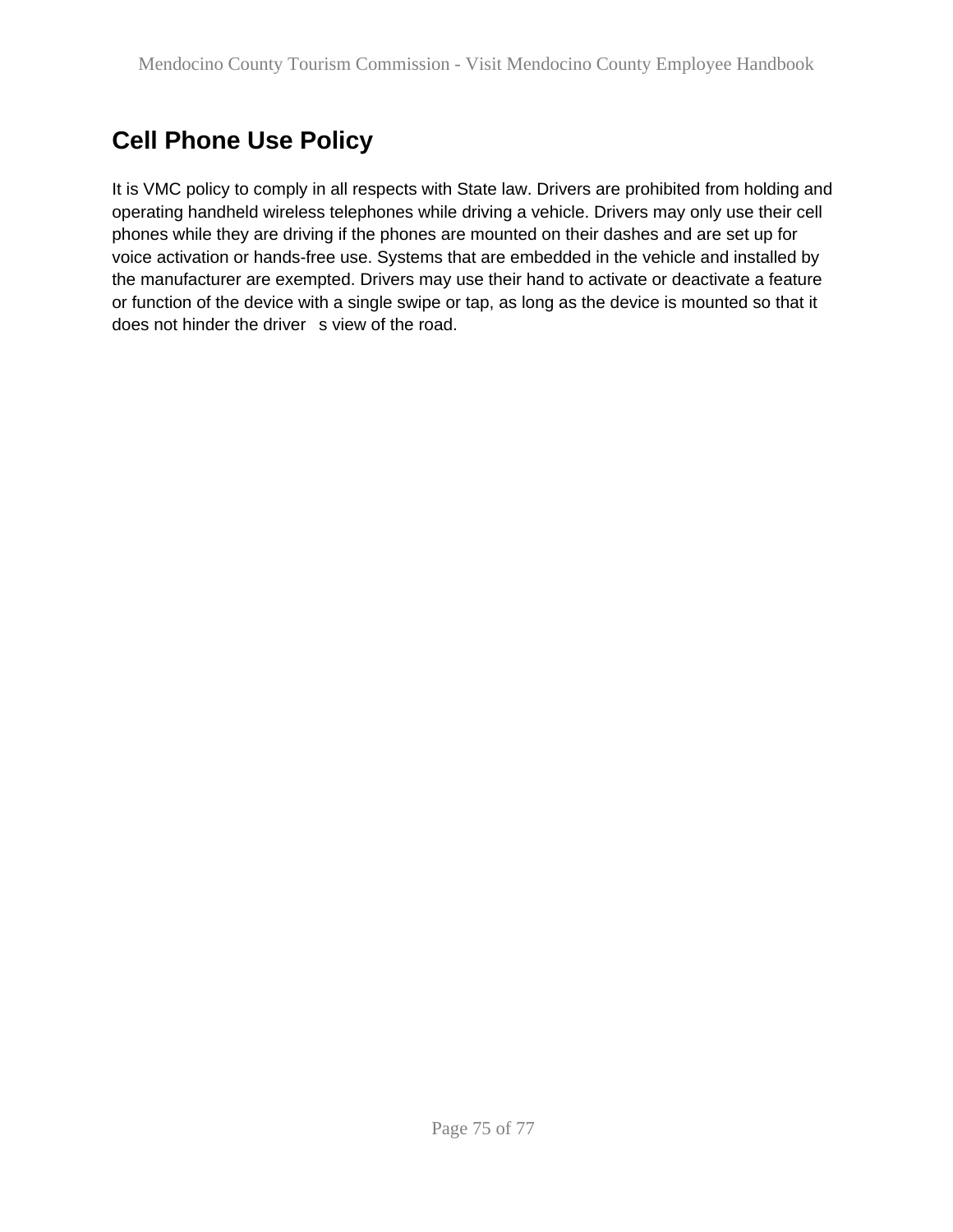## Cell Phone Use Policy

It is VMC policy to comply in all respects with State law. Drivers are prohibited from holding and operating handheld wireless telephones while driving a vehicle. Drivers may only use their cell phones while they are driving if the phones are mounted on their dashes and are set up for voice activation or hands-free use. Systems that are embedded in the vehicle and installed by the manufacturer are exempted. Drivers may use their hand to activate or deactivate a feature or function of the device with a single swipe or tap, as long as the device is mounted so that it does not hinder the driver s view of the road.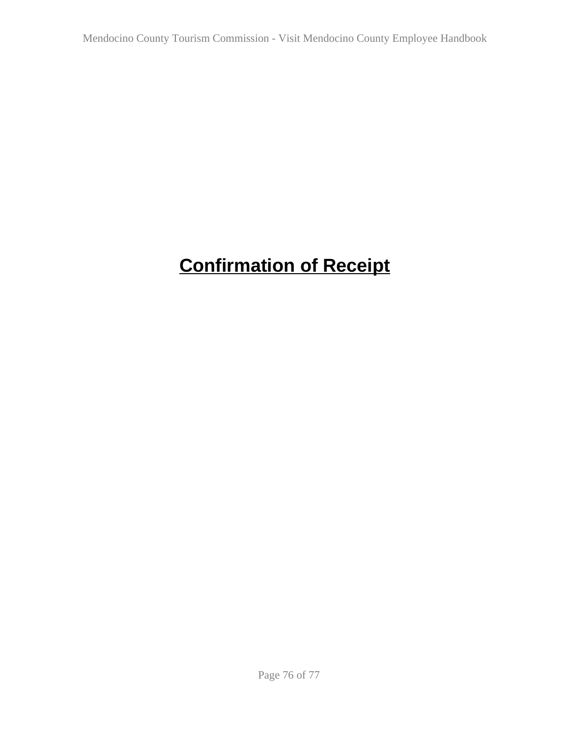# Confirmation of Receipt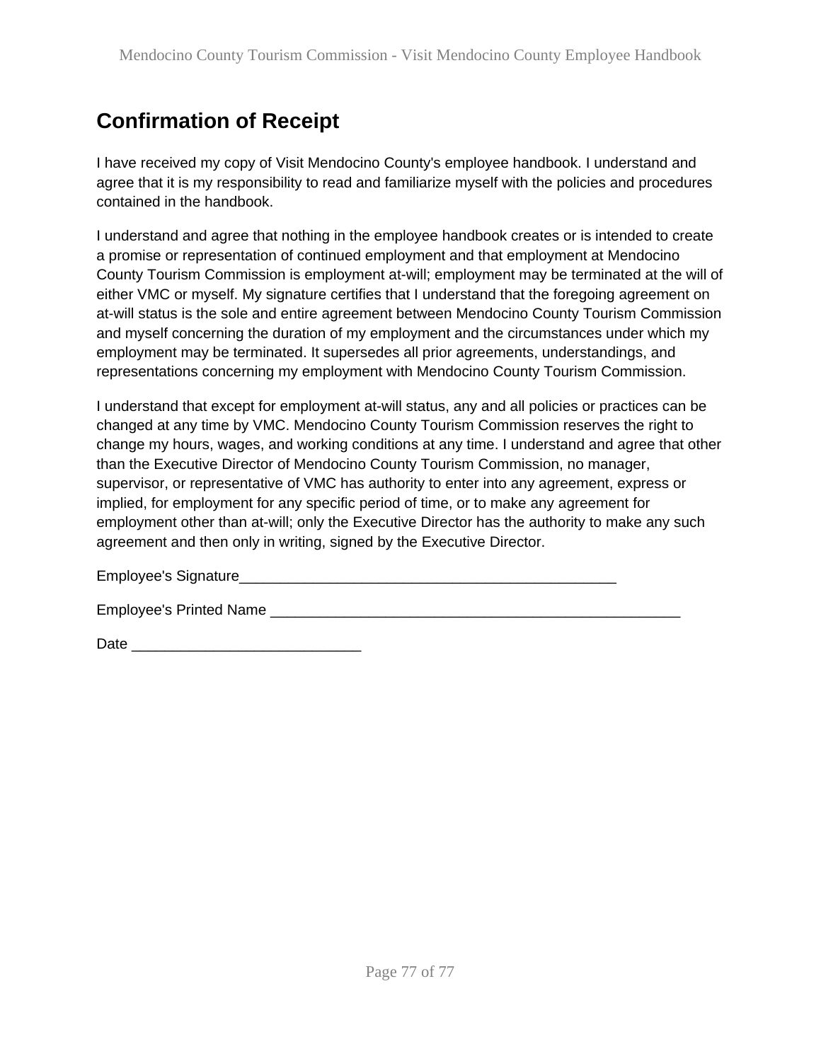## Confirmation of Receipt

I have received my copy of Visit Mendocino County's employee handbook. I understand and agree that it is my responsibility to read and familiarize myself with the policies and procedures contained in the handbook.

I understand and agree that nothing in the employee handbook creates or is intended to create a promise or representation of continued employment and that employment at Mendocino County Tourism Commission is employment at-will; employment may be terminated at the will of either VMC or myself. My signature certifies that I understand that the foregoing agreement on at-will status is the sole and entire agreement between Mendocino County Tourism Commission and myself concerning the duration of my employment and the circumstances under which my employment may be terminated. It supersedes all prior agreements, understandings, and representations concerning my employment with Mendocino County Tourism Commission.

I understand that except for employment at-will status, any and all policies or practices can be changed at any time by VMC. Mendocino County Tourism Commission reserves the right to change my hours, wages, and working conditions at any time. I understand and agree that other than the Executive Director of Mendocino County Tourism Commission, no manager, supervisor, or representative of VMC has authority to enter into any agreement, express or implied, for employment for any specific period of time, or to make any agreement for employment other than at-will; only the Executive Director has the authority to make any such agreement and then only in writing, signed by the Executive Director.

Employee's Signature________________________________________________

Employee's Printed Name ____________________________________________________

Date _____________________________